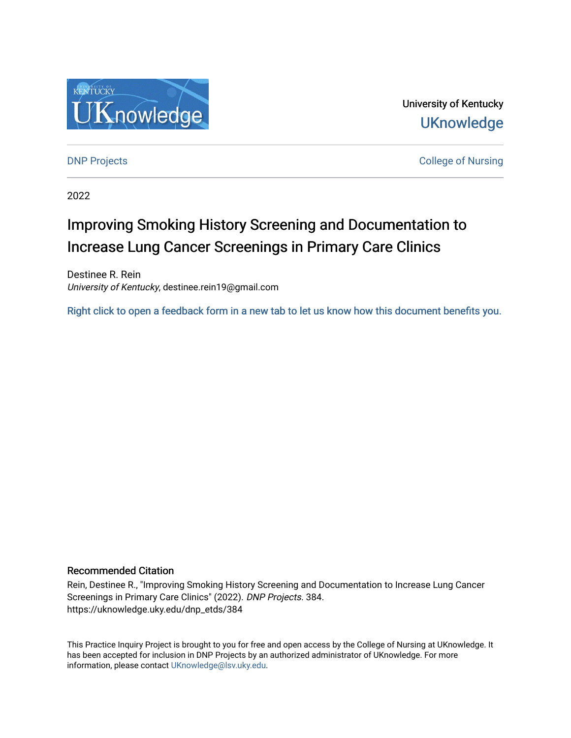University of Kentucky

UKnowledge

DNP Projects

College of Nursing

2022

# Improving Smoking History Screening and Documentation to Increase Lung Cancer Screenings in Primary Care Clinics

Destinee R. Rein
*University of Kentucky*, destinee.rein19@gmail.com

Right click to open a feedback form in a new tab to let us know how this document benefits you.

### Recommended Citation

Rein, Destinee R., "Improving Smoking History Screening and Documentation to Increase Lung Cancer Screenings in Primary Care Clinics" (2022). *DNP Projects*. 384.
https://uknowledge.uky.edu/dnp_etds/384

This Practice Inquiry Project is brought to you for free and open access by the College of Nursing at UKnowledge. It has been accepted for inclusion in DNP Projects by an authorized administrator of UKnowledge. For more information, please contact UKnowledge@lsv.uky.edu.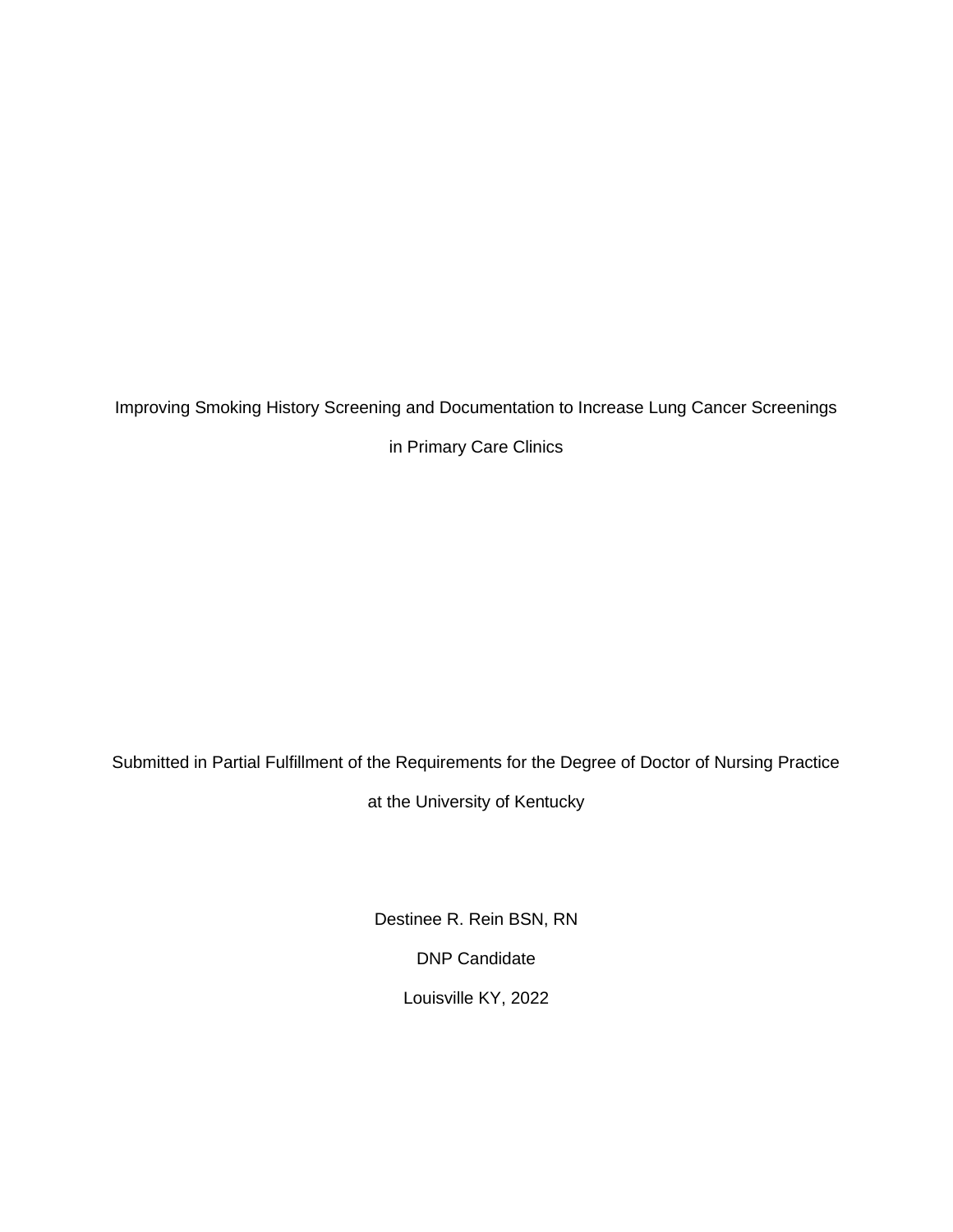# Improving Smoking History Screening and Documentation to Increase Lung Cancer Screenings in Primary Care Clinics

Submitted in Partial Fulfillment of the Requirements for the Degree of Doctor of Nursing Practice at the University of Kentucky

Destinee R. Rein BSN, RN

DNP Candidate

Louisville KY, 2022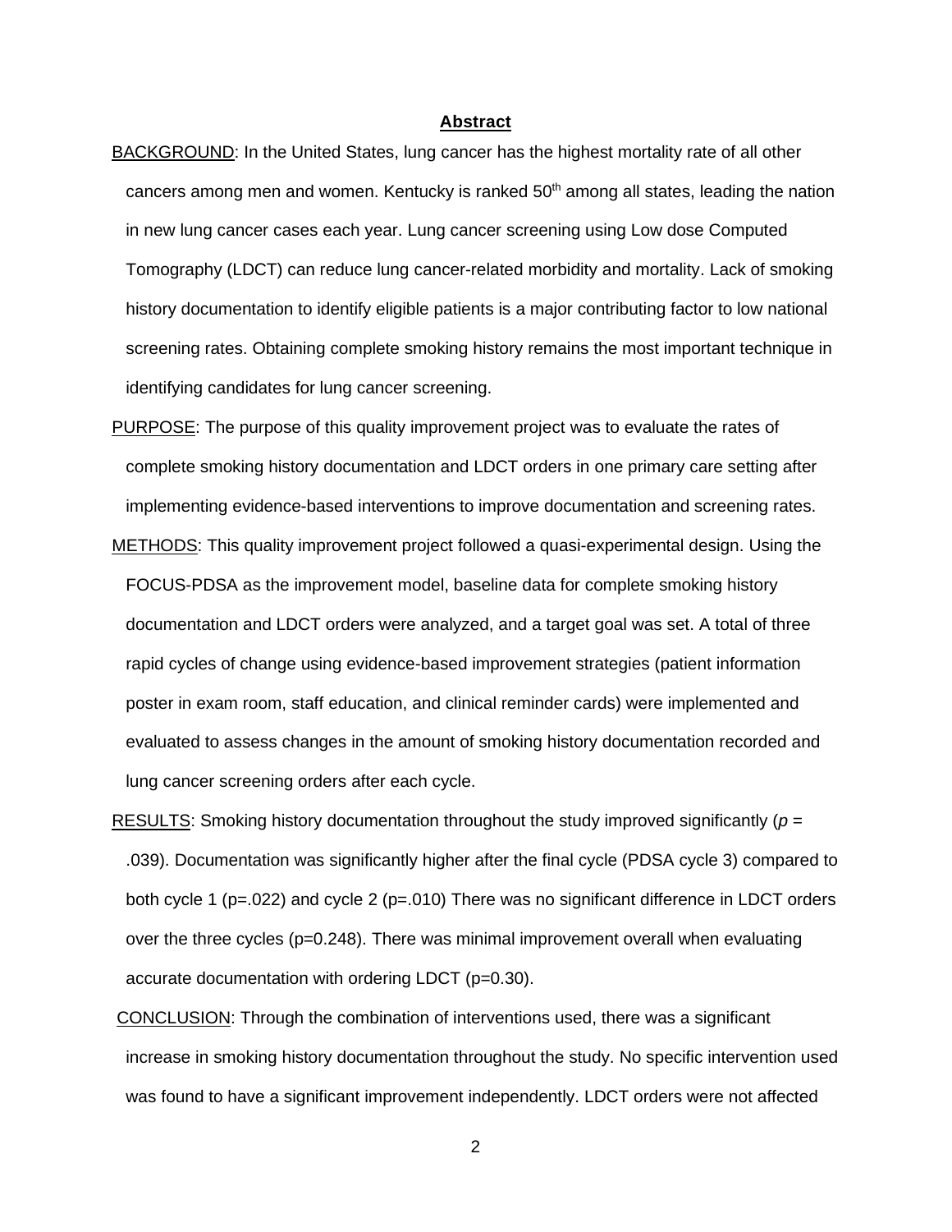# **Abstract**

BACKGROUND: In the United States, lung cancer has the highest mortality rate of all other cancers among men and women. Kentucky is ranked 50th among all states, leading the nation in new lung cancer cases each year. Lung cancer screening using Low dose Computed Tomography (LDCT) can reduce lung cancer-related morbidity and mortality. Lack of smoking history documentation to identify eligible patients is a major contributing factor to low national screening rates. Obtaining complete smoking history remains the most important technique in identifying candidates for lung cancer screening.

PURPOSE: The purpose of this quality improvement project was to evaluate the rates of complete smoking history documentation and LDCT orders in one primary care setting after implementing evidence-based interventions to improve documentation and screening rates.

METHODS: This quality improvement project followed a quasi-experimental design. Using the FOCUS-PDSA as the improvement model, baseline data for complete smoking history documentation and LDCT orders were analyzed, and a target goal was set. A total of three rapid cycles of change using evidence-based improvement strategies (patient information poster in exam room, staff education, and clinical reminder cards) were implemented and evaluated to assess changes in the amount of smoking history documentation recorded and lung cancer screening orders after each cycle.

RESULTS: Smoking history documentation throughout the study improved significantly ($p$ = .039). Documentation was significantly higher after the final cycle (PDSA cycle 3) compared to both cycle 1 (p=.022) and cycle 2 (p=.010) There was no significant difference in LDCT orders over the three cycles (p=0.248). There was minimal improvement overall when evaluating accurate documentation with ordering LDCT (p=0.30).

CONCLUSION: Through the combination of interventions used, there was a significant increase in smoking history documentation throughout the study. No specific intervention used was found to have a significant improvement independently. LDCT orders were not affected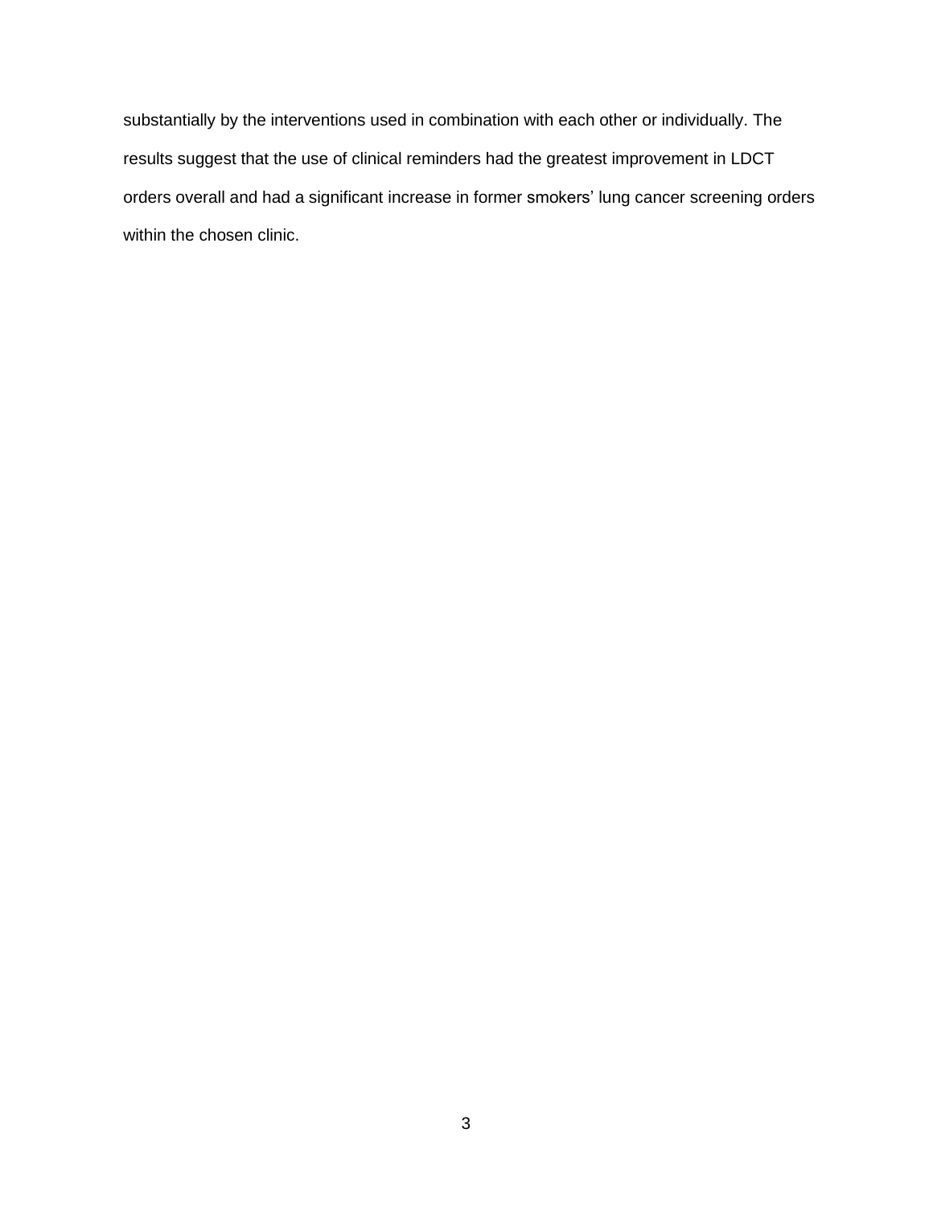substantially by the interventions used in combination with each other or individually. The results suggest that the use of clinical reminders had the greatest improvement in LDCT orders overall and had a significant increase in former smokers' lung cancer screening orders within the chosen clinic.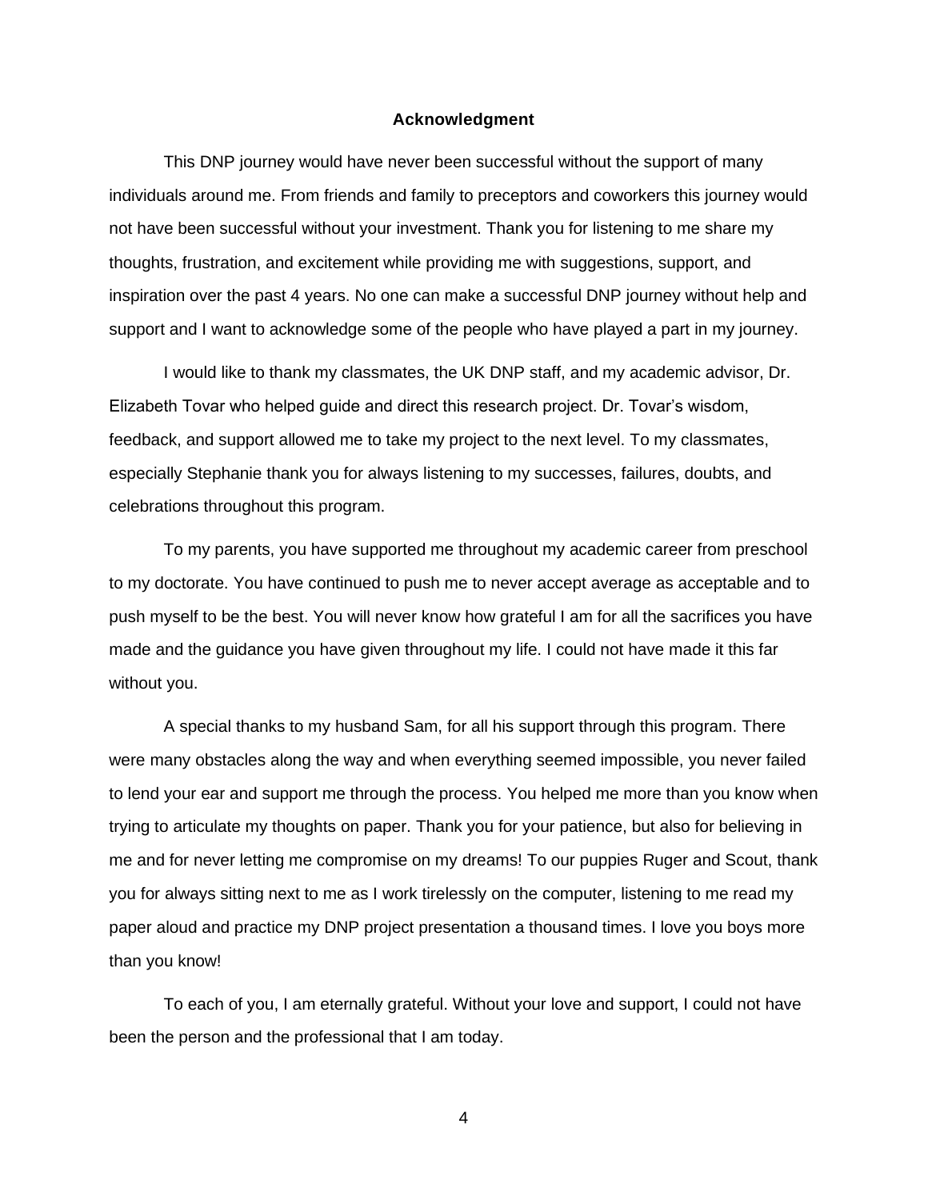# Acknowledgment

This DNP journey would have never been successful without the support of many individuals around me. From friends and family to preceptors and coworkers this journey would not have been successful without your investment. Thank you for listening to me share my thoughts, frustration, and excitement while providing me with suggestions, support, and inspiration over the past 4 years. No one can make a successful DNP journey without help and support and I want to acknowledge some of the people who have played a part in my journey.

I would like to thank my classmates, the UK DNP staff, and my academic advisor, Dr. Elizabeth Tovar who helped guide and direct this research project. Dr. Tovar's wisdom, feedback, and support allowed me to take my project to the next level. To my classmates, especially Stephanie thank you for always listening to my successes, failures, doubts, and celebrations throughout this program.

To my parents, you have supported me throughout my academic career from preschool to my doctorate. You have continued to push me to never accept average as acceptable and to push myself to be the best. You will never know how grateful I am for all the sacrifices you have made and the guidance you have given throughout my life. I could not have made it this far without you.

A special thanks to my husband Sam, for all his support through this program. There were many obstacles along the way and when everything seemed impossible, you never failed to lend your ear and support me through the process. You helped me more than you know when trying to articulate my thoughts on paper. Thank you for your patience, but also for believing in me and for never letting me compromise on my dreams! To our puppies Ruger and Scout, thank you for always sitting next to me as I work tirelessly on the computer, listening to me read my paper aloud and practice my DNP project presentation a thousand times. I love you boys more than you know!

To each of you, I am eternally grateful. Without your love and support, I could not have been the person and the professional that I am today.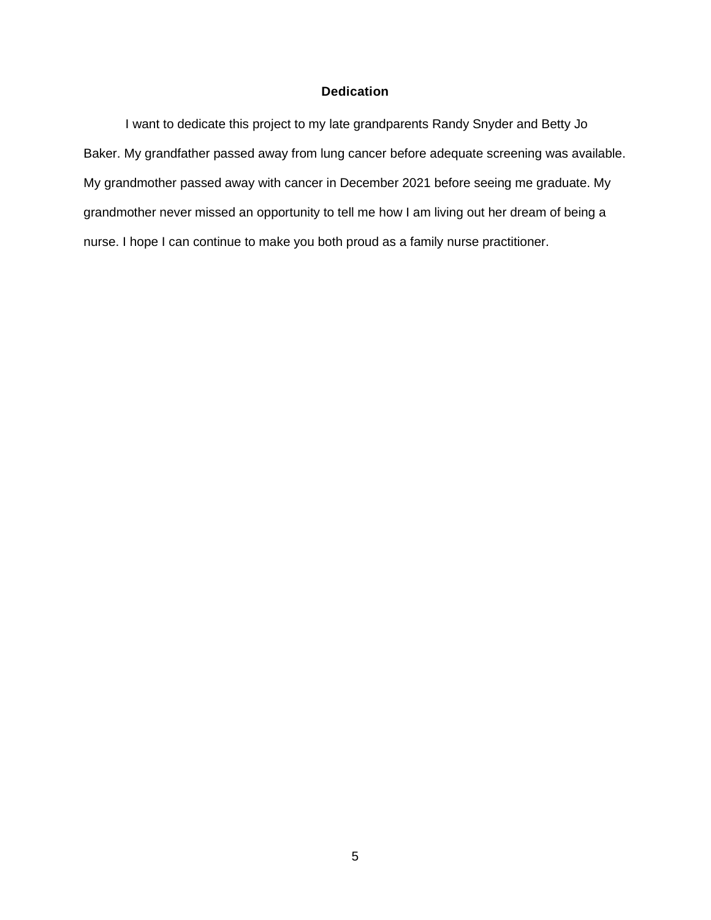# Dedication

I want to dedicate this project to my late grandparents Randy Snyder and Betty Jo Baker. My grandfather passed away from lung cancer before adequate screening was available. My grandmother passed away with cancer in December 2021 before seeing me graduate. My grandmother never missed an opportunity to tell me how I am living out her dream of being a nurse. I hope I can continue to make you both proud as a family nurse practitioner.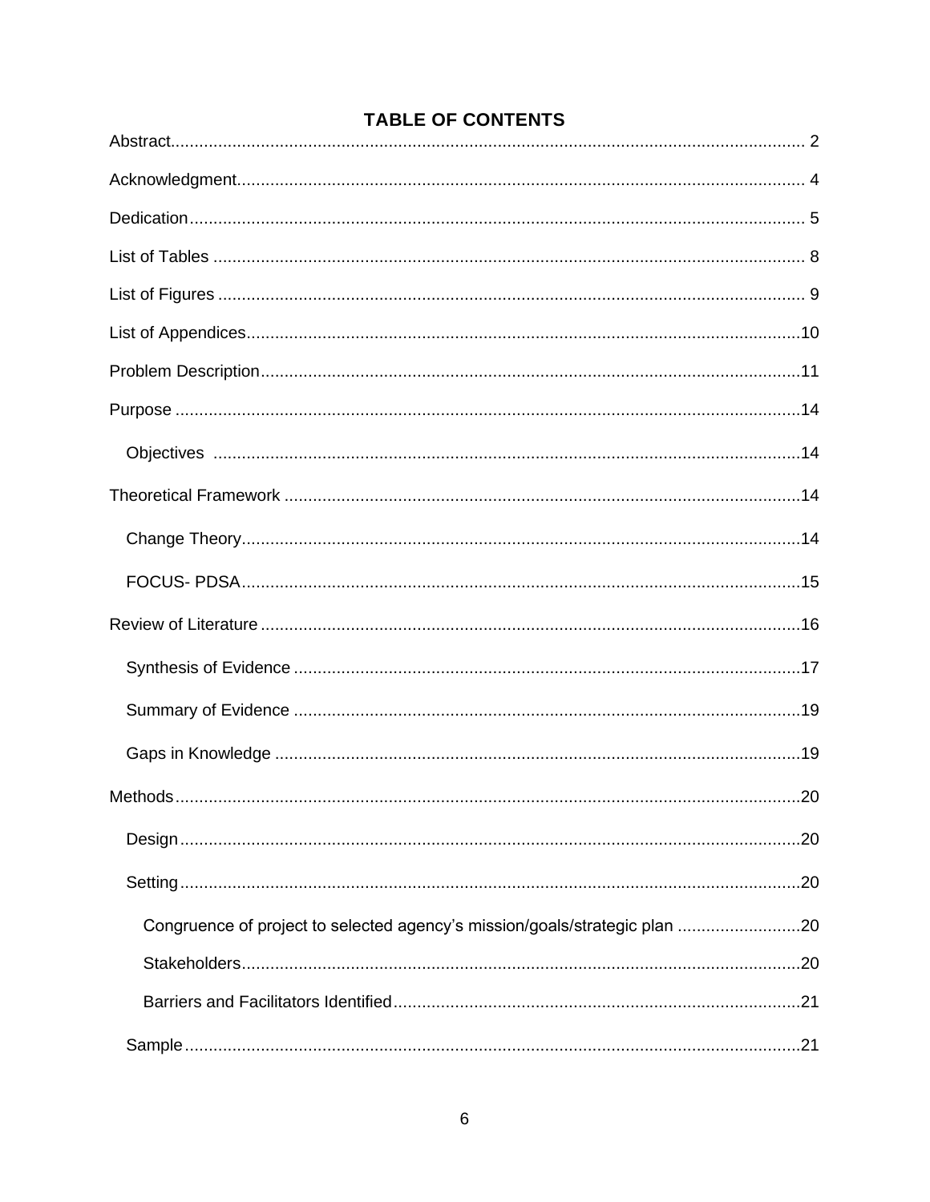# TABLE OF CONTENTS

Abstract ..... 2

Acknowledgment ..... 4

Dedication ..... 5

List of Tables ..... 8

List of Figures ..... 9

List of Appendices ..... 10

Problem Description ..... 11

Purpose ..... 14

- Objectives ..... 14

Theoretical Framework ..... 14

- Change Theory ..... 14
- FOCUS- PDSA ..... 15

Review of Literature ..... 16

- Synthesis of Evidence ..... 17
- Summary of Evidence ..... 19
- Gaps in Knowledge ..... 19

Methods ..... 20

- Design ..... 20
- Setting ..... 20
  - Congruence of project to selected agency's mission/goals/strategic plan ..... 20
  - Stakeholders ..... 20
  - Barriers and Facilitators Identified ..... 21
- Sample ..... 21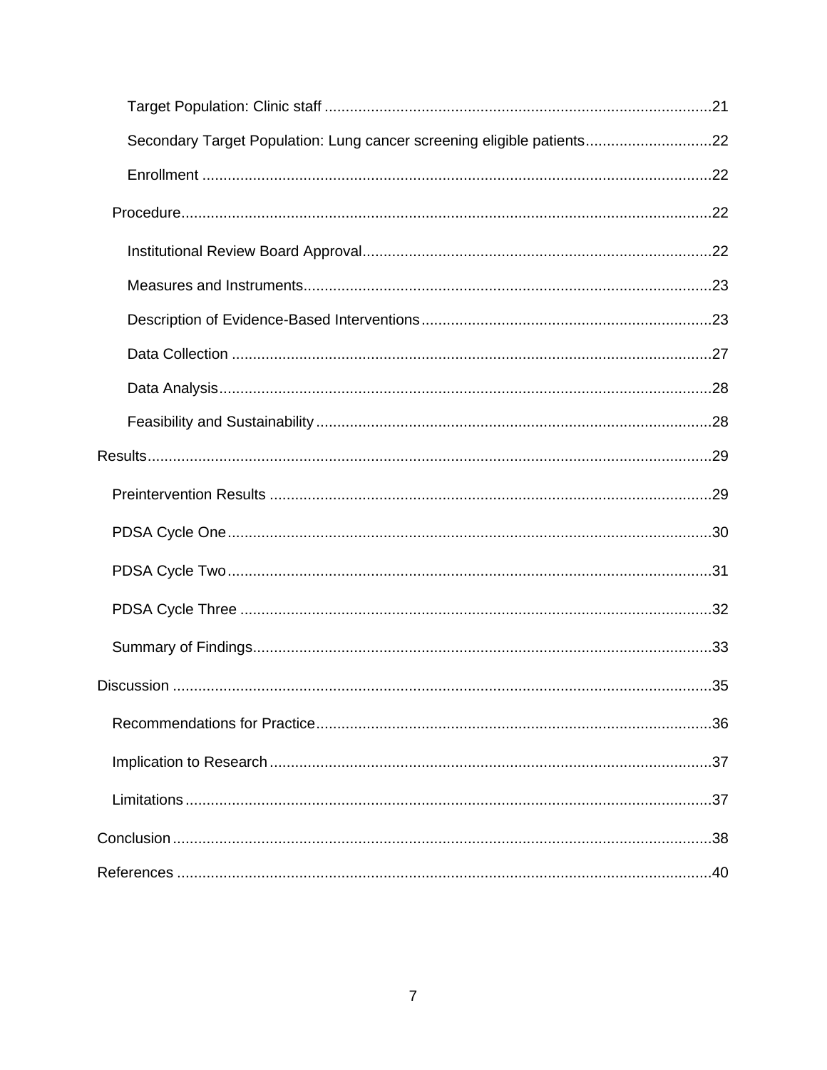- Target Population: Clinic staff ........................................................................................... 21
- Secondary Target Population: Lung cancer screening eligible patients .............................. 22
- Enrollment ........................................................................................................................ 22

Procedure ............................................................................................................................ 22

- Institutional Review Board Approval .................................................................................. 22
- Measures and Instruments ................................................................................................ 23
- Description of Evidence-Based Interventions .................................................................... 23
- Data Collection ................................................................................................................. 27
- Data Analysis .................................................................................................................... 28
- Feasibility and Sustainability ............................................................................................. 28

Results ..................................................................................................................................... 29

- Preintervention Results ........................................................................................................ 29
- PDSA Cycle One .................................................................................................................. 30
- PDSA Cycle Two .................................................................................................................. 31
- PDSA Cycle Three ............................................................................................................... 32
- Summary of Findings ............................................................................................................ 33

Discussion ............................................................................................................................... 35

- Recommendations for Practice ............................................................................................. 36
- Implication to Research ........................................................................................................ 37
- Limitations ............................................................................................................................ 37

Conclusion ............................................................................................................................... 38

References .............................................................................................................................. 40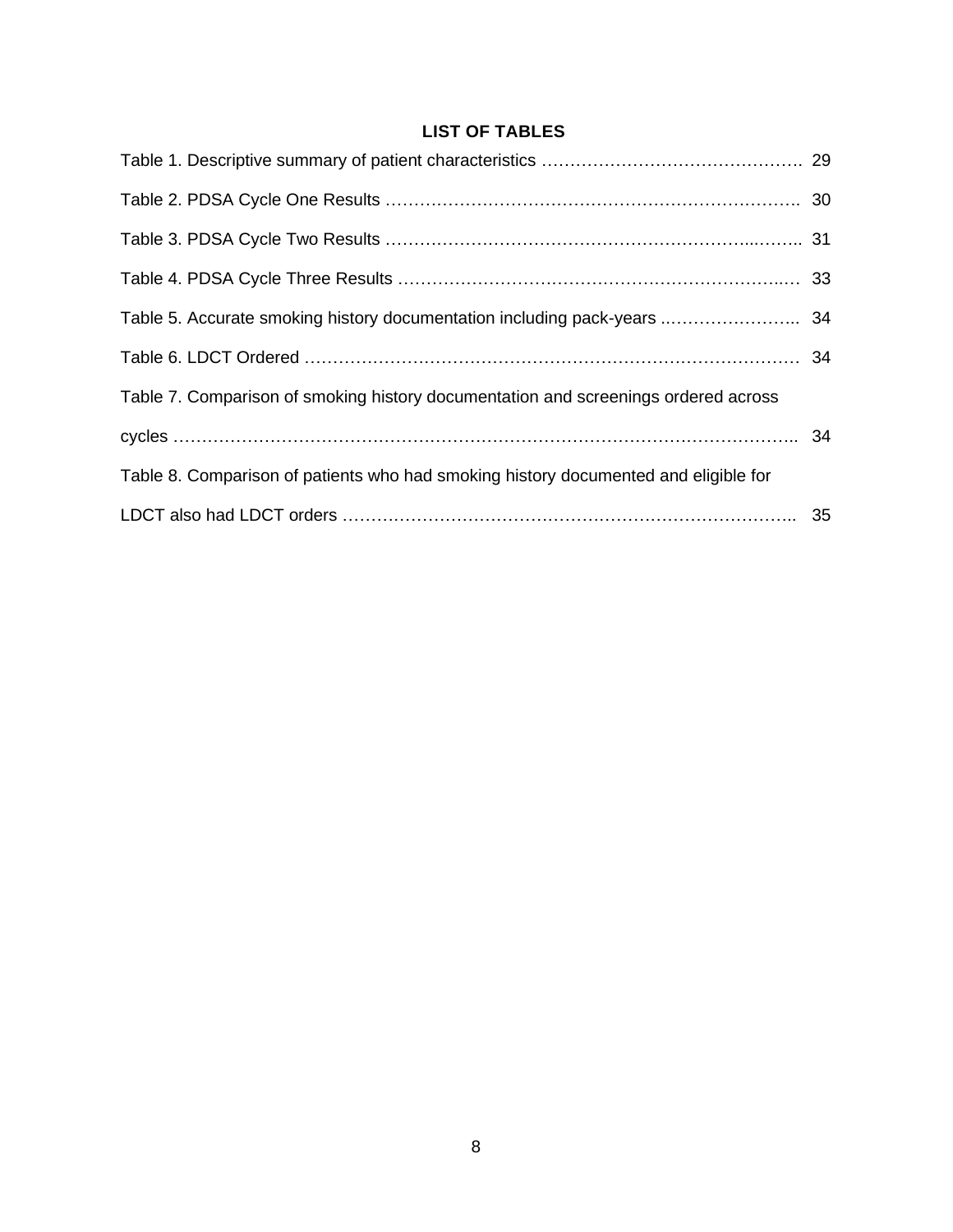## LIST OF TABLES

Table 1. Descriptive summary of patient characteristics ………………………………………. 29

Table 2. PDSA Cycle One Results ………………………………………………………………. 30

Table 3. PDSA Cycle Two Results ………………………………………………………...…….. 31

Table 4. PDSA Cycle Three Results ………………………………………………………….… 33

Table 5. Accurate smoking history documentation including pack-years ..………………….. 34

Table 6. LDCT Ordered ………………………………………………………………………… 34

Table 7. Comparison of smoking history documentation and screenings ordered across cycles ……………………………………………………………………………………………….. 34

Table 8. Comparison of patients who had smoking history documented and eligible for LDCT also had LDCT orders ……………………………………………………………………….. 35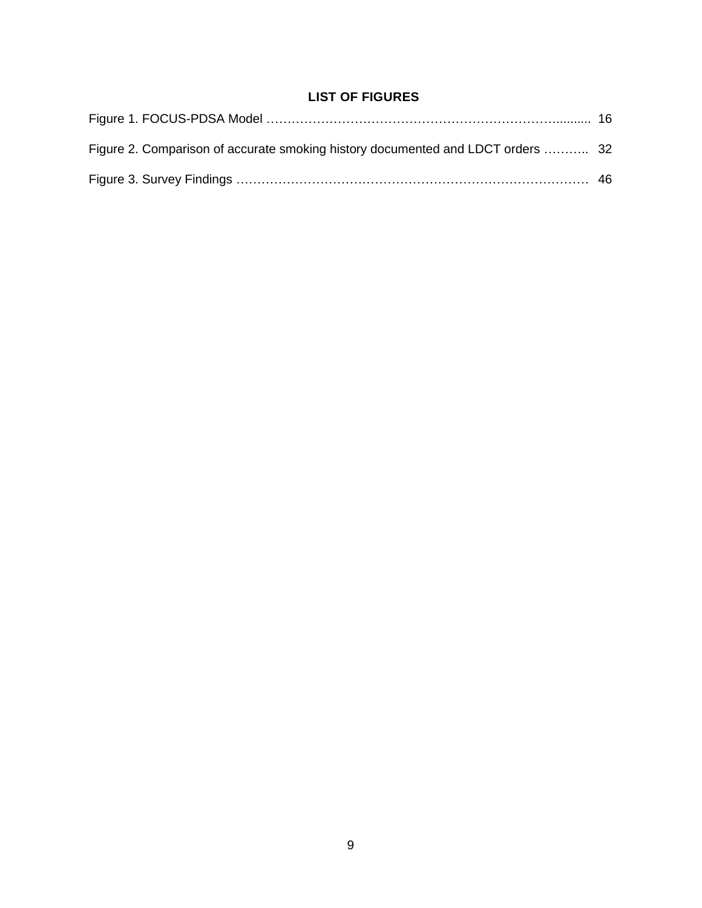## LIST OF FIGURES

Figure 1. FOCUS-PDSA Model …………………………………………………………………......... 16

Figure 2. Comparison of accurate smoking history documented and LDCT orders ……….. 32

Figure 3. Survey Findings ………………………………………………………………………… 46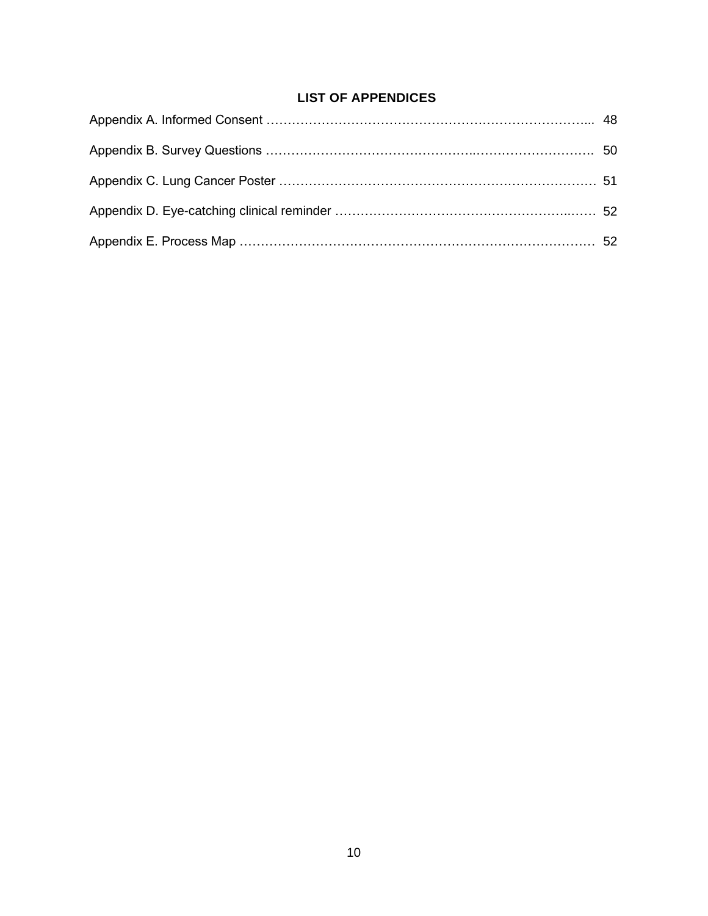## LIST OF APPENDICES

Appendix A. Informed Consent ………………………………………………………………... 48

Appendix B. Survey Questions …………………………………………………………………. 50

Appendix C. Lung Cancer Poster ………………………………………………………………… 51

Appendix D. Eye-catching clinical reminder ……………………………………………..…… 52

Appendix E. Process Map ………………………………………………………………………… 52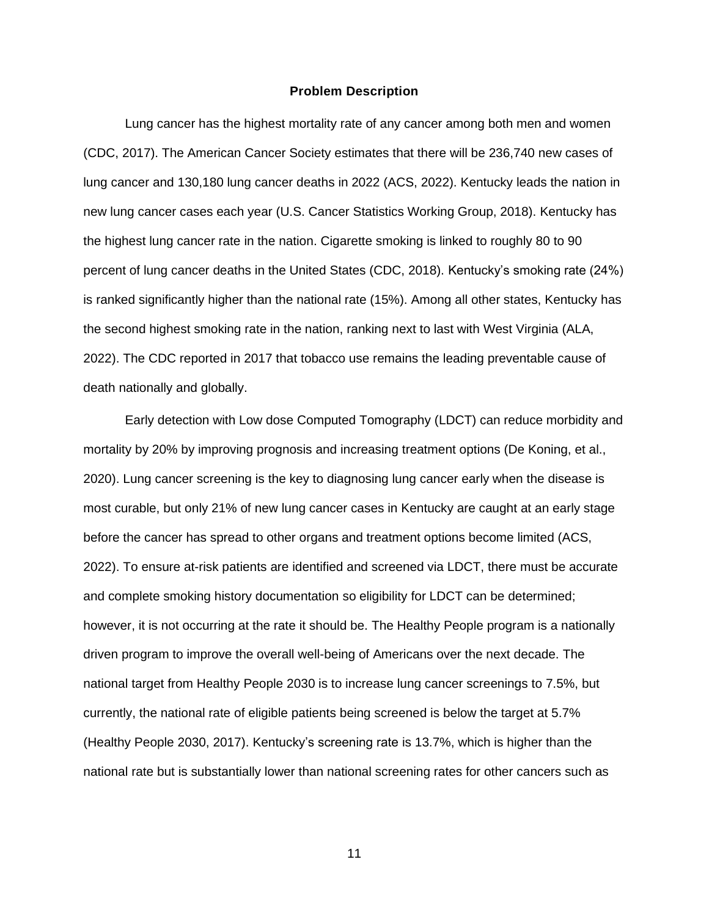## Problem Description

Lung cancer has the highest mortality rate of any cancer among both men and women (CDC, 2017). The American Cancer Society estimates that there will be 236,740 new cases of lung cancer and 130,180 lung cancer deaths in 2022 (ACS, 2022). Kentucky leads the nation in new lung cancer cases each year (U.S. Cancer Statistics Working Group, 2018). Kentucky has the highest lung cancer rate in the nation. Cigarette smoking is linked to roughly 80 to 90 percent of lung cancer deaths in the United States (CDC, 2018). Kentucky's smoking rate (24%) is ranked significantly higher than the national rate (15%). Among all other states, Kentucky has the second highest smoking rate in the nation, ranking next to last with West Virginia (ALA, 2022). The CDC reported in 2017 that tobacco use remains the leading preventable cause of death nationally and globally.

Early detection with Low dose Computed Tomography (LDCT) can reduce morbidity and mortality by 20% by improving prognosis and increasing treatment options (De Koning, et al., 2020). Lung cancer screening is the key to diagnosing lung cancer early when the disease is most curable, but only 21% of new lung cancer cases in Kentucky are caught at an early stage before the cancer has spread to other organs and treatment options become limited (ACS, 2022). To ensure at-risk patients are identified and screened via LDCT, there must be accurate and complete smoking history documentation so eligibility for LDCT can be determined; however, it is not occurring at the rate it should be. The Healthy People program is a nationally driven program to improve the overall well-being of Americans over the next decade. The national target from Healthy People 2030 is to increase lung cancer screenings to 7.5%, but currently, the national rate of eligible patients being screened is below the target at 5.7% (Healthy People 2030, 2017). Kentucky's screening rate is 13.7%, which is higher than the national rate but is substantially lower than national screening rates for other cancers such as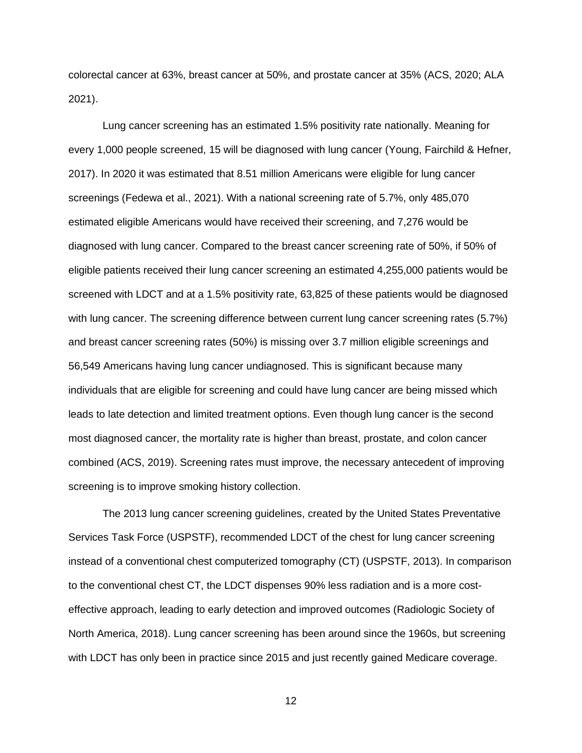colorectal cancer at 63%, breast cancer at 50%, and prostate cancer at 35% (ACS, 2020; ALA 2021).

Lung cancer screening has an estimated 1.5% positivity rate nationally. Meaning for every 1,000 people screened, 15 will be diagnosed with lung cancer (Young, Fairchild & Hefner, 2017). In 2020 it was estimated that 8.51 million Americans were eligible for lung cancer screenings (Fedewa et al., 2021). With a national screening rate of 5.7%, only 485,070 estimated eligible Americans would have received their screening, and 7,276 would be diagnosed with lung cancer. Compared to the breast cancer screening rate of 50%, if 50% of eligible patients received their lung cancer screening an estimated 4,255,000 patients would be screened with LDCT and at a 1.5% positivity rate, 63,825 of these patients would be diagnosed with lung cancer. The screening difference between current lung cancer screening rates (5.7%) and breast cancer screening rates (50%) is missing over 3.7 million eligible screenings and 56,549 Americans having lung cancer undiagnosed. This is significant because many individuals that are eligible for screening and could have lung cancer are being missed which leads to late detection and limited treatment options. Even though lung cancer is the second most diagnosed cancer, the mortality rate is higher than breast, prostate, and colon cancer combined (ACS, 2019). Screening rates must improve, the necessary antecedent of improving screening is to improve smoking history collection.

The 2013 lung cancer screening guidelines, created by the United States Preventative Services Task Force (USPSTF), recommended LDCT of the chest for lung cancer screening instead of a conventional chest computerized tomography (CT) (USPSTF, 2013). In comparison to the conventional chest CT, the LDCT dispenses 90% less radiation and is a more cost-effective approach, leading to early detection and improved outcomes (Radiologic Society of North America, 2018). Lung cancer screening has been around since the 1960s, but screening with LDCT has only been in practice since 2015 and just recently gained Medicare coverage.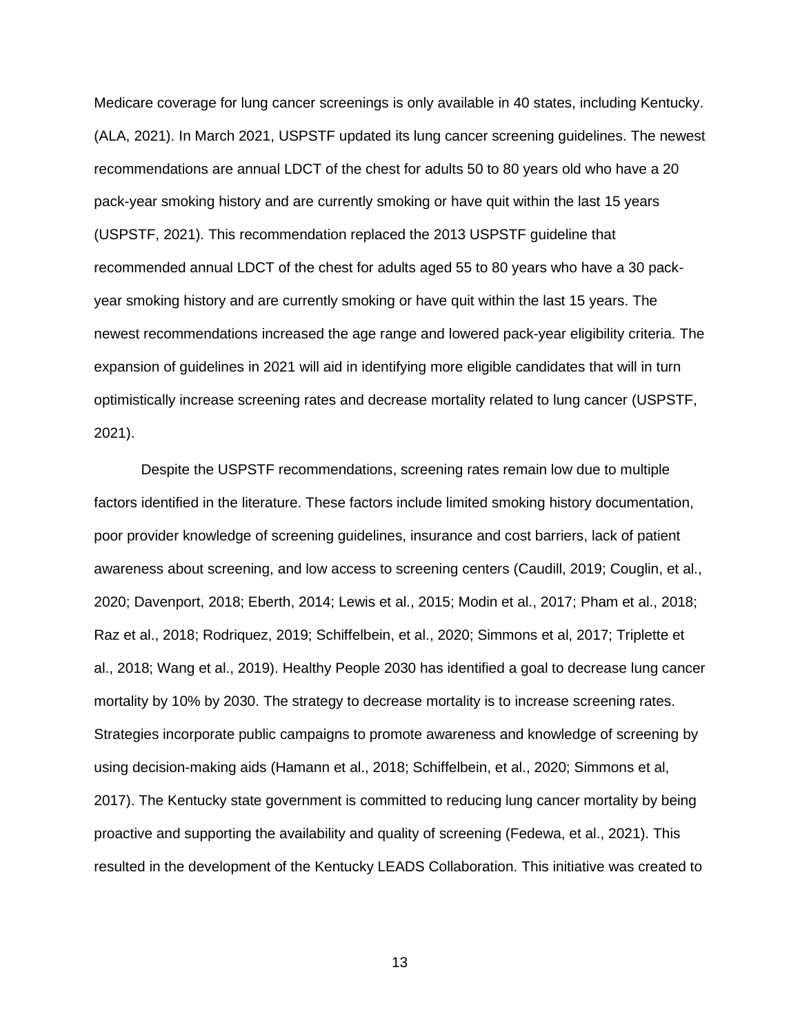Medicare coverage for lung cancer screenings is only available in 40 states, including Kentucky. (ALA, 2021). In March 2021, USPSTF updated its lung cancer screening guidelines. The newest recommendations are annual LDCT of the chest for adults 50 to 80 years old who have a 20 pack-year smoking history and are currently smoking or have quit within the last 15 years (USPSTF, 2021). This recommendation replaced the 2013 USPSTF guideline that recommended annual LDCT of the chest for adults aged 55 to 80 years who have a 30 pack-year smoking history and are currently smoking or have quit within the last 15 years. The newest recommendations increased the age range and lowered pack-year eligibility criteria. The expansion of guidelines in 2021 will aid in identifying more eligible candidates that will in turn optimistically increase screening rates and decrease mortality related to lung cancer (USPSTF, 2021).

Despite the USPSTF recommendations, screening rates remain low due to multiple factors identified in the literature. These factors include limited smoking history documentation, poor provider knowledge of screening guidelines, insurance and cost barriers, lack of patient awareness about screening, and low access to screening centers (Caudill, 2019; Couglin, et al., 2020; Davenport, 2018; Eberth, 2014; Lewis et al., 2015; Modin et al., 2017; Pham et al., 2018; Raz et al., 2018; Rodriquez, 2019; Schiffelbein, et al., 2020; Simmons et al, 2017; Triplette et al., 2018; Wang et al., 2019). Healthy People 2030 has identified a goal to decrease lung cancer mortality by 10% by 2030. The strategy to decrease mortality is to increase screening rates. Strategies incorporate public campaigns to promote awareness and knowledge of screening by using decision-making aids (Hamann et al., 2018; Schiffelbein, et al., 2020; Simmons et al, 2017). The Kentucky state government is committed to reducing lung cancer mortality by being proactive and supporting the availability and quality of screening (Fedewa, et al., 2021). This resulted in the development of the Kentucky LEADS Collaboration. This initiative was created to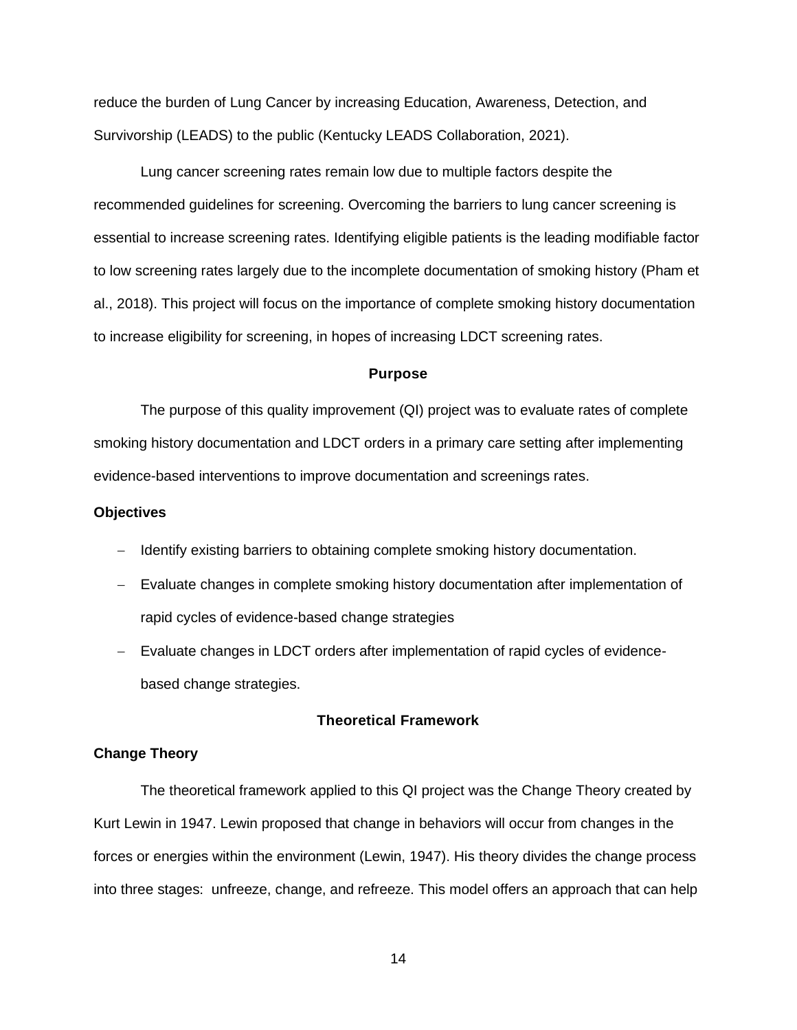reduce the burden of Lung Cancer by increasing Education, Awareness, Detection, and Survivorship (LEADS) to the public (Kentucky LEADS Collaboration, 2021).

Lung cancer screening rates remain low due to multiple factors despite the recommended guidelines for screening. Overcoming the barriers to lung cancer screening is essential to increase screening rates. Identifying eligible patients is the leading modifiable factor to low screening rates largely due to the incomplete documentation of smoking history (Pham et al., 2018). This project will focus on the importance of complete smoking history documentation to increase eligibility for screening, in hopes of increasing LDCT screening rates.

## Purpose

The purpose of this quality improvement (QI) project was to evaluate rates of complete smoking history documentation and LDCT orders in a primary care setting after implementing evidence-based interventions to improve documentation and screenings rates.

### Objectives

- Identify existing barriers to obtaining complete smoking history documentation.
- Evaluate changes in complete smoking history documentation after implementation of rapid cycles of evidence-based change strategies
- Evaluate changes in LDCT orders after implementation of rapid cycles of evidence-based change strategies.

## Theoretical Framework

### Change Theory

The theoretical framework applied to this QI project was the Change Theory created by Kurt Lewin in 1947. Lewin proposed that change in behaviors will occur from changes in the forces or energies within the environment (Lewin, 1947). His theory divides the change process into three stages: unfreeze, change, and refreeze. This model offers an approach that can help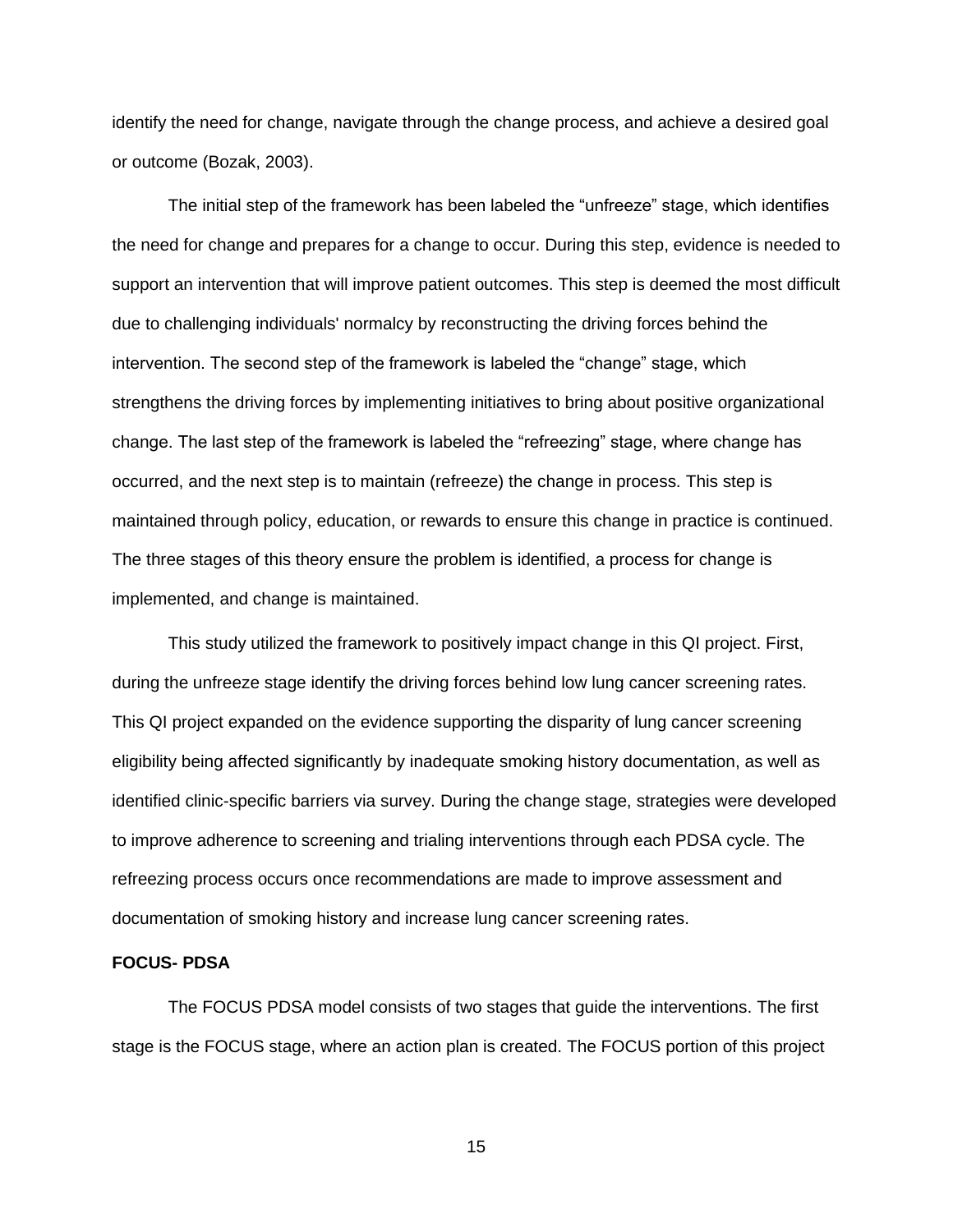identify the need for change, navigate through the change process, and achieve a desired goal or outcome (Bozak, 2003).

The initial step of the framework has been labeled the “unfreeze” stage, which identifies the need for change and prepares for a change to occur. During this step, evidence is needed to support an intervention that will improve patient outcomes. This step is deemed the most difficult due to challenging individuals' normalcy by reconstructing the driving forces behind the intervention. The second step of the framework is labeled the “change” stage, which strengthens the driving forces by implementing initiatives to bring about positive organizational change. The last step of the framework is labeled the “refreezing” stage, where change has occurred, and the next step is to maintain (refreeze) the change in process. This step is maintained through policy, education, or rewards to ensure this change in practice is continued. The three stages of this theory ensure the problem is identified, a process for change is implemented, and change is maintained.

This study utilized the framework to positively impact change in this QI project. First, during the unfreeze stage identify the driving forces behind low lung cancer screening rates. This QI project expanded on the evidence supporting the disparity of lung cancer screening eligibility being affected significantly by inadequate smoking history documentation, as well as identified clinic-specific barriers via survey. During the change stage, strategies were developed to improve adherence to screening and trialing interventions through each PDSA cycle. The refreezing process occurs once recommendations are made to improve assessment and documentation of smoking history and increase lung cancer screening rates.

**FOCUS- PDSA**

The FOCUS PDSA model consists of two stages that guide the interventions. The first stage is the FOCUS stage, where an action plan is created. The FOCUS portion of this project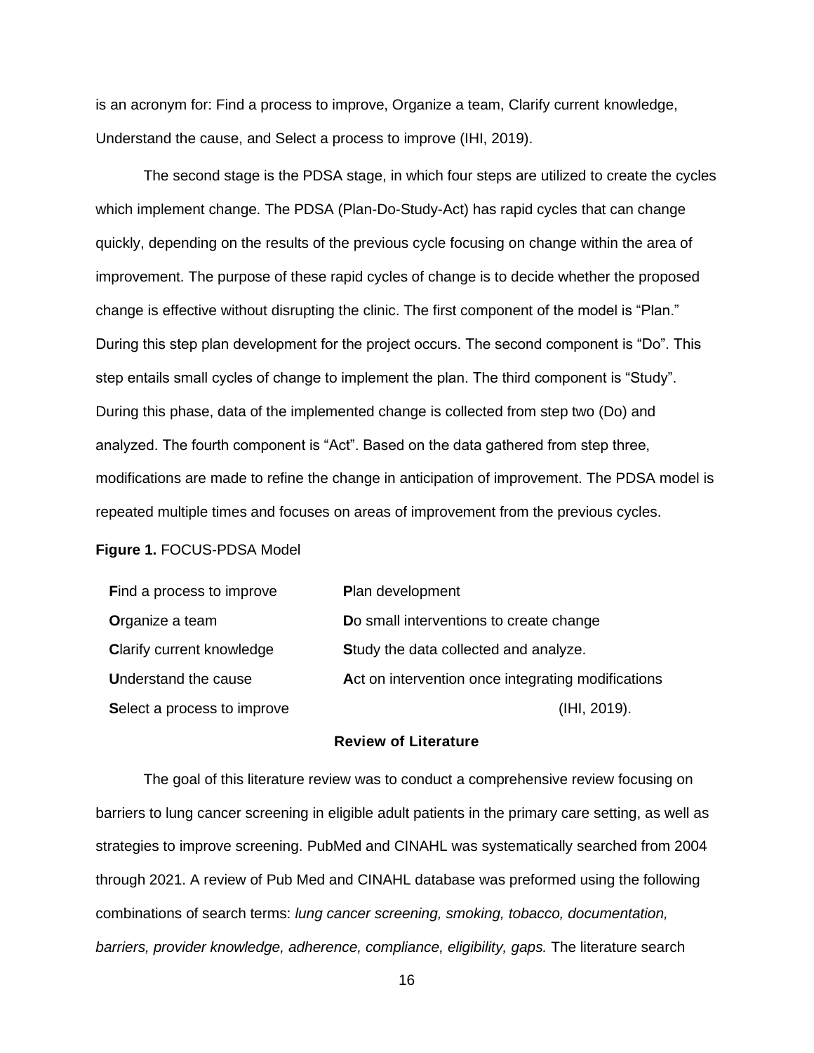is an acronym for: Find a process to improve, Organize a team, Clarify current knowledge, Understand the cause, and Select a process to improve (IHI, 2019).

The second stage is the PDSA stage, in which four steps are utilized to create the cycles which implement change. The PDSA (Plan-Do-Study-Act) has rapid cycles that can change quickly, depending on the results of the previous cycle focusing on change within the area of improvement. The purpose of these rapid cycles of change is to decide whether the proposed change is effective without disrupting the clinic. The first component of the model is "Plan." During this step plan development for the project occurs. The second component is "Do". This step entails small cycles of change to implement the plan. The third component is "Study". During this phase, data of the implemented change is collected from step two (Do) and analyzed. The fourth component is "Act". Based on the data gathered from step three, modifications are made to refine the change in anticipation of improvement. The PDSA model is repeated multiple times and focuses on areas of improvement from the previous cycles.

**Figure 1.** FOCUS-PDSA Model

| | |
|---|---|
| **F**ind a process to improve | **P**lan development |
| **O**rganize a team | **D**o small interventions to create change |
| **C**larify current knowledge | **S**tudy the data collected and analyze. |
| **U**nderstand the cause | **A**ct on intervention once integrating modifications |
| **S**elect a process to improve | (IHI, 2019). |

## Review of Literature

The goal of this literature review was to conduct a comprehensive review focusing on barriers to lung cancer screening in eligible adult patients in the primary care setting, as well as strategies to improve screening. PubMed and CINAHL was systematically searched from 2004 through 2021. A review of Pub Med and CINAHL database was preformed using the following combinations of search terms: *lung cancer screening, smoking, tobacco, documentation, barriers, provider knowledge, adherence, compliance, eligibility, gaps.* The literature search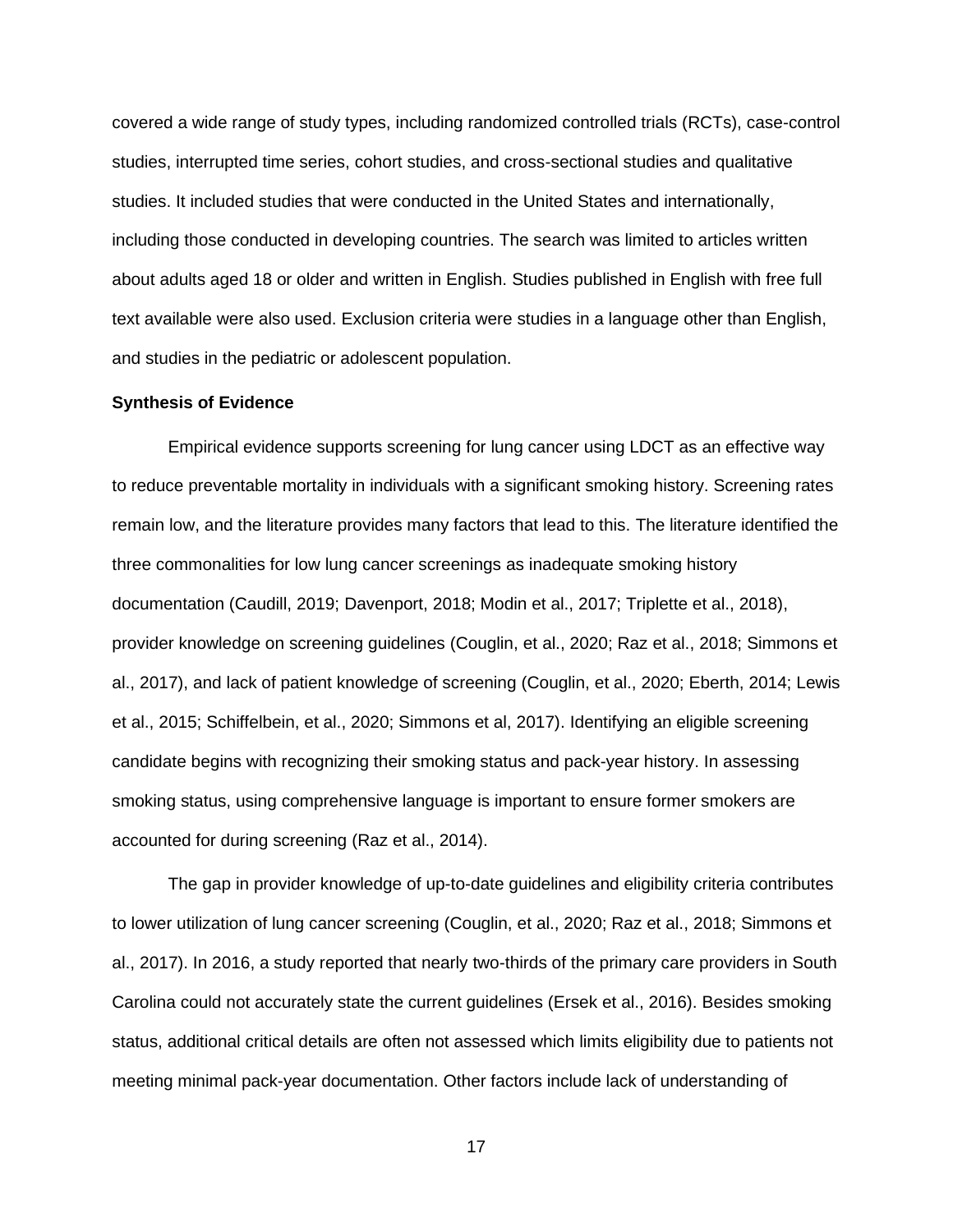covered a wide range of study types, including randomized controlled trials (RCTs), case-control studies, interrupted time series, cohort studies, and cross-sectional studies and qualitative studies. It included studies that were conducted in the United States and internationally, including those conducted in developing countries. The search was limited to articles written about adults aged 18 or older and written in English. Studies published in English with free full text available were also used. Exclusion criteria were studies in a language other than English, and studies in the pediatric or adolescent population.

**Synthesis of Evidence**

Empirical evidence supports screening for lung cancer using LDCT as an effective way to reduce preventable mortality in individuals with a significant smoking history. Screening rates remain low, and the literature provides many factors that lead to this. The literature identified the three commonalities for low lung cancer screenings as inadequate smoking history documentation (Caudill, 2019; Davenport, 2018; Modin et al., 2017; Triplette et al., 2018), provider knowledge on screening guidelines (Couglin, et al., 2020; Raz et al., 2018; Simmons et al., 2017), and lack of patient knowledge of screening (Couglin, et al., 2020; Eberth, 2014; Lewis et al., 2015; Schiffelbein, et al., 2020; Simmons et al, 2017). Identifying an eligible screening candidate begins with recognizing their smoking status and pack-year history. In assessing smoking status, using comprehensive language is important to ensure former smokers are accounted for during screening (Raz et al., 2014).

The gap in provider knowledge of up-to-date guidelines and eligibility criteria contributes to lower utilization of lung cancer screening (Couglin, et al., 2020; Raz et al., 2018; Simmons et al., 2017). In 2016, a study reported that nearly two-thirds of the primary care providers in South Carolina could not accurately state the current guidelines (Ersek et al., 2016). Besides smoking status, additional critical details are often not assessed which limits eligibility due to patients not meeting minimal pack-year documentation. Other factors include lack of understanding of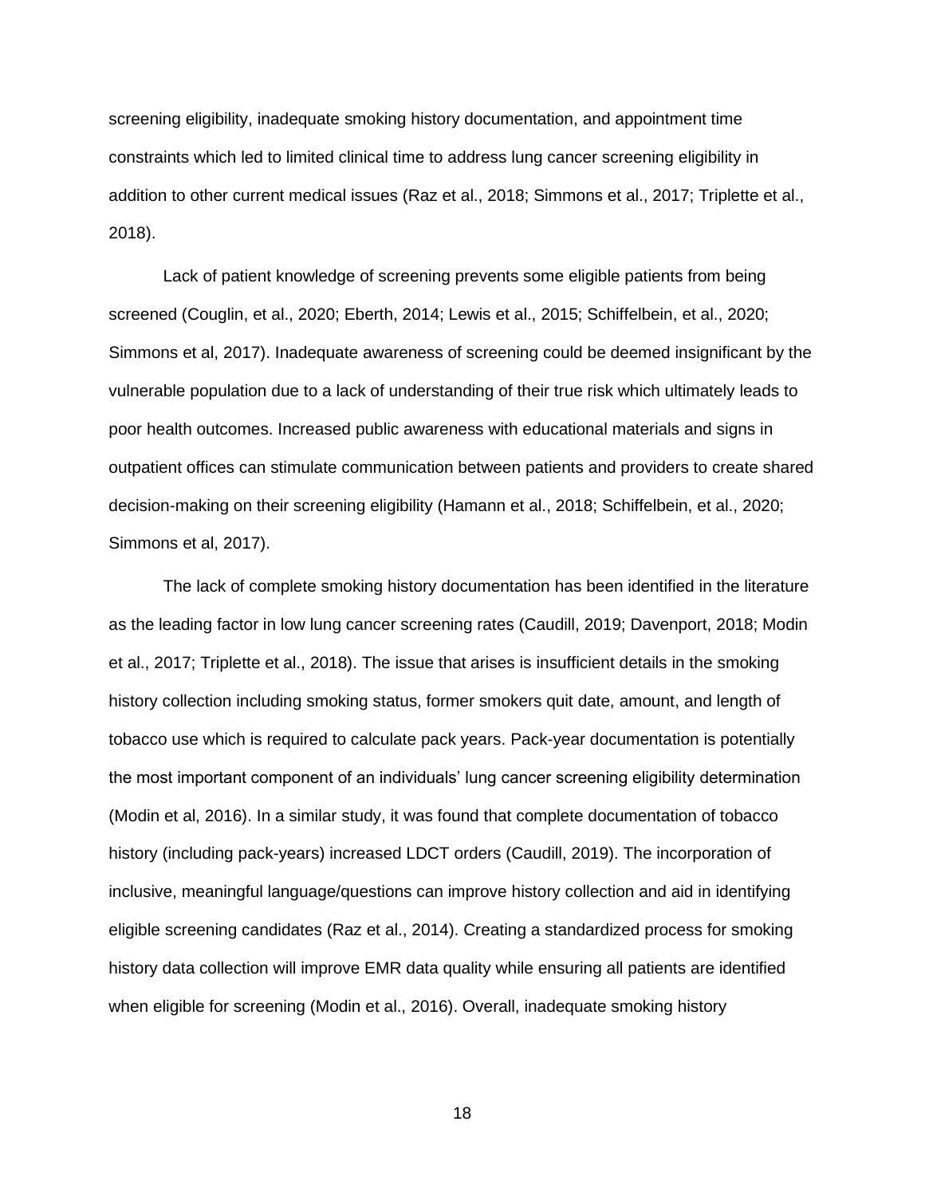screening eligibility, inadequate smoking history documentation, and appointment time constraints which led to limited clinical time to address lung cancer screening eligibility in addition to other current medical issues (Raz et al., 2018; Simmons et al., 2017; Triplette et al., 2018).

Lack of patient knowledge of screening prevents some eligible patients from being screened (Couglin, et al., 2020; Eberth, 2014; Lewis et al., 2015; Schiffelbein, et al., 2020; Simmons et al, 2017). Inadequate awareness of screening could be deemed insignificant by the vulnerable population due to a lack of understanding of their true risk which ultimately leads to poor health outcomes. Increased public awareness with educational materials and signs in outpatient offices can stimulate communication between patients and providers to create shared decision-making on their screening eligibility (Hamann et al., 2018; Schiffelbein, et al., 2020; Simmons et al, 2017).

The lack of complete smoking history documentation has been identified in the literature as the leading factor in low lung cancer screening rates (Caudill, 2019; Davenport, 2018; Modin et al., 2017; Triplette et al., 2018). The issue that arises is insufficient details in the smoking history collection including smoking status, former smokers quit date, amount, and length of tobacco use which is required to calculate pack years. Pack-year documentation is potentially the most important component of an individuals' lung cancer screening eligibility determination (Modin et al, 2016). In a similar study, it was found that complete documentation of tobacco history (including pack-years) increased LDCT orders (Caudill, 2019). The incorporation of inclusive, meaningful language/questions can improve history collection and aid in identifying eligible screening candidates (Raz et al., 2014). Creating a standardized process for smoking history data collection will improve EMR data quality while ensuring all patients are identified when eligible for screening (Modin et al., 2016). Overall, inadequate smoking history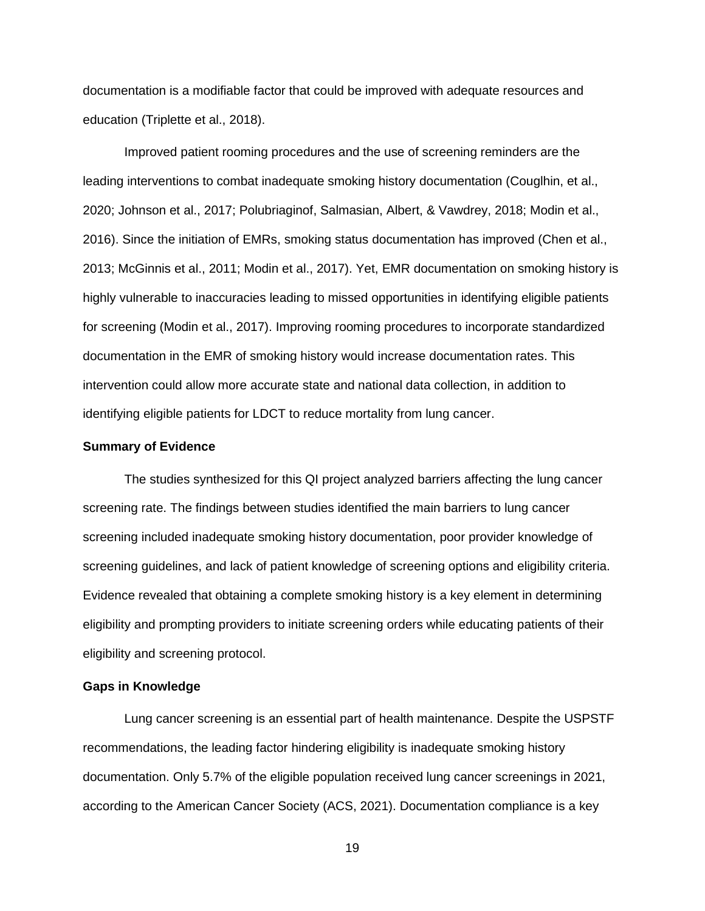documentation is a modifiable factor that could be improved with adequate resources and education (Triplette et al., 2018).

Improved patient rooming procedures and the use of screening reminders are the leading interventions to combat inadequate smoking history documentation (Couglhin, et al., 2020; Johnson et al., 2017; Polubriaginof, Salmasian, Albert, & Vawdrey, 2018; Modin et al., 2016). Since the initiation of EMRs, smoking status documentation has improved (Chen et al., 2013; McGinnis et al., 2011; Modin et al., 2017). Yet, EMR documentation on smoking history is highly vulnerable to inaccuracies leading to missed opportunities in identifying eligible patients for screening (Modin et al., 2017). Improving rooming procedures to incorporate standardized documentation in the EMR of smoking history would increase documentation rates. This intervention could allow more accurate state and national data collection, in addition to identifying eligible patients for LDCT to reduce mortality from lung cancer.

**Summary of Evidence**

The studies synthesized for this QI project analyzed barriers affecting the lung cancer screening rate. The findings between studies identified the main barriers to lung cancer screening included inadequate smoking history documentation, poor provider knowledge of screening guidelines, and lack of patient knowledge of screening options and eligibility criteria. Evidence revealed that obtaining a complete smoking history is a key element in determining eligibility and prompting providers to initiate screening orders while educating patients of their eligibility and screening protocol.

**Gaps in Knowledge**

Lung cancer screening is an essential part of health maintenance. Despite the USPSTF recommendations, the leading factor hindering eligibility is inadequate smoking history documentation. Only 5.7% of the eligible population received lung cancer screenings in 2021, according to the American Cancer Society (ACS, 2021). Documentation compliance is a key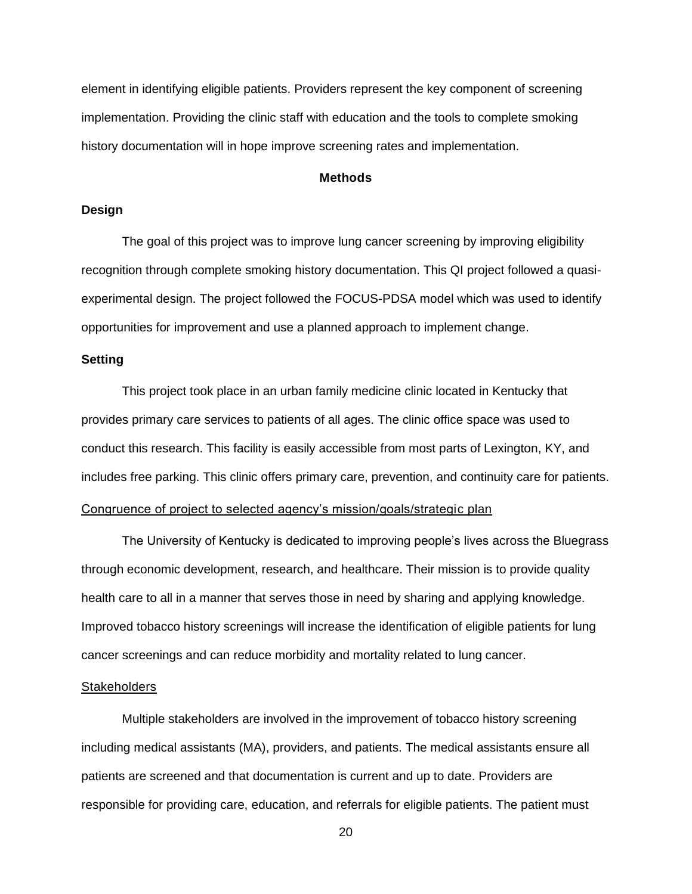element in identifying eligible patients. Providers represent the key component of screening implementation. Providing the clinic staff with education and the tools to complete smoking history documentation will in hope improve screening rates and implementation.

## Methods

### Design

The goal of this project was to improve lung cancer screening by improving eligibility recognition through complete smoking history documentation. This QI project followed a quasi-experimental design. The project followed the FOCUS-PDSA model which was used to identify opportunities for improvement and use a planned approach to implement change.

### Setting

This project took place in an urban family medicine clinic located in Kentucky that provides primary care services to patients of all ages. The clinic office space was used to conduct this research. This facility is easily accessible from most parts of Lexington, KY, and includes free parking. This clinic offers primary care, prevention, and continuity care for patients.

#### Congruence of project to selected agency's mission/goals/strategic plan

The University of Kentucky is dedicated to improving people's lives across the Bluegrass through economic development, research, and healthcare. Their mission is to provide quality health care to all in a manner that serves those in need by sharing and applying knowledge. Improved tobacco history screenings will increase the identification of eligible patients for lung cancer screenings and can reduce morbidity and mortality related to lung cancer.

#### Stakeholders

Multiple stakeholders are involved in the improvement of tobacco history screening including medical assistants (MA), providers, and patients. The medical assistants ensure all patients are screened and that documentation is current and up to date. Providers are responsible for providing care, education, and referrals for eligible patients. The patient must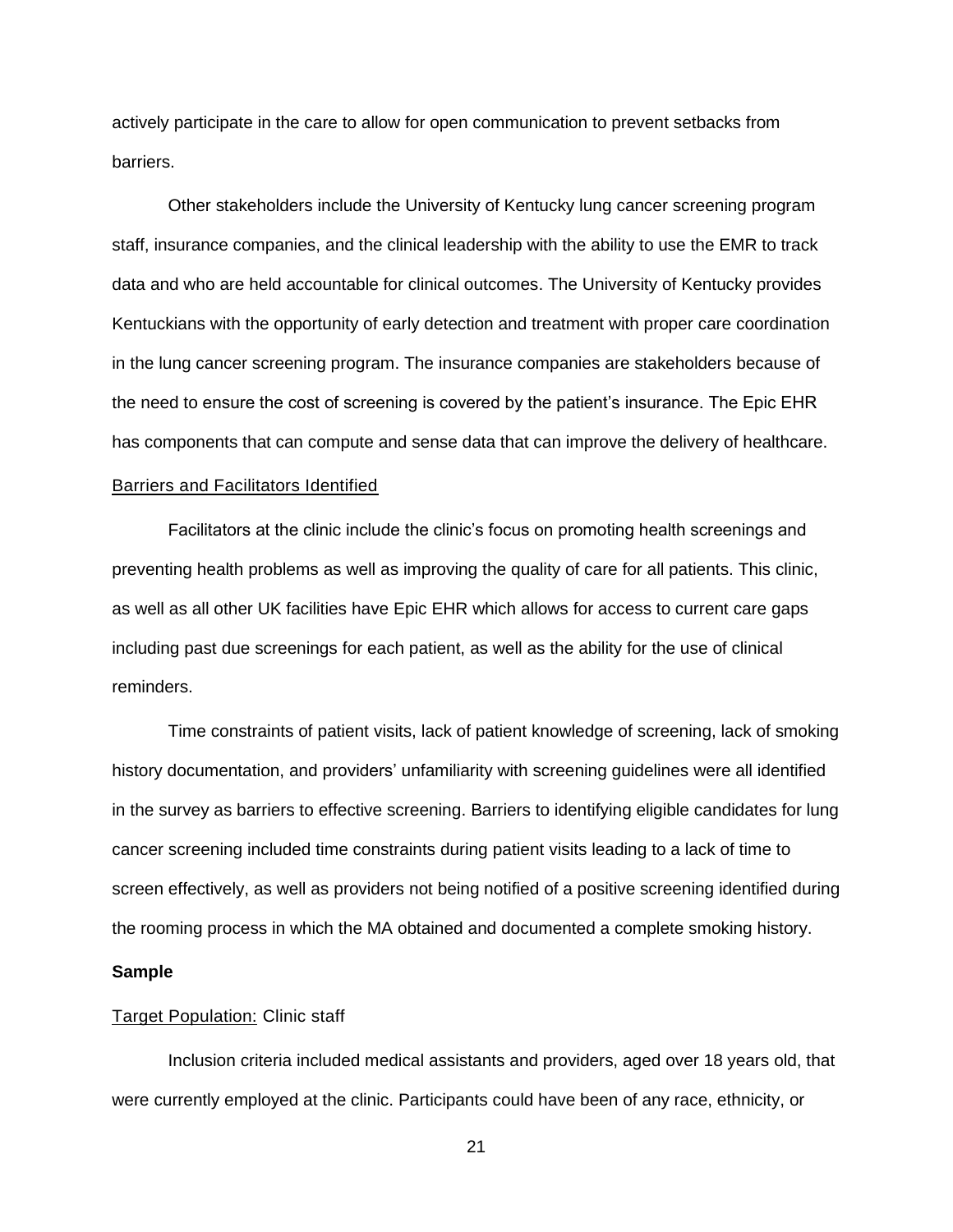actively participate in the care to allow for open communication to prevent setbacks from barriers.

Other stakeholders include the University of Kentucky lung cancer screening program staff, insurance companies, and the clinical leadership with the ability to use the EMR to track data and who are held accountable for clinical outcomes. The University of Kentucky provides Kentuckians with the opportunity of early detection and treatment with proper care coordination in the lung cancer screening program. The insurance companies are stakeholders because of the need to ensure the cost of screening is covered by the patient's insurance. The Epic EHR has components that can compute and sense data that can improve the delivery of healthcare.

Barriers and Facilitators Identified

Facilitators at the clinic include the clinic's focus on promoting health screenings and preventing health problems as well as improving the quality of care for all patients. This clinic, as well as all other UK facilities have Epic EHR which allows for access to current care gaps including past due screenings for each patient, as well as the ability for the use of clinical reminders.

Time constraints of patient visits, lack of patient knowledge of screening, lack of smoking history documentation, and providers' unfamiliarity with screening guidelines were all identified in the survey as barriers to effective screening. Barriers to identifying eligible candidates for lung cancer screening included time constraints during patient visits leading to a lack of time to screen effectively, as well as providers not being notified of a positive screening identified during the rooming process in which the MA obtained and documented a complete smoking history.

**Sample**

Target Population: Clinic staff

Inclusion criteria included medical assistants and providers, aged over 18 years old, that were currently employed at the clinic. Participants could have been of any race, ethnicity, or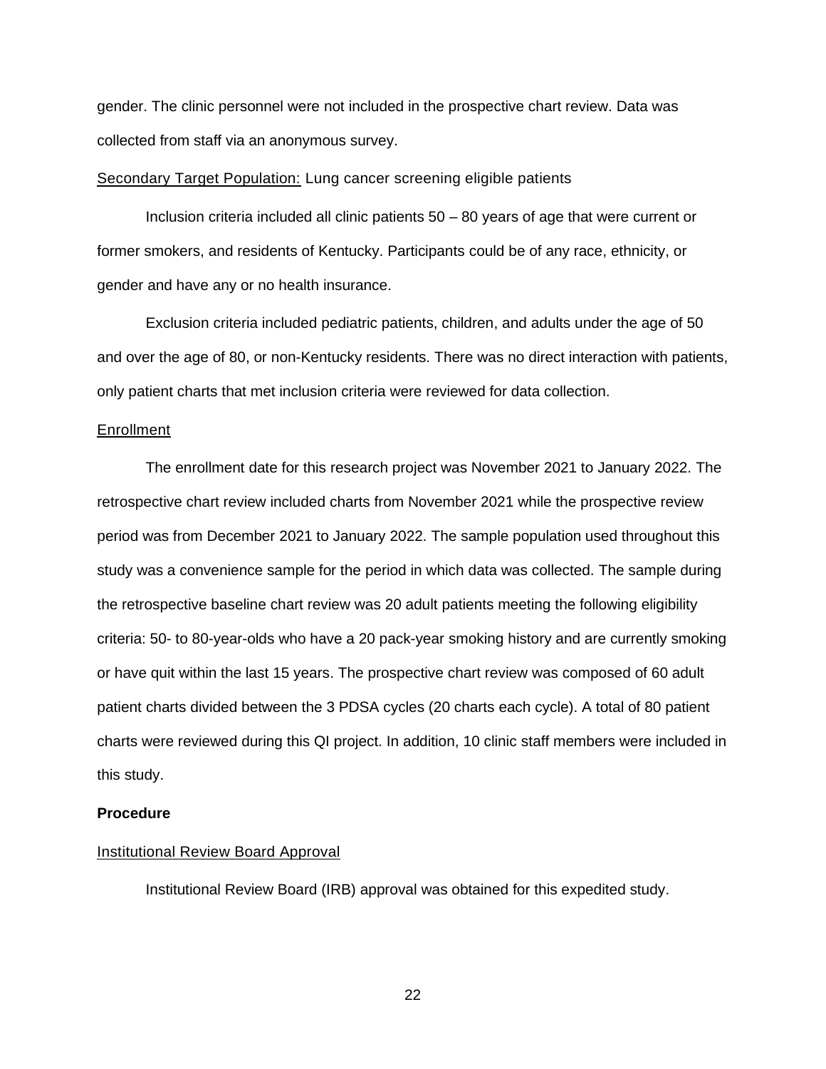gender. The clinic personnel were not included in the prospective chart review. Data was collected from staff via an anonymous survey.

Secondary Target Population: Lung cancer screening eligible patients

Inclusion criteria included all clinic patients 50 – 80 years of age that were current or former smokers, and residents of Kentucky. Participants could be of any race, ethnicity, or gender and have any or no health insurance.

Exclusion criteria included pediatric patients, children, and adults under the age of 50 and over the age of 80, or non-Kentucky residents. There was no direct interaction with patients, only patient charts that met inclusion criteria were reviewed for data collection.

Enrollment

The enrollment date for this research project was November 2021 to January 2022. The retrospective chart review included charts from November 2021 while the prospective review period was from December 2021 to January 2022. The sample population used throughout this study was a convenience sample for the period in which data was collected. The sample during the retrospective baseline chart review was 20 adult patients meeting the following eligibility criteria: 50- to 80-year-olds who have a 20 pack-year smoking history and are currently smoking or have quit within the last 15 years. The prospective chart review was composed of 60 adult patient charts divided between the 3 PDSA cycles (20 charts each cycle). A total of 80 patient charts were reviewed during this QI project. In addition, 10 clinic staff members were included in this study.

**Procedure**

Institutional Review Board Approval

Institutional Review Board (IRB) approval was obtained for this expedited study.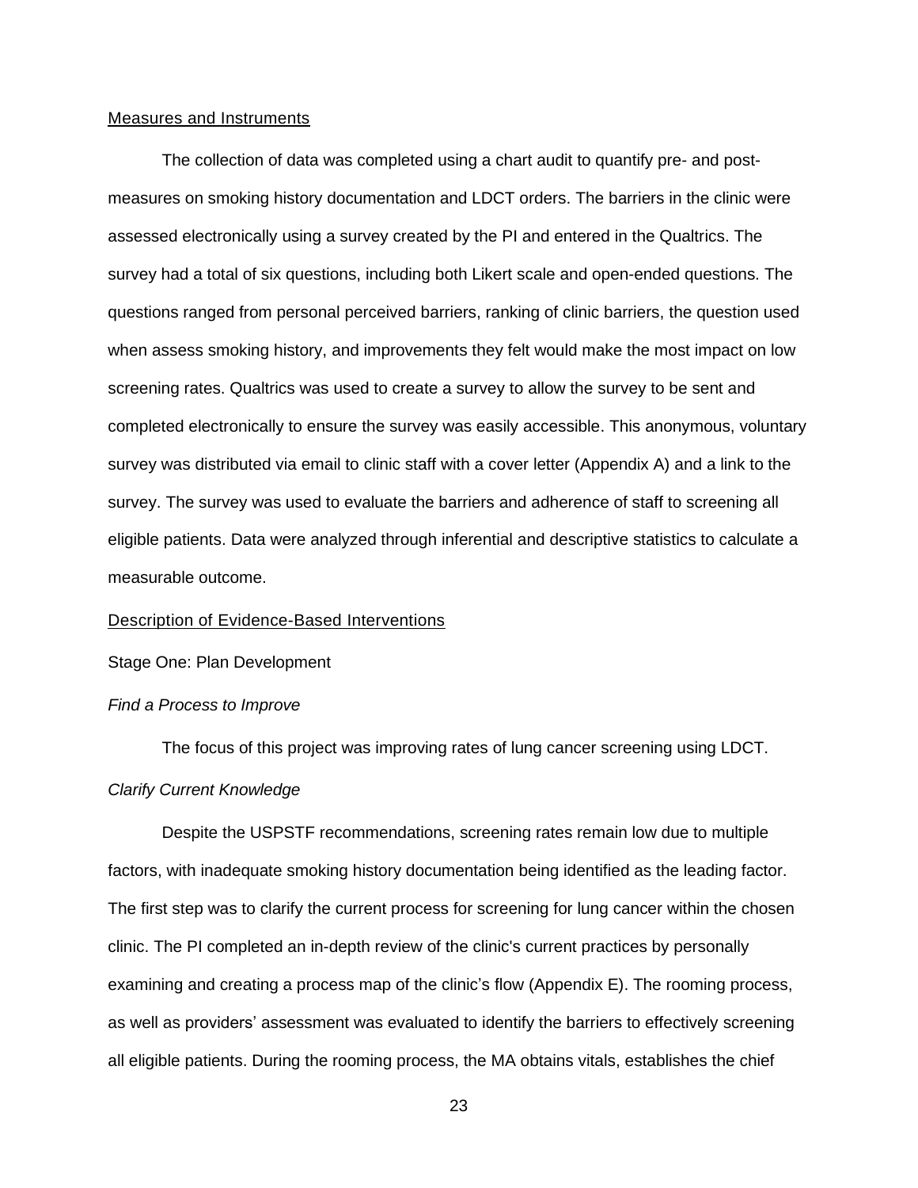Measures and Instruments

The collection of data was completed using a chart audit to quantify pre- and post-measures on smoking history documentation and LDCT orders. The barriers in the clinic were assessed electronically using a survey created by the PI and entered in the Qualtrics. The survey had a total of six questions, including both Likert scale and open-ended questions. The questions ranged from personal perceived barriers, ranking of clinic barriers, the question used when assess smoking history, and improvements they felt would make the most impact on low screening rates. Qualtrics was used to create a survey to allow the survey to be sent and completed electronically to ensure the survey was easily accessible. This anonymous, voluntary survey was distributed via email to clinic staff with a cover letter (Appendix A) and a link to the survey. The survey was used to evaluate the barriers and adherence of staff to screening all eligible patients. Data were analyzed through inferential and descriptive statistics to calculate a measurable outcome.

Description of Evidence-Based Interventions

Stage One: Plan Development

*Find a Process to Improve*

The focus of this project was improving rates of lung cancer screening using LDCT.

*Clarify Current Knowledge*

Despite the USPSTF recommendations, screening rates remain low due to multiple factors, with inadequate smoking history documentation being identified as the leading factor. The first step was to clarify the current process for screening for lung cancer within the chosen clinic. The PI completed an in-depth review of the clinic's current practices by personally examining and creating a process map of the clinic's flow (Appendix E). The rooming process, as well as providers' assessment was evaluated to identify the barriers to effectively screening all eligible patients. During the rooming process, the MA obtains vitals, establishes the chief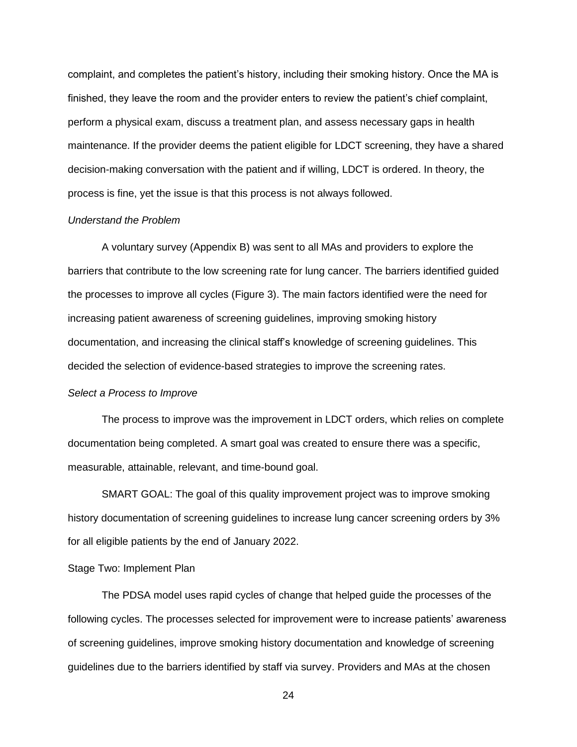complaint, and completes the patient's history, including their smoking history. Once the MA is finished, they leave the room and the provider enters to review the patient's chief complaint, perform a physical exam, discuss a treatment plan, and assess necessary gaps in health maintenance. If the provider deems the patient eligible for LDCT screening, they have a shared decision-making conversation with the patient and if willing, LDCT is ordered. In theory, the process is fine, yet the issue is that this process is not always followed.

*Understand the Problem*

A voluntary survey (Appendix B) was sent to all MAs and providers to explore the barriers that contribute to the low screening rate for lung cancer. The barriers identified guided the processes to improve all cycles (Figure 3). The main factors identified were the need for increasing patient awareness of screening guidelines, improving smoking history documentation, and increasing the clinical staff's knowledge of screening guidelines. This decided the selection of evidence-based strategies to improve the screening rates.

*Select a Process to Improve*

The process to improve was the improvement in LDCT orders, which relies on complete documentation being completed. A smart goal was created to ensure there was a specific, measurable, attainable, relevant, and time-bound goal.

SMART GOAL: The goal of this quality improvement project was to improve smoking history documentation of screening guidelines to increase lung cancer screening orders by 3% for all eligible patients by the end of January 2022.

Stage Two: Implement Plan

The PDSA model uses rapid cycles of change that helped guide the processes of the following cycles. The processes selected for improvement were to increase patients' awareness of screening guidelines, improve smoking history documentation and knowledge of screening guidelines due to the barriers identified by staff via survey. Providers and MAs at the chosen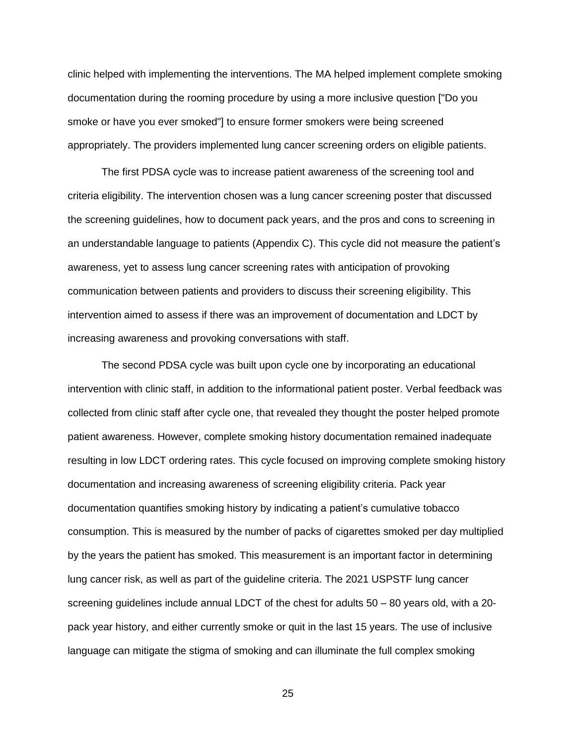clinic helped with implementing the interventions. The MA helped implement complete smoking documentation during the rooming procedure by using a more inclusive question ["Do you smoke or have you ever smoked"] to ensure former smokers were being screened appropriately. The providers implemented lung cancer screening orders on eligible patients.

The first PDSA cycle was to increase patient awareness of the screening tool and criteria eligibility. The intervention chosen was a lung cancer screening poster that discussed the screening guidelines, how to document pack years, and the pros and cons to screening in an understandable language to patients (Appendix C). This cycle did not measure the patient's awareness, yet to assess lung cancer screening rates with anticipation of provoking communication between patients and providers to discuss their screening eligibility. This intervention aimed to assess if there was an improvement of documentation and LDCT by increasing awareness and provoking conversations with staff.

The second PDSA cycle was built upon cycle one by incorporating an educational intervention with clinic staff, in addition to the informational patient poster. Verbal feedback was collected from clinic staff after cycle one, that revealed they thought the poster helped promote patient awareness. However, complete smoking history documentation remained inadequate resulting in low LDCT ordering rates. This cycle focused on improving complete smoking history documentation and increasing awareness of screening eligibility criteria. Pack year documentation quantifies smoking history by indicating a patient's cumulative tobacco consumption. This is measured by the number of packs of cigarettes smoked per day multiplied by the years the patient has smoked. This measurement is an important factor in determining lung cancer risk, as well as part of the guideline criteria. The 2021 USPSTF lung cancer screening guidelines include annual LDCT of the chest for adults 50 – 80 years old, with a 20-pack year history, and either currently smoke or quit in the last 15 years. The use of inclusive language can mitigate the stigma of smoking and can illuminate the full complex smoking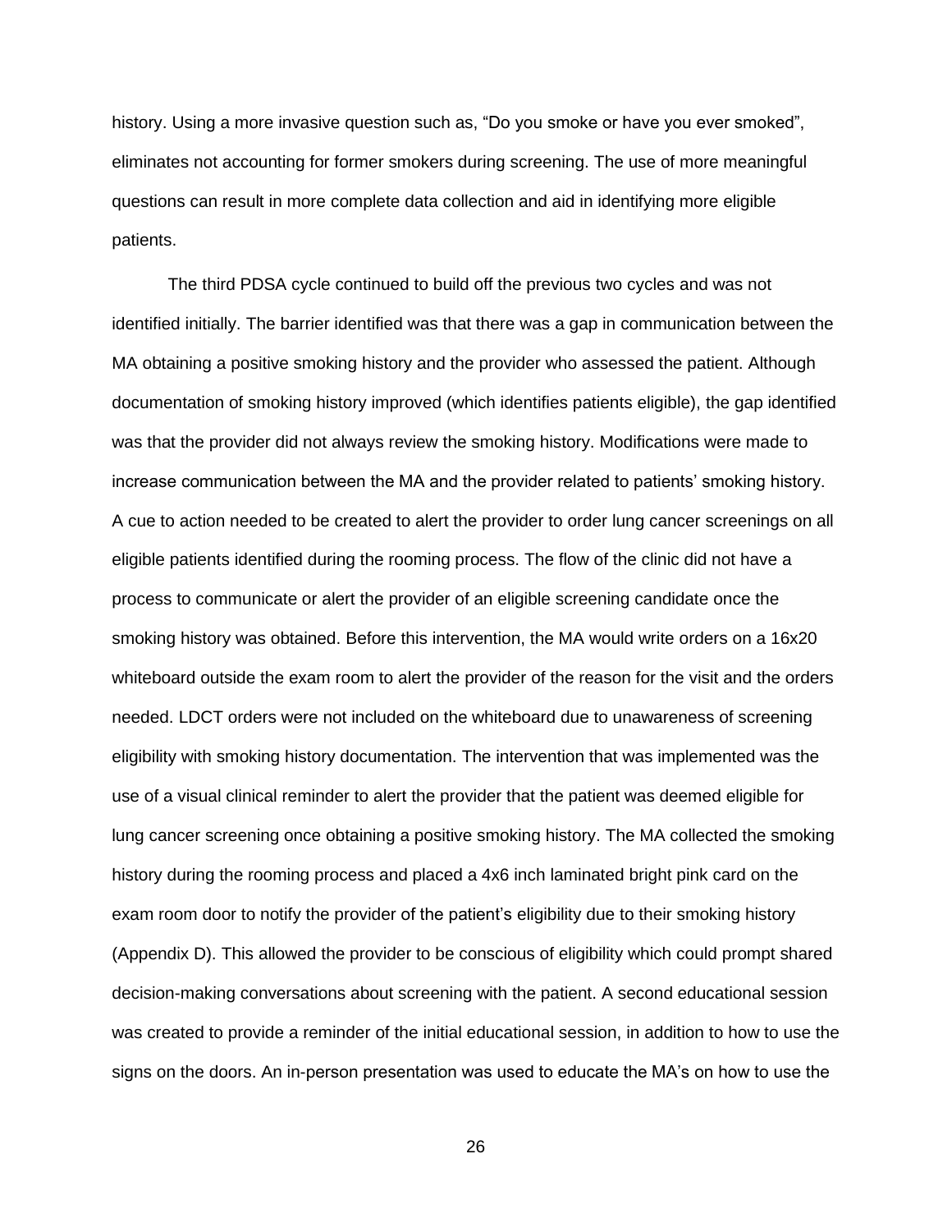history. Using a more invasive question such as, "Do you smoke or have you ever smoked", eliminates not accounting for former smokers during screening. The use of more meaningful questions can result in more complete data collection and aid in identifying more eligible patients.

The third PDSA cycle continued to build off the previous two cycles and was not identified initially. The barrier identified was that there was a gap in communication between the MA obtaining a positive smoking history and the provider who assessed the patient. Although documentation of smoking history improved (which identifies patients eligible), the gap identified was that the provider did not always review the smoking history. Modifications were made to increase communication between the MA and the provider related to patients' smoking history. A cue to action needed to be created to alert the provider to order lung cancer screenings on all eligible patients identified during the rooming process. The flow of the clinic did not have a process to communicate or alert the provider of an eligible screening candidate once the smoking history was obtained. Before this intervention, the MA would write orders on a 16x20 whiteboard outside the exam room to alert the provider of the reason for the visit and the orders needed. LDCT orders were not included on the whiteboard due to unawareness of screening eligibility with smoking history documentation. The intervention that was implemented was the use of a visual clinical reminder to alert the provider that the patient was deemed eligible for lung cancer screening once obtaining a positive smoking history. The MA collected the smoking history during the rooming process and placed a 4x6 inch laminated bright pink card on the exam room door to notify the provider of the patient's eligibility due to their smoking history (Appendix D). This allowed the provider to be conscious of eligibility which could prompt shared decision-making conversations about screening with the patient. A second educational session was created to provide a reminder of the initial educational session, in addition to how to use the signs on the doors. An in-person presentation was used to educate the MA's on how to use the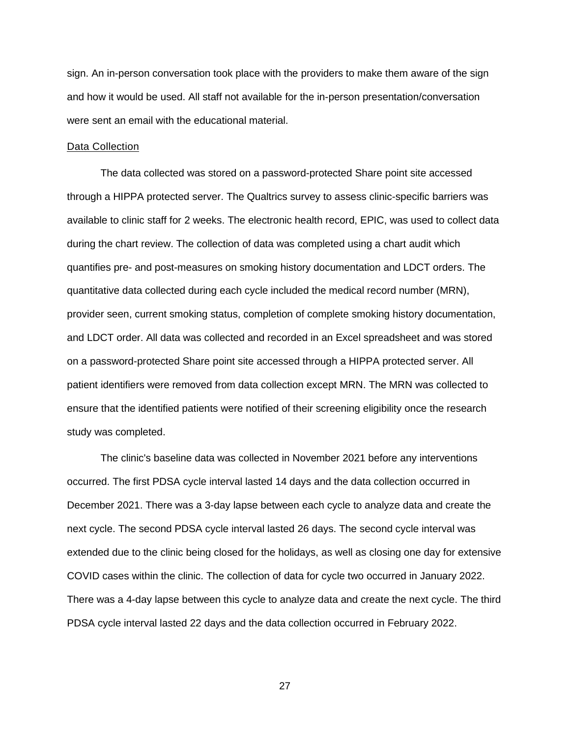sign. An in-person conversation took place with the providers to make them aware of the sign and how it would be used. All staff not available for the in-person presentation/conversation were sent an email with the educational material.

## Data Collection

The data collected was stored on a password-protected Share point site accessed through a HIPPA protected server. The Qualtrics survey to assess clinic-specific barriers was available to clinic staff for 2 weeks. The electronic health record, EPIC, was used to collect data during the chart review. The collection of data was completed using a chart audit which quantifies pre- and post-measures on smoking history documentation and LDCT orders. The quantitative data collected during each cycle included the medical record number (MRN), provider seen, current smoking status, completion of complete smoking history documentation, and LDCT order. All data was collected and recorded in an Excel spreadsheet and was stored on a password-protected Share point site accessed through a HIPPA protected server. All patient identifiers were removed from data collection except MRN. The MRN was collected to ensure that the identified patients were notified of their screening eligibility once the research study was completed.

The clinic's baseline data was collected in November 2021 before any interventions occurred. The first PDSA cycle interval lasted 14 days and the data collection occurred in December 2021. There was a 3-day lapse between each cycle to analyze data and create the next cycle. The second PDSA cycle interval lasted 26 days. The second cycle interval was extended due to the clinic being closed for the holidays, as well as closing one day for extensive COVID cases within the clinic. The collection of data for cycle two occurred in January 2022. There was a 4-day lapse between this cycle to analyze data and create the next cycle. The third PDSA cycle interval lasted 22 days and the data collection occurred in February 2022.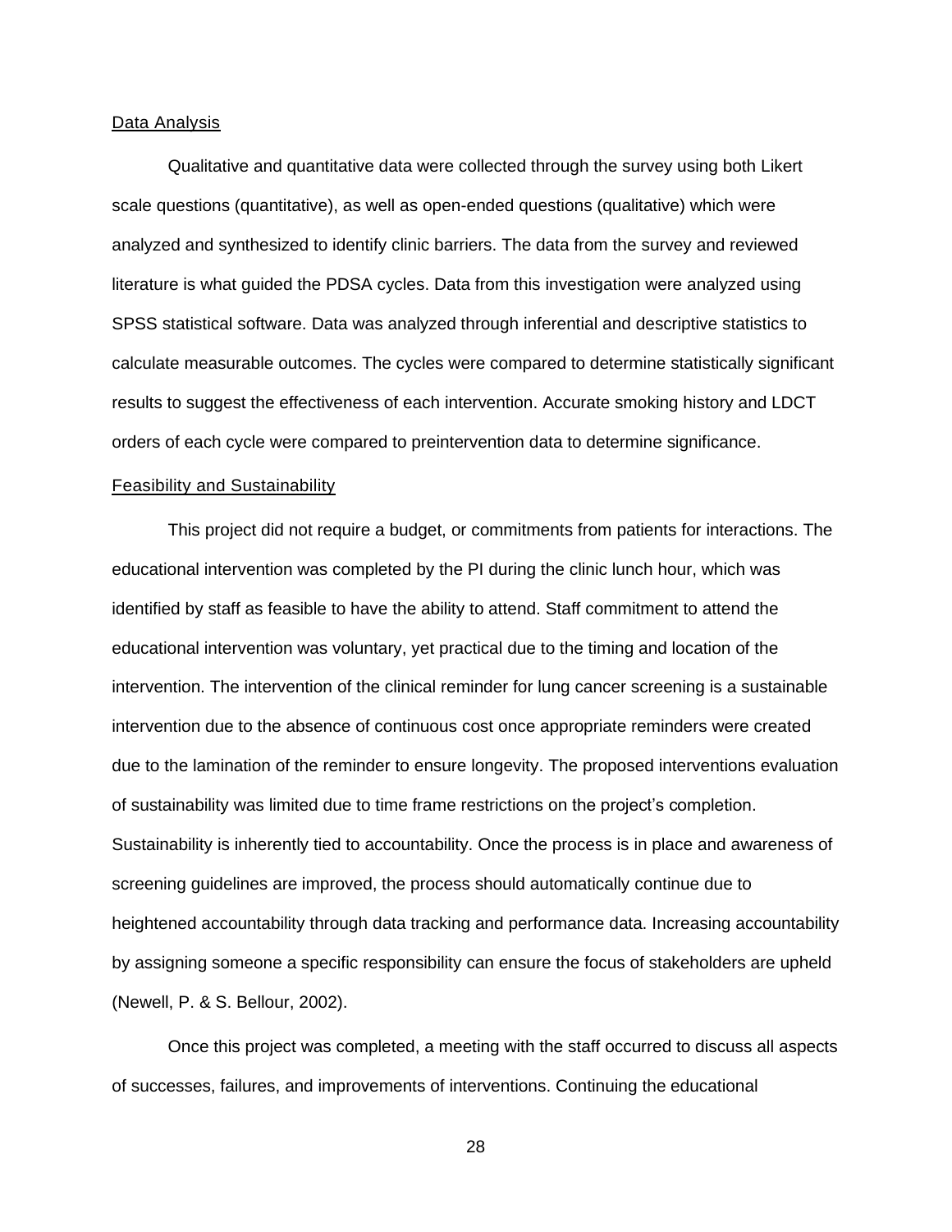<u>Data Analysis</u>

Qualitative and quantitative data were collected through the survey using both Likert scale questions (quantitative), as well as open-ended questions (qualitative) which were analyzed and synthesized to identify clinic barriers. The data from the survey and reviewed literature is what guided the PDSA cycles. Data from this investigation were analyzed using SPSS statistical software. Data was analyzed through inferential and descriptive statistics to calculate measurable outcomes. The cycles were compared to determine statistically significant results to suggest the effectiveness of each intervention. Accurate smoking history and LDCT orders of each cycle were compared to preintervention data to determine significance.

<u>Feasibility and Sustainability</u>

This project did not require a budget, or commitments from patients for interactions. The educational intervention was completed by the PI during the clinic lunch hour, which was identified by staff as feasible to have the ability to attend. Staff commitment to attend the educational intervention was voluntary, yet practical due to the timing and location of the intervention. The intervention of the clinical reminder for lung cancer screening is a sustainable intervention due to the absence of continuous cost once appropriate reminders were created due to the lamination of the reminder to ensure longevity. The proposed interventions evaluation of sustainability was limited due to time frame restrictions on the project's completion. Sustainability is inherently tied to accountability. Once the process is in place and awareness of screening guidelines are improved, the process should automatically continue due to heightened accountability through data tracking and performance data. Increasing accountability by assigning someone a specific responsibility can ensure the focus of stakeholders are upheld (Newell, P. & S. Bellour, 2002).

Once this project was completed, a meeting with the staff occurred to discuss all aspects of successes, failures, and improvements of interventions. Continuing the educational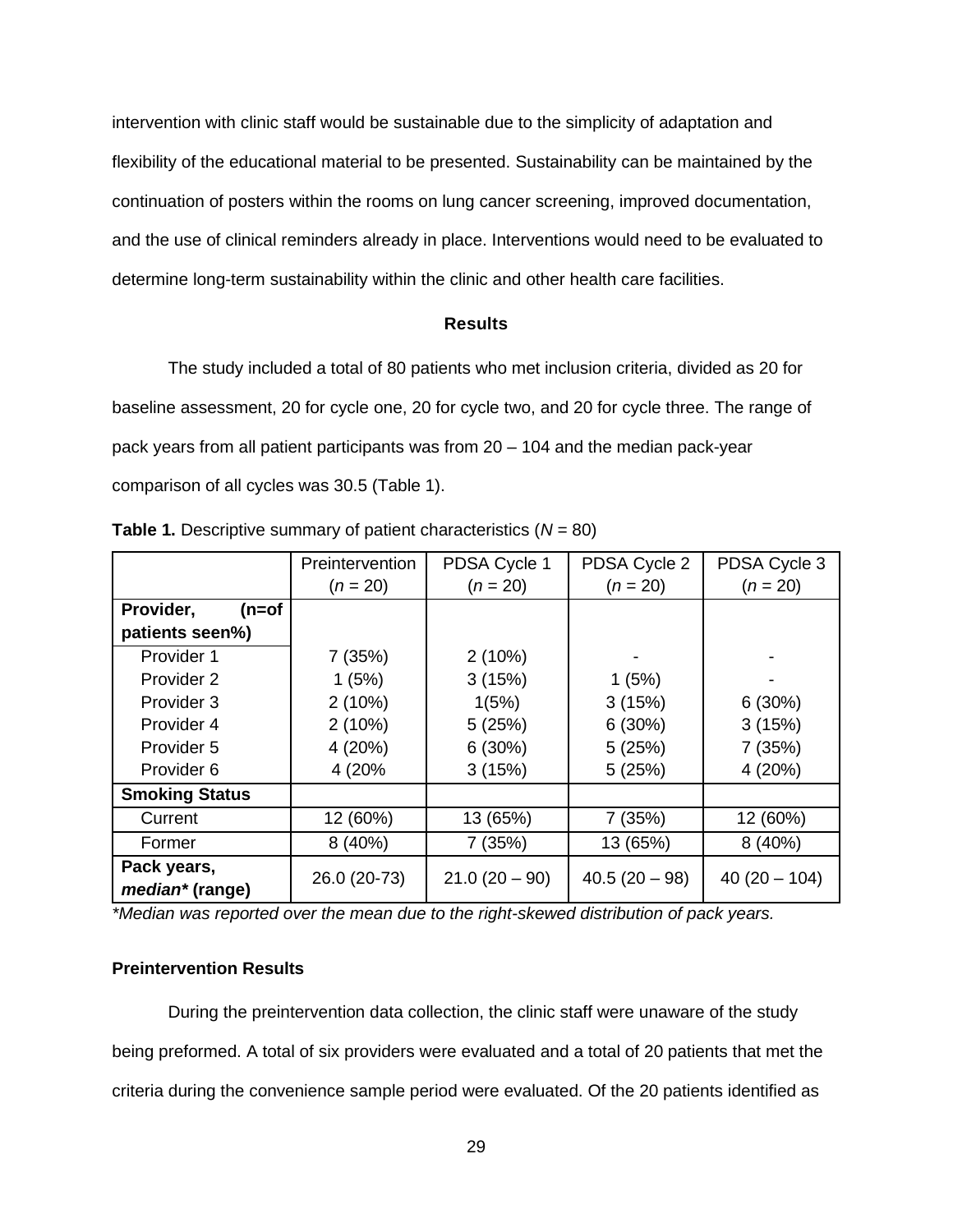intervention with clinic staff would be sustainable due to the simplicity of adaptation and flexibility of the educational material to be presented. Sustainability can be maintained by the continuation of posters within the rooms on lung cancer screening, improved documentation, and the use of clinical reminders already in place. Interventions would need to be evaluated to determine long-term sustainability within the clinic and other health care facilities.

## Results

The study included a total of 80 patients who met inclusion criteria, divided as 20 for baseline assessment, 20 for cycle one, 20 for cycle two, and 20 for cycle three. The range of pack years from all patient participants was from 20 – 104 and the median pack-year comparison of all cycles was 30.5 (Table 1).

**Table 1.** Descriptive summary of patient characteristics (*N* = 80)

| | Preintervention (*n* = 20) | PDSA Cycle 1 (*n* = 20) | PDSA Cycle 2 (*n* = 20) | PDSA Cycle 3 (*n* = 20) |
|---|---|---|---|---|
| **Provider, (n=of patients seen%)** | | | | |
| Provider 1 | 7 (35%) | 2 (10%) | - | - |
| Provider 2 | 1 (5%) | 3 (15%) | 1 (5%) | - |
| Provider 3 | 2 (10%) | 1(5%) | 3 (15%) | 6 (30%) |
| Provider 4 | 2 (10%) | 5 (25%) | 6 (30%) | 3 (15%) |
| Provider 5 | 4 (20%) | 6 (30%) | 5 (25%) | 7 (35%) |
| Provider 6 | 4 (20% | 3 (15%) | 5 (25%) | 4 (20%) |
| **Smoking Status** | | | | |
| Current | 12 (60%) | 13 (65%) | 7 (35%) | 12 (60%) |
| Former | 8 (40%) | 7 (35%) | 13 (65%) | 8 (40%) |
| **Pack years, *median** (range)** | 26.0 (20-73) | 21.0 (20 – 90) | 40.5 (20 – 98) | 40 (20 – 104) |

*\*Median was reported over the mean due to the right-skewed distribution of pack years.*

### Preintervention Results

During the preintervention data collection, the clinic staff were unaware of the study being preformed. A total of six providers were evaluated and a total of 20 patients that met the criteria during the convenience sample period were evaluated. Of the 20 patients identified as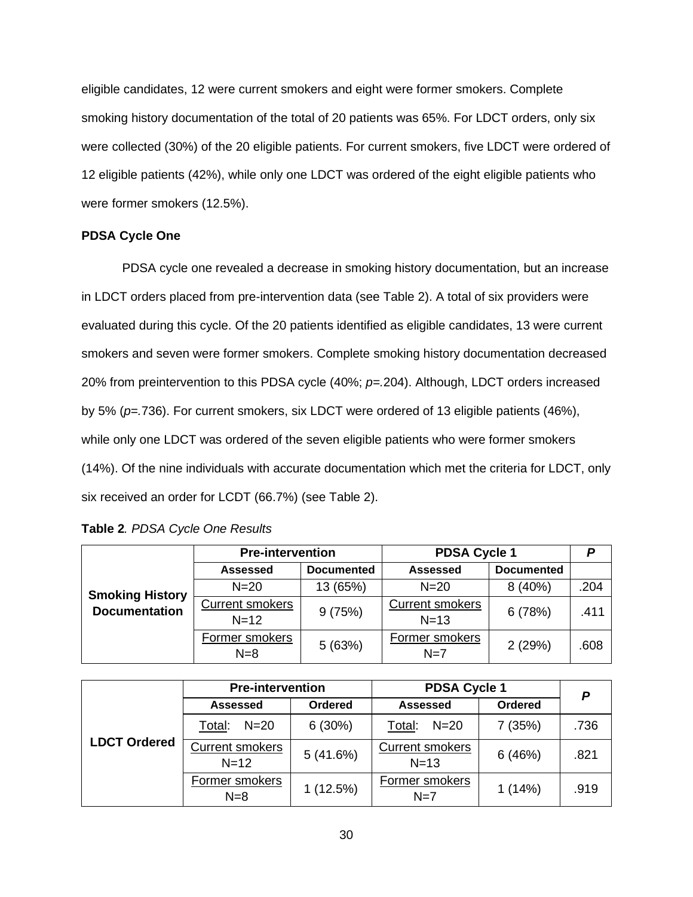eligible candidates, 12 were current smokers and eight were former smokers. Complete smoking history documentation of the total of 20 patients was 65%. For LDCT orders, only six were collected (30%) of the 20 eligible patients. For current smokers, five LDCT were ordered of 12 eligible patients (42%), while only one LDCT was ordered of the eight eligible patients who were former smokers (12.5%).

**PDSA Cycle One**

PDSA cycle one revealed a decrease in smoking history documentation, but an increase in LDCT orders placed from pre-intervention data (see Table 2). A total of six providers were evaluated during this cycle. Of the 20 patients identified as eligible candidates, 13 were current smokers and seven were former smokers. Complete smoking history documentation decreased 20% from preintervention to this PDSA cycle (40%; *p*=.204). Although, LDCT orders increased by 5% (*p*=.736). For current smokers, six LDCT were ordered of 13 eligible patients (46%), while only one LDCT was ordered of the seven eligible patients who were former smokers (14%). Of the nine individuals with accurate documentation which met the criteria for LDCT, only six received an order for LCDT (66.7%) (see Table 2).

**Table 2***. PDSA Cycle One Results*

| | Pre-intervention | | PDSA Cycle 1 | | *P* |
|---|---|---|---|---|---|
| | **Assessed** | **Documented** | **Assessed** | **Documented** | |
| **Smoking History Documentation** | N=20 | 13 (65%) | N=20 | 8 (40%) | .204 |
| | Current smokers N=12 | 9 (75%) | Current smokers N=13 | 6 (78%) | .411 |
| | Former smokers N=8 | 5 (63%) | Former smokers N=7 | 2 (29%) | .608 |

| | Pre-intervention | | PDSA Cycle 1 | | *P* |
|---|---|---|---|---|---|
| | **Assessed** | **Ordered** | **Assessed** | **Ordered** | |
| **LDCT Ordered** | Total: N=20 | 6 (30%) | Total: N=20 | 7 (35%) | .736 |
| | Current smokers N=12 | 5 (41.6%) | Current smokers N=13 | 6 (46%) | .821 |
| | Former smokers N=8 | 1 (12.5%) | Former smokers N=7 | 1 (14%) | .919 |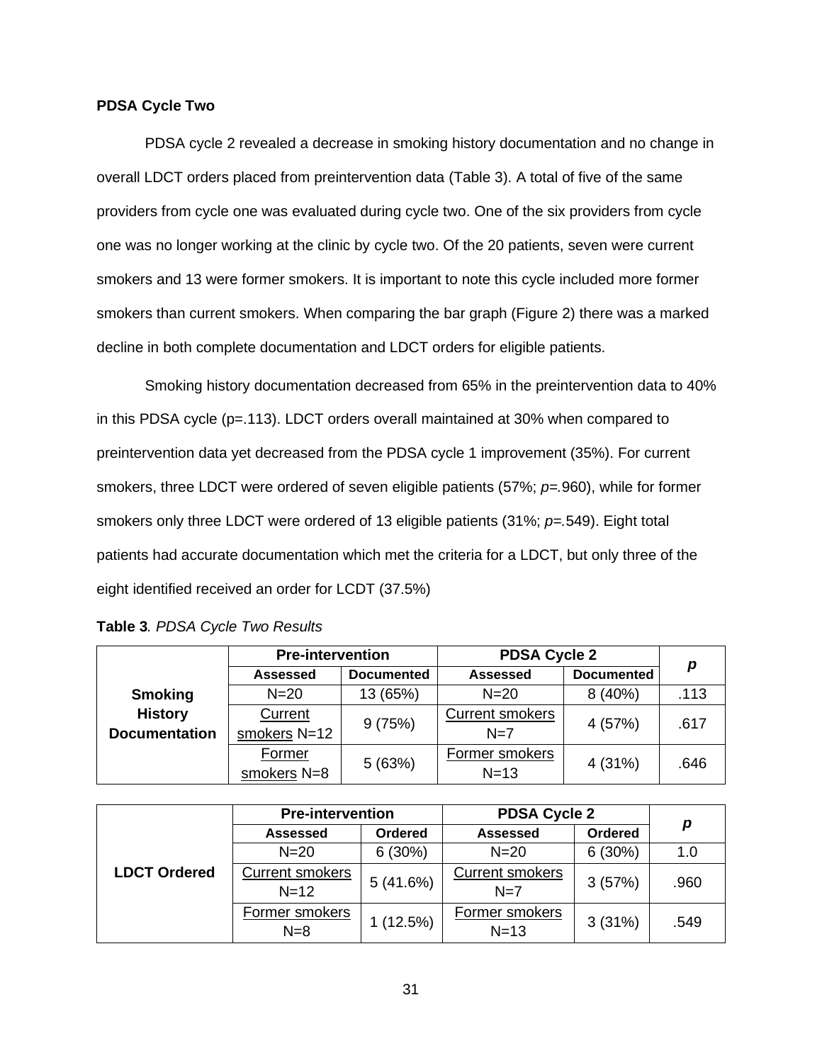**PDSA Cycle Two**

PDSA cycle 2 revealed a decrease in smoking history documentation and no change in overall LDCT orders placed from preintervention data (Table 3). A total of five of the same providers from cycle one was evaluated during cycle two. One of the six providers from cycle one was no longer working at the clinic by cycle two. Of the 20 patients, seven were current smokers and 13 were former smokers. It is important to note this cycle included more former smokers than current smokers. When comparing the bar graph (Figure 2) there was a marked decline in both complete documentation and LDCT orders for eligible patients.

Smoking history documentation decreased from 65% in the preintervention data to 40% in this PDSA cycle (p=.113). LDCT orders overall maintained at 30% when compared to preintervention data yet decreased from the PDSA cycle 1 improvement (35%). For current smokers, three LDCT were ordered of seven eligible patients (57%; *p=.*960), while for former smokers only three LDCT were ordered of 13 eligible patients (31%; *p=.*549). Eight total patients had accurate documentation which met the criteria for a LDCT, but only three of the eight identified received an order for LCDT (37.5%)

**Table 3***. PDSA Cycle Two Results*

| | **Pre-intervention** | | **PDSA Cycle 2** | | ***p*** |
|---|---|---|---|---|---|
| | **Assessed** | **Documented** | **Assessed** | **Documented** | |
| **Smoking History Documentation** | N=20 | 13 (65%) | N=20 | 8 (40%) | .113 |
| | Current smokers N=12 | 9 (75%) | Current smokers N=7 | 4 (57%) | .617 |
| | Former smokers N=8 | 5 (63%) | Former smokers N=13 | 4 (31%) | .646 |

| | **Pre-intervention** | | **PDSA Cycle 2** | | ***p*** |
|---|---|---|---|---|---|
| | **Assessed** | **Ordered** | **Assessed** | **Ordered** | |
| **LDCT Ordered** | N=20 | 6 (30%) | N=20 | 6 (30%) | 1.0 |
| | Current smokers N=12 | 5 (41.6%) | Current smokers N=7 | 3 (57%) | .960 |
| | Former smokers N=8 | 1 (12.5%) | Former smokers N=13 | 3 (31%) | .549 |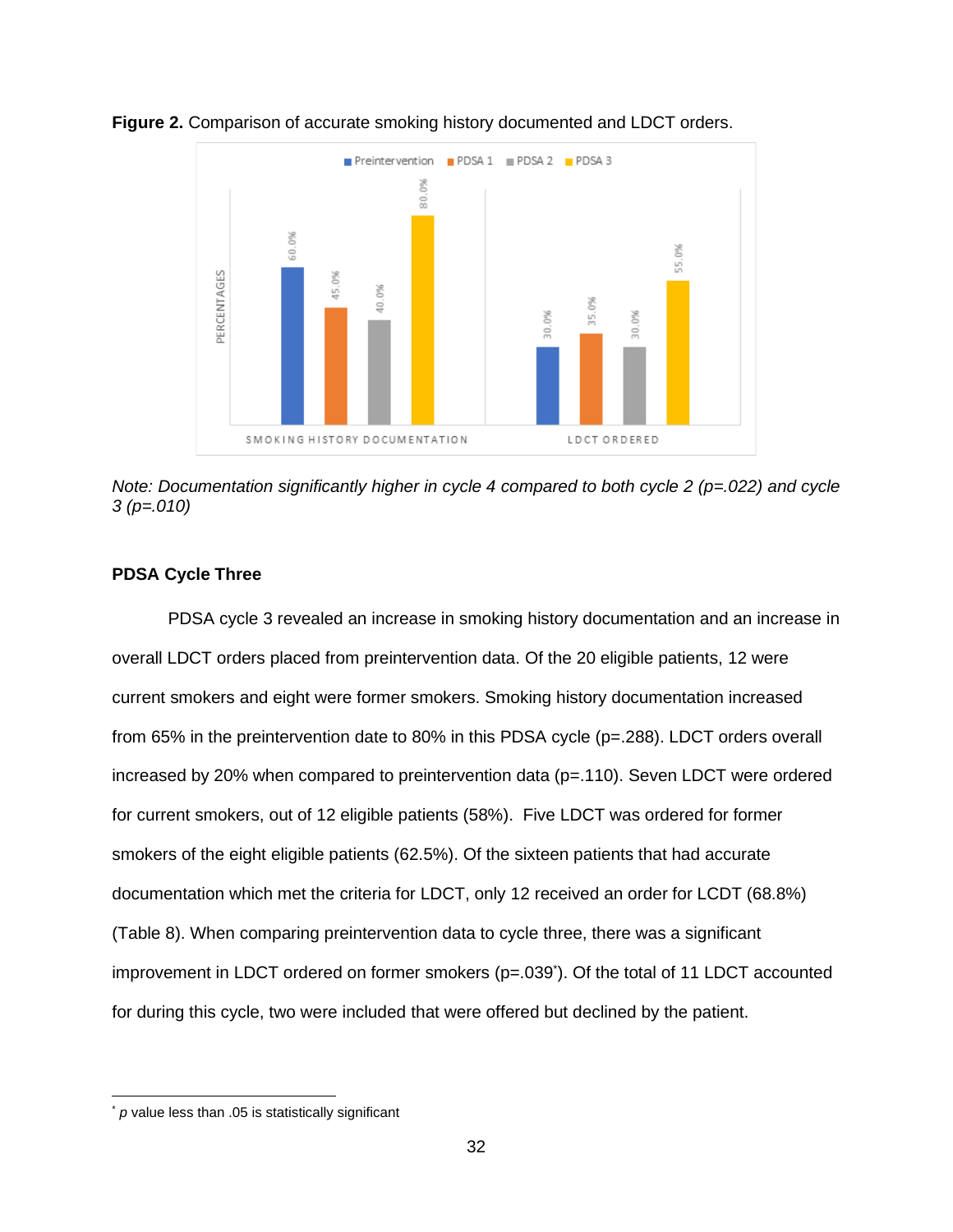**Figure 2.** Comparison of accurate smoking history documented and LDCT orders.

*Note: Documentation significantly higher in cycle 4 compared to both cycle 2 (p=.022) and cycle 3 (p=.010)*

**PDSA Cycle Three**

PDSA cycle 3 revealed an increase in smoking history documentation and an increase in overall LDCT orders placed from preintervention data. Of the 20 eligible patients, 12 were current smokers and eight were former smokers. Smoking history documentation increased from 65% in the preintervention date to 80% in this PDSA cycle (p=.288). LDCT orders overall increased by 20% when compared to preintervention data (p=.110). Seven LDCT were ordered for current smokers, out of 12 eligible patients (58%). Five LDCT was ordered for former smokers of the eight eligible patients (62.5%). Of the sixteen patients that had accurate documentation which met the criteria for LDCT, only 12 received an order for LCDT (68.8%) (Table 8). When comparing preintervention data to cycle three, there was a significant improvement in LDCT ordered on former smokers (p=.039*). Of the total of 11 LDCT accounted for during this cycle, two were included that were offered but declined by the patient.

* *p* value less than .05 is statistically significant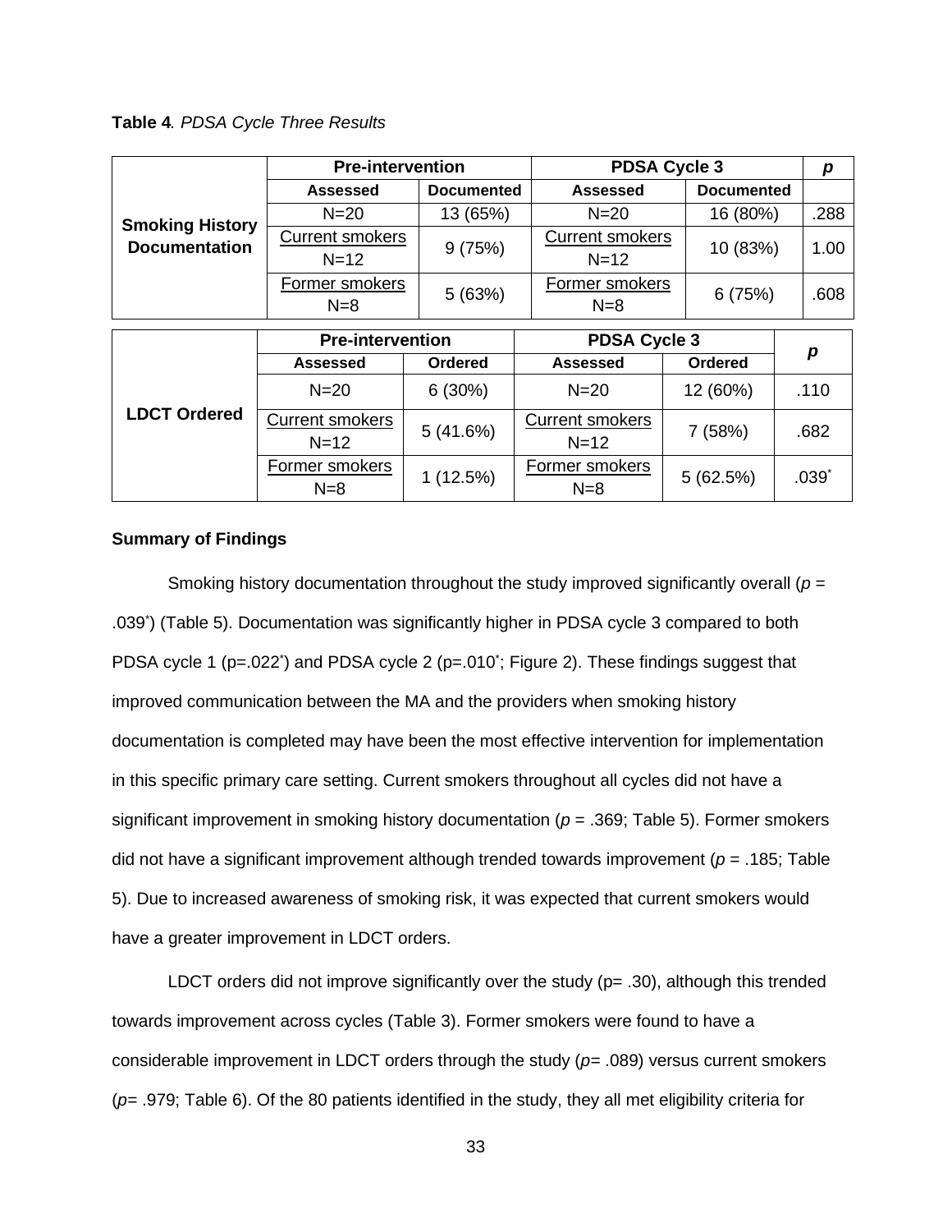**Table 4**. *PDSA Cycle Three Results*

| | Pre-intervention | | PDSA Cycle 3 | | *p* |
|---|---|---|---|---|---|
| | **Assessed** | **Documented** | **Assessed** | **Documented** | |
| **Smoking History Documentation** | N=20 | 13 (65%) | N=20 | 16 (80%) | .288 |
| | Current smokers N=12 | 9 (75%) | Current smokers N=12 | 10 (83%) | 1.00 |
| | Former smokers N=8 | 5 (63%) | Former smokers N=8 | 6 (75%) | .608 |

| | Pre-intervention | | PDSA Cycle 3 | | *p* |
|---|---|---|---|---|---|
| | **Assessed** | **Ordered** | **Assessed** | **Ordered** | |
| **LDCT Ordered** | N=20 | 6 (30%) | N=20 | 12 (60%) | .110 |
| | Current smokers N=12 | 5 (41.6%) | Current smokers N=12 | 7 (58%) | .682 |
| | Former smokers N=8 | 1 (12.5%) | Former smokers N=8 | 5 (62.5%) | .039* |

**Summary of Findings**

Smoking history documentation throughout the study improved significantly overall ($p$ = .039*) (Table 5). Documentation was significantly higher in PDSA cycle 3 compared to both PDSA cycle 1 (p=.022*) and PDSA cycle 2 (p=.010*; Figure 2). These findings suggest that improved communication between the MA and the providers when smoking history documentation is completed may have been the most effective intervention for implementation in this specific primary care setting. Current smokers throughout all cycles did not have a significant improvement in smoking history documentation ($p$ = .369; Table 5). Former smokers did not have a significant improvement although trended towards improvement ($p$ = .185; Table 5). Due to increased awareness of smoking risk, it was expected that current smokers would have a greater improvement in LDCT orders.

LDCT orders did not improve significantly over the study (p= .30), although this trended towards improvement across cycles (Table 3). Former smokers were found to have a considerable improvement in LDCT orders through the study ($p$= .089) versus current smokers ($p$= .979; Table 6). Of the 80 patients identified in the study, they all met eligibility criteria for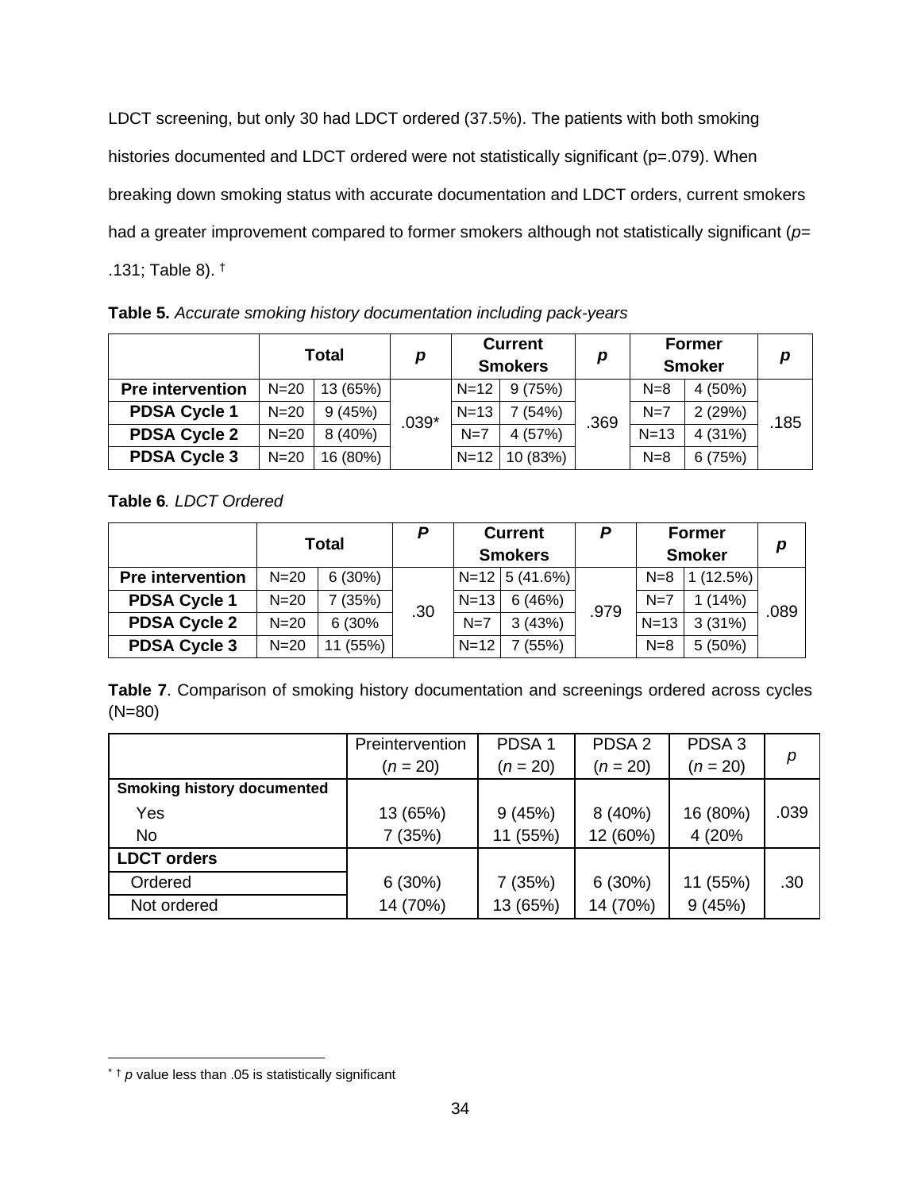LDCT screening, but only 30 had LDCT ordered (37.5%). The patients with both smoking histories documented and LDCT ordered were not statistically significant (p=.079). When breaking down smoking status with accurate documentation and LDCT orders, current smokers had a greater improvement compared to former smokers although not statistically significant (*p*= .131; Table 8). †

**Table 5.** *Accurate smoking history documentation including pack-years*

| | Total | | *p* | Current Smokers | | *p* | Former Smoker | | *p* |
|---|---|---|---|---|---|---|---|---|---|
| **Pre intervention** | N=20 | 13 (65%) | .039* | N=12 | 9 (75%) | .369 | N=8 | 4 (50%) | .185 |
| **PDSA Cycle 1** | N=20 | 9 (45%) | | N=13 | 7 (54%) | | N=7 | 2 (29%) | |
| **PDSA Cycle 2** | N=20 | 8 (40%) | | N=7 | 4 (57%) | | N=13 | 4 (31%) | |
| **PDSA Cycle 3** | N=20 | 16 (80%) | | N=12 | 10 (83%) | | N=8 | 6 (75%) | |

**Table 6***. LDCT Ordered*

| | Total | | *P* | Current Smokers | | *P* | Former Smoker | | *p* |
|---|---|---|---|---|---|---|---|---|---|
| **Pre intervention** | N=20 | 6 (30%) | .30 | N=12 | 5 (41.6%) | .979 | N=8 | 1 (12.5%) | .089 |
| **PDSA Cycle 1** | N=20 | 7 (35%) | | N=13 | 6 (46%) | | N=7 | 1 (14%) | |
| **PDSA Cycle 2** | N=20 | 6 (30% | | N=7 | 3 (43%) | | N=13 | 3 (31%) | |
| **PDSA Cycle 3** | N=20 | 11 (55%) | | N=12 | 7 (55%) | | N=8 | 5 (50%) | |

**Table 7**. Comparison of smoking history documentation and screenings ordered across cycles (N=80)

| | Preintervention ($n$ = 20) | PDSA 1 ($n$ = 20) | PDSA 2 ($n$ = 20) | PDSA 3 ($n$ = 20) | *p* |
|---|---|---|---|---|---|
| **Smoking history documented** | | | | | |
| Yes | 13 (65%) | 9 (45%) | 8 (40%) | 16 (80%) | .039 |
| No | 7 (35%) | 11 (55%) | 12 (60%) | 4 (20% | |
| **LDCT orders** | | | | | |
| Ordered | 6 (30%) | 7 (35%) | 6 (30%) | 11 (55%) | .30 |
| Not ordered | 14 (70%) | 13 (65%) | 14 (70%) | 9 (45%) | |

* † *p* value less than .05 is statistically significant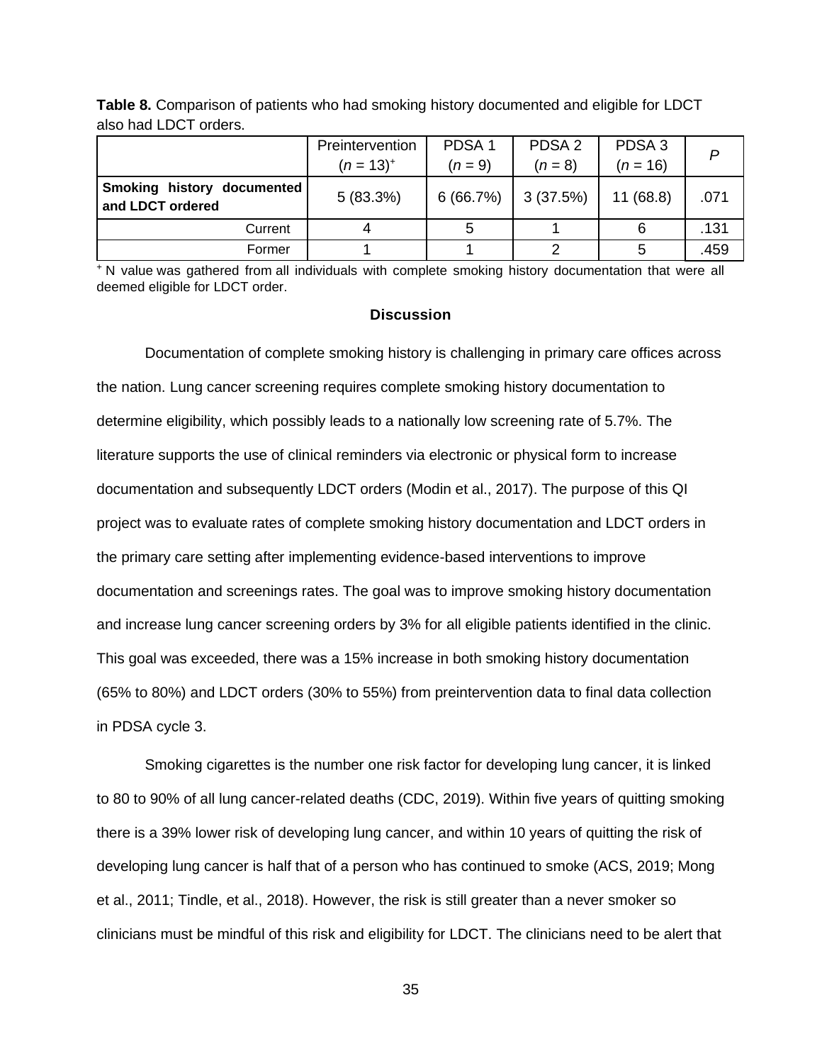**Table 8.** Comparison of patients who had smoking history documented and eligible for LDCT also had LDCT orders.

| | Preintervention ($n$ = 13)[+] | PDSA 1 ($n$ = 9) | PDSA 2 ($n$ = 8) | PDSA 3 ($n$ = 16) | $P$ |
|---|---|---|---|---|---|
| **Smoking history documented and LDCT ordered** | 5 (83.3%) | 6 (66.7%) | 3 (37.5%) | 11 (68.8) | .071 |
| Current | 4 | 5 | 1 | 6 | .131 |
| Former | 1 | 1 | 2 | 5 | .459 |

[+] N value was gathered from all individuals with complete smoking history documentation that were all deemed eligible for LDCT order.

## Discussion

Documentation of complete smoking history is challenging in primary care offices across the nation. Lung cancer screening requires complete smoking history documentation to determine eligibility, which possibly leads to a nationally low screening rate of 5.7%. The literature supports the use of clinical reminders via electronic or physical form to increase documentation and subsequently LDCT orders (Modin et al., 2017). The purpose of this QI project was to evaluate rates of complete smoking history documentation and LDCT orders in the primary care setting after implementing evidence-based interventions to improve documentation and screenings rates. The goal was to improve smoking history documentation and increase lung cancer screening orders by 3% for all eligible patients identified in the clinic. This goal was exceeded, there was a 15% increase in both smoking history documentation (65% to 80%) and LDCT orders (30% to 55%) from preintervention data to final data collection in PDSA cycle 3.

Smoking cigarettes is the number one risk factor for developing lung cancer, it is linked to 80 to 90% of all lung cancer-related deaths (CDC, 2019). Within five years of quitting smoking there is a 39% lower risk of developing lung cancer, and within 10 years of quitting the risk of developing lung cancer is half that of a person who has continued to smoke (ACS, 2019; Mong et al., 2011; Tindle, et al., 2018). However, the risk is still greater than a never smoker so clinicians must be mindful of this risk and eligibility for LDCT. The clinicians need to be alert that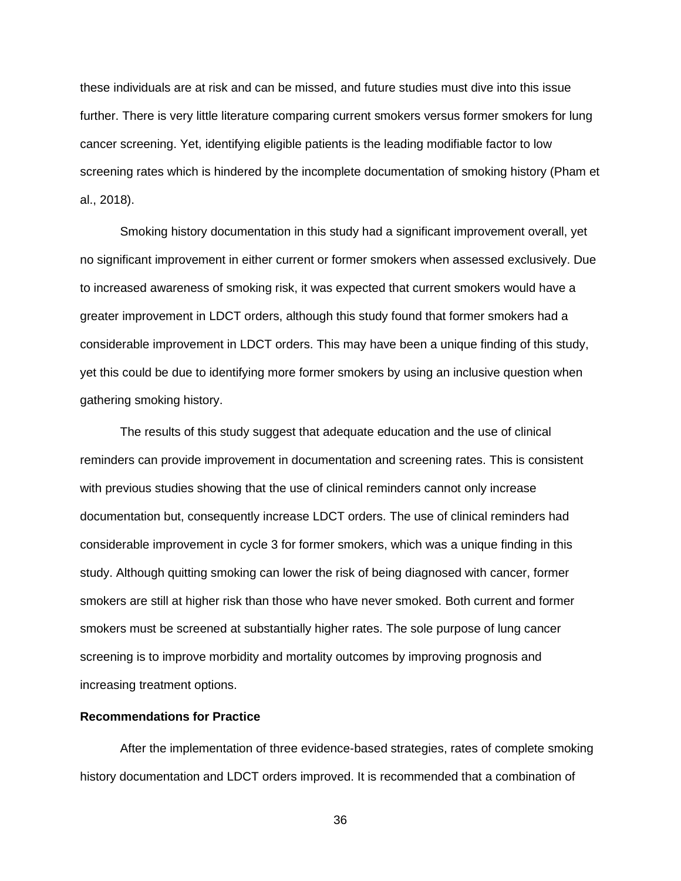these individuals are at risk and can be missed, and future studies must dive into this issue further. There is very little literature comparing current smokers versus former smokers for lung cancer screening. Yet, identifying eligible patients is the leading modifiable factor to low screening rates which is hindered by the incomplete documentation of smoking history (Pham et al., 2018).

Smoking history documentation in this study had a significant improvement overall, yet no significant improvement in either current or former smokers when assessed exclusively. Due to increased awareness of smoking risk, it was expected that current smokers would have a greater improvement in LDCT orders, although this study found that former smokers had a considerable improvement in LDCT orders. This may have been a unique finding of this study, yet this could be due to identifying more former smokers by using an inclusive question when gathering smoking history.

The results of this study suggest that adequate education and the use of clinical reminders can provide improvement in documentation and screening rates. This is consistent with previous studies showing that the use of clinical reminders cannot only increase documentation but, consequently increase LDCT orders. The use of clinical reminders had considerable improvement in cycle 3 for former smokers, which was a unique finding in this study. Although quitting smoking can lower the risk of being diagnosed with cancer, former smokers are still at higher risk than those who have never smoked. Both current and former smokers must be screened at substantially higher rates. The sole purpose of lung cancer screening is to improve morbidity and mortality outcomes by improving prognosis and increasing treatment options.

**Recommendations for Practice**

After the implementation of three evidence-based strategies, rates of complete smoking history documentation and LDCT orders improved. It is recommended that a combination of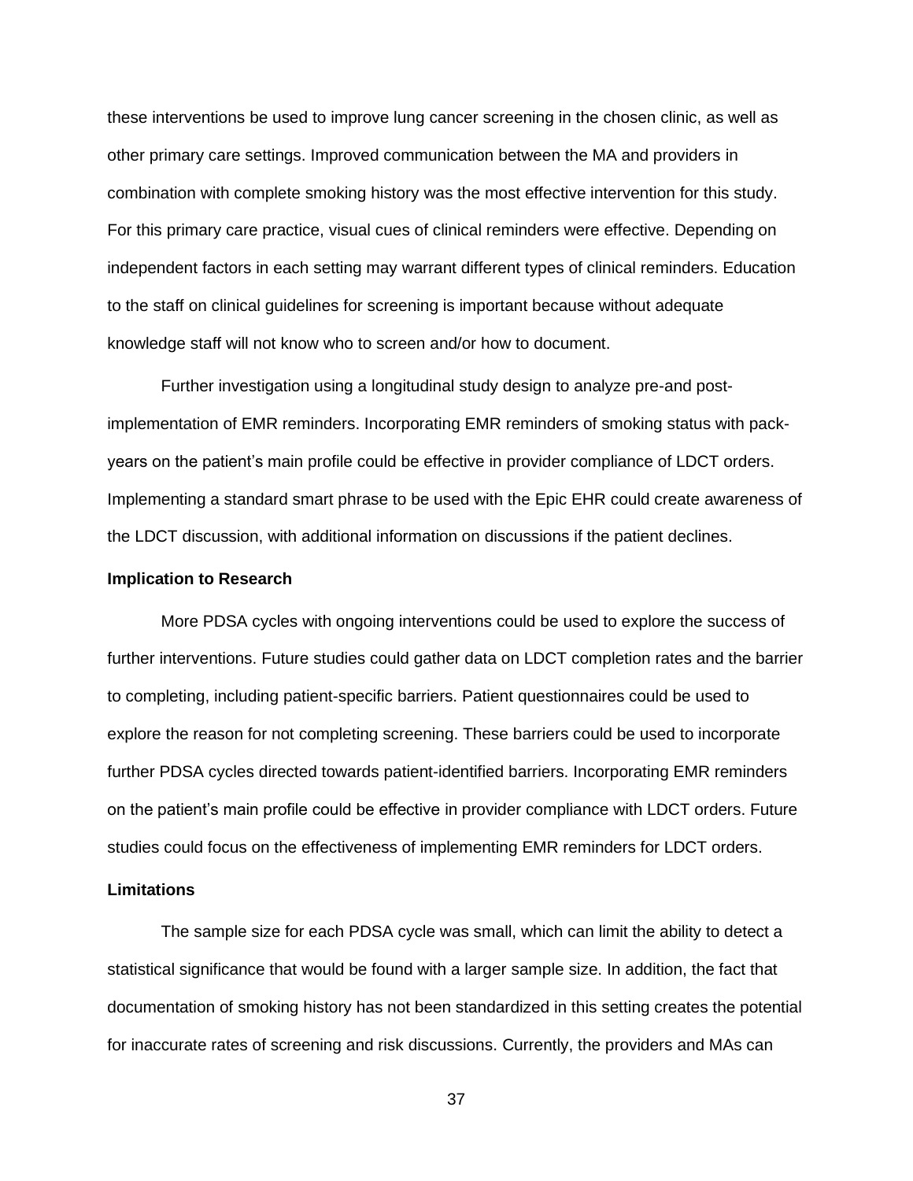these interventions be used to improve lung cancer screening in the chosen clinic, as well as other primary care settings. Improved communication between the MA and providers in combination with complete smoking history was the most effective intervention for this study. For this primary care practice, visual cues of clinical reminders were effective. Depending on independent factors in each setting may warrant different types of clinical reminders. Education to the staff on clinical guidelines for screening is important because without adequate knowledge staff will not know who to screen and/or how to document.

Further investigation using a longitudinal study design to analyze pre-and post-implementation of EMR reminders. Incorporating EMR reminders of smoking status with pack-years on the patient's main profile could be effective in provider compliance of LDCT orders. Implementing a standard smart phrase to be used with the Epic EHR could create awareness of the LDCT discussion, with additional information on discussions if the patient declines.

### Implication to Research

More PDSA cycles with ongoing interventions could be used to explore the success of further interventions. Future studies could gather data on LDCT completion rates and the barrier to completing, including patient-specific barriers. Patient questionnaires could be used to explore the reason for not completing screening. These barriers could be used to incorporate further PDSA cycles directed towards patient-identified barriers. Incorporating EMR reminders on the patient's main profile could be effective in provider compliance with LDCT orders. Future studies could focus on the effectiveness of implementing EMR reminders for LDCT orders.

### Limitations

The sample size for each PDSA cycle was small, which can limit the ability to detect a statistical significance that would be found with a larger sample size. In addition, the fact that documentation of smoking history has not been standardized in this setting creates the potential for inaccurate rates of screening and risk discussions. Currently, the providers and MAs can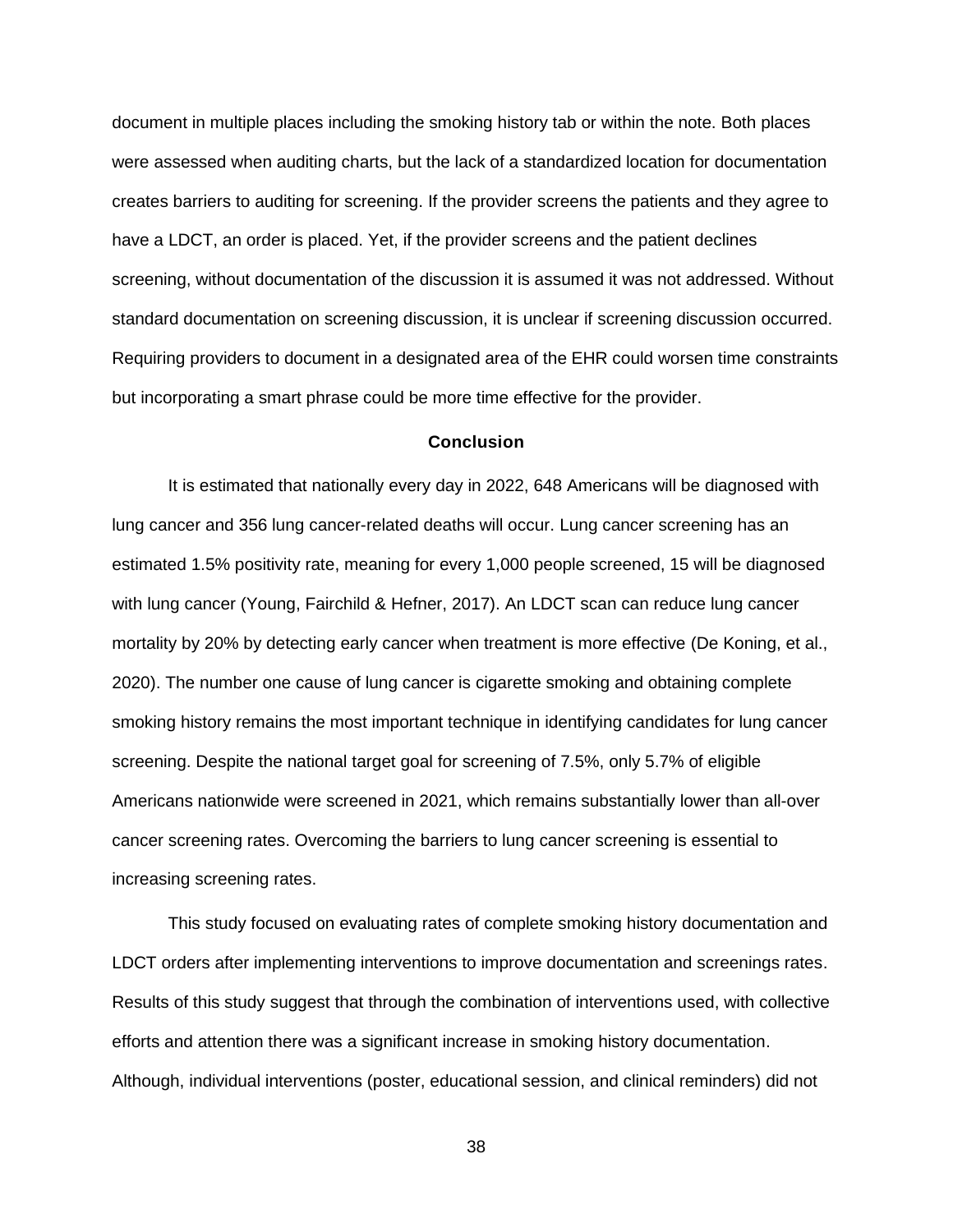document in multiple places including the smoking history tab or within the note. Both places were assessed when auditing charts, but the lack of a standardized location for documentation creates barriers to auditing for screening. If the provider screens the patients and they agree to have a LDCT, an order is placed. Yet, if the provider screens and the patient declines screening, without documentation of the discussion it is assumed it was not addressed. Without standard documentation on screening discussion, it is unclear if screening discussion occurred. Requiring providers to document in a designated area of the EHR could worsen time constraints but incorporating a smart phrase could be more time effective for the provider.

## Conclusion

It is estimated that nationally every day in 2022, 648 Americans will be diagnosed with lung cancer and 356 lung cancer-related deaths will occur. Lung cancer screening has an estimated 1.5% positivity rate, meaning for every 1,000 people screened, 15 will be diagnosed with lung cancer (Young, Fairchild & Hefner, 2017). An LDCT scan can reduce lung cancer mortality by 20% by detecting early cancer when treatment is more effective (De Koning, et al., 2020). The number one cause of lung cancer is cigarette smoking and obtaining complete smoking history remains the most important technique in identifying candidates for lung cancer screening. Despite the national target goal for screening of 7.5%, only 5.7% of eligible Americans nationwide were screened in 2021, which remains substantially lower than all-over cancer screening rates. Overcoming the barriers to lung cancer screening is essential to increasing screening rates.

This study focused on evaluating rates of complete smoking history documentation and LDCT orders after implementing interventions to improve documentation and screenings rates. Results of this study suggest that through the combination of interventions used, with collective efforts and attention there was a significant increase in smoking history documentation. Although, individual interventions (poster, educational session, and clinical reminders) did not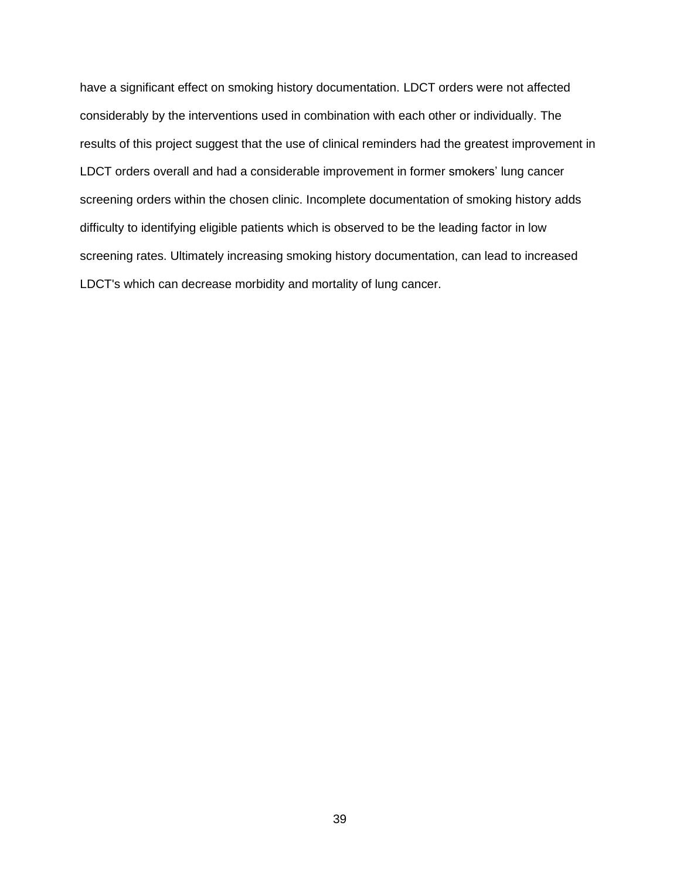have a significant effect on smoking history documentation. LDCT orders were not affected considerably by the interventions used in combination with each other or individually. The results of this project suggest that the use of clinical reminders had the greatest improvement in LDCT orders overall and had a considerable improvement in former smokers' lung cancer screening orders within the chosen clinic. Incomplete documentation of smoking history adds difficulty to identifying eligible patients which is observed to be the leading factor in low screening rates. Ultimately increasing smoking history documentation, can lead to increased LDCT's which can decrease morbidity and mortality of lung cancer.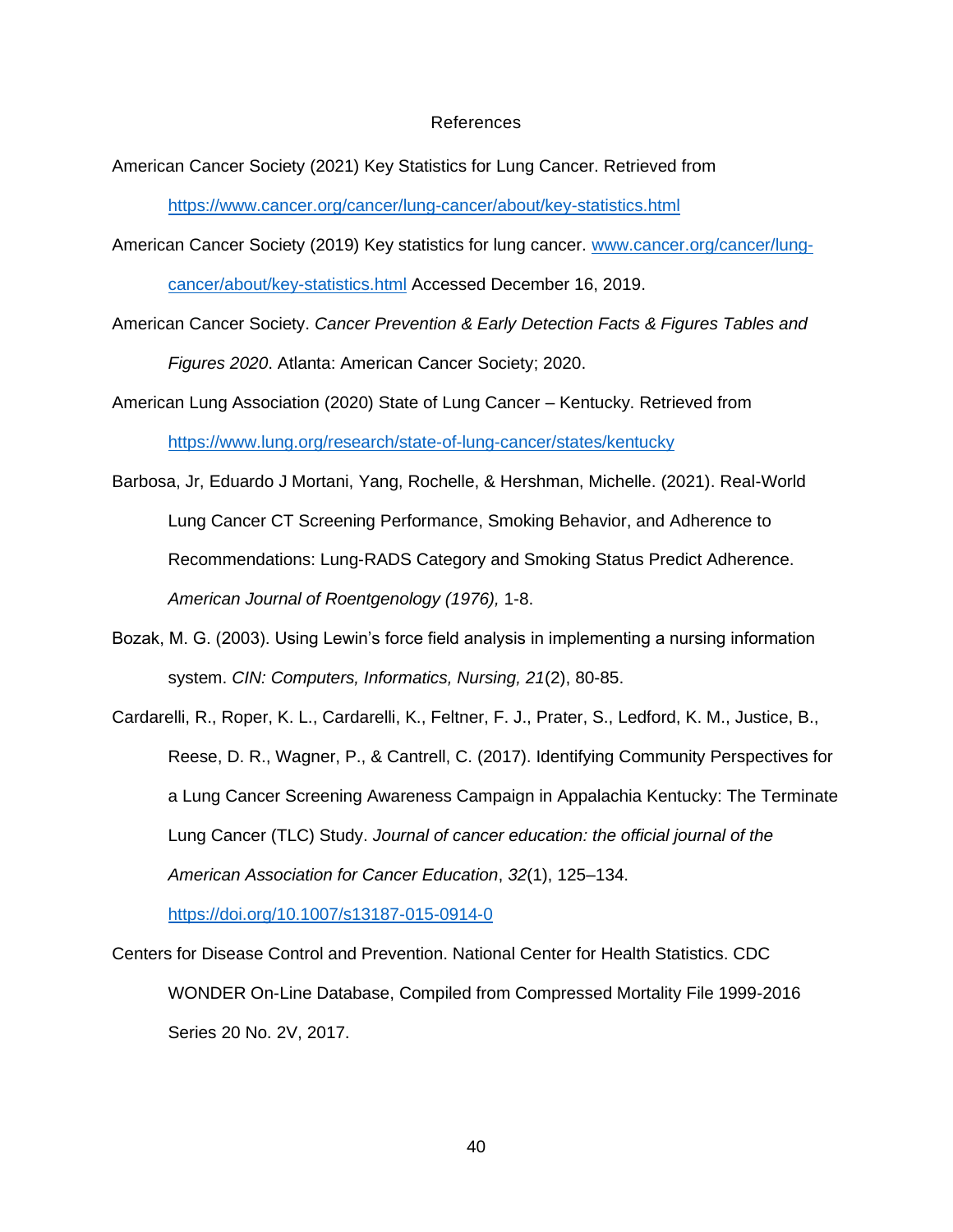# References

American Cancer Society (2021) Key Statistics for Lung Cancer. Retrieved from https://www.cancer.org/cancer/lung-cancer/about/key-statistics.html

American Cancer Society (2019) Key statistics for lung cancer. www.cancer.org/cancer/lung-cancer/about/key-statistics.html Accessed December 16, 2019.

American Cancer Society. *Cancer Prevention & Early Detection Facts & Figures Tables and Figures 2020*. Atlanta: American Cancer Society; 2020.

American Lung Association (2020) State of Lung Cancer – Kentucky. Retrieved from https://www.lung.org/research/state-of-lung-cancer/states/kentucky

Barbosa, Jr, Eduardo J Mortani, Yang, Rochelle, & Hershman, Michelle. (2021). Real-World Lung Cancer CT Screening Performance, Smoking Behavior, and Adherence to Recommendations: Lung-RADS Category and Smoking Status Predict Adherence. *American Journal of Roentgenology (1976),* 1-8.

Bozak, M. G. (2003). Using Lewin's force field analysis in implementing a nursing information system. *CIN: Computers, Informatics, Nursing, 21*(2), 80-85.

Cardarelli, R., Roper, K. L., Cardarelli, K., Feltner, F. J., Prater, S., Ledford, K. M., Justice, B., Reese, D. R., Wagner, P., & Cantrell, C. (2017). Identifying Community Perspectives for a Lung Cancer Screening Awareness Campaign in Appalachia Kentucky: The Terminate Lung Cancer (TLC) Study. *Journal of cancer education: the official journal of the American Association for Cancer Education*, *32*(1), 125–134. https://doi.org/10.1007/s13187-015-0914-0

Centers for Disease Control and Prevention. National Center for Health Statistics. CDC WONDER On-Line Database, Compiled from Compressed Mortality File 1999-2016 Series 20 No. 2V, 2017.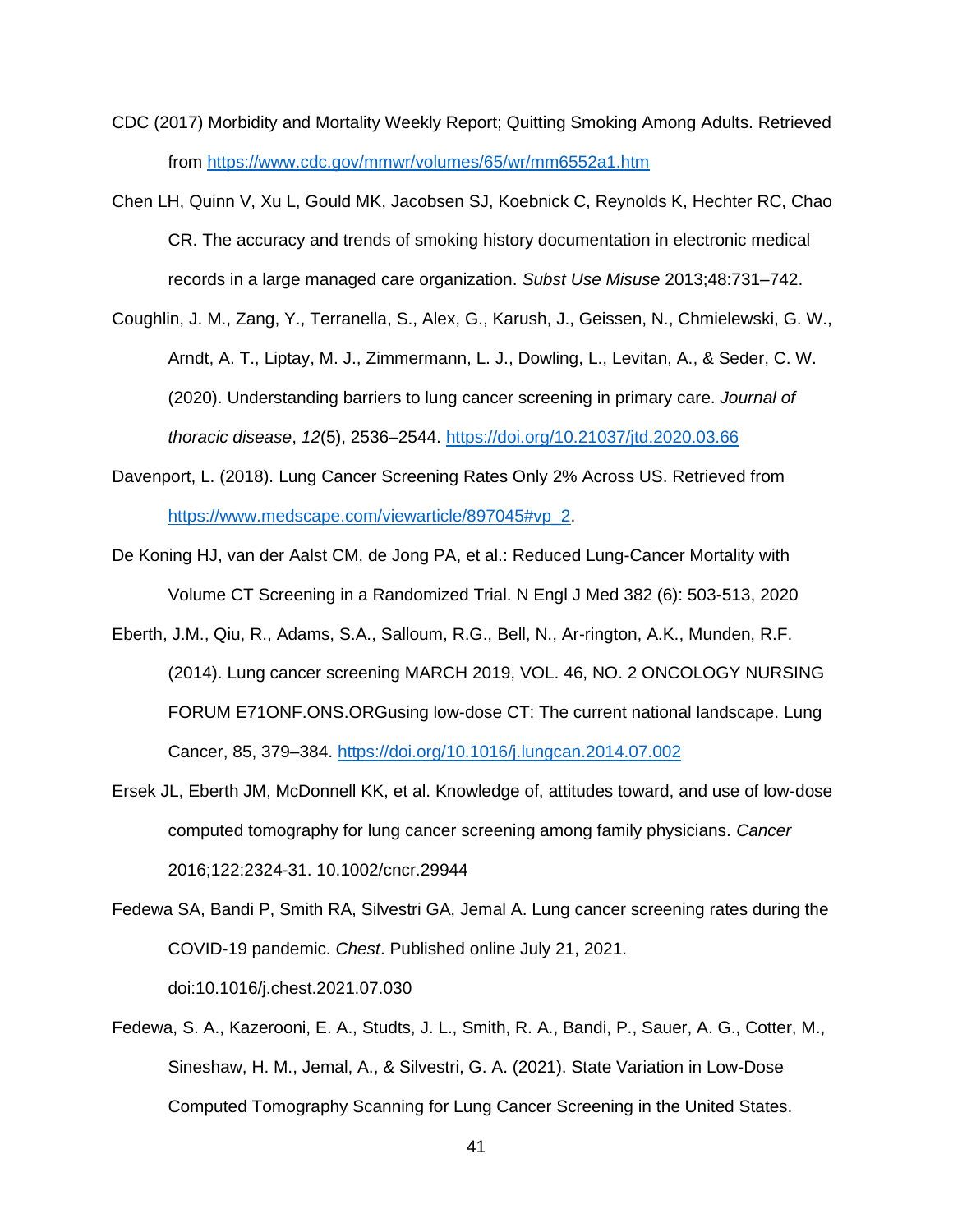CDC (2017) Morbidity and Mortality Weekly Report; Quitting Smoking Among Adults. Retrieved from https://www.cdc.gov/mmwr/volumes/65/wr/mm6552a1.htm

Chen LH, Quinn V, Xu L, Gould MK, Jacobsen SJ, Koebnick C, Reynolds K, Hechter RC, Chao CR. The accuracy and trends of smoking history documentation in electronic medical records in a large managed care organization. *Subst Use Misuse* 2013;48:731–742.

Coughlin, J. M., Zang, Y., Terranella, S., Alex, G., Karush, J., Geissen, N., Chmielewski, G. W., Arndt, A. T., Liptay, M. J., Zimmermann, L. J., Dowling, L., Levitan, A., & Seder, C. W. (2020). Understanding barriers to lung cancer screening in primary care. *Journal of thoracic disease*, *12*(5), 2536–2544. https://doi.org/10.21037/jtd.2020.03.66

Davenport, L. (2018). Lung Cancer Screening Rates Only 2% Across US. Retrieved from https://www.medscape.com/viewarticle/897045#vp_2.

De Koning HJ, van der Aalst CM, de Jong PA, et al.: Reduced Lung-Cancer Mortality with Volume CT Screening in a Randomized Trial. N Engl J Med 382 (6): 503-513, 2020

Eberth, J.M., Qiu, R., Adams, S.A., Salloum, R.G., Bell, N., Ar-rington, A.K., Munden, R.F. (2014). Lung cancer screening MARCH 2019, VOL. 46, NO. 2 ONCOLOGY NURSING FORUM E71ONF.ONS.ORGusing low-dose CT: The current national landscape. Lung Cancer, 85, 379–384. https://doi.org/10.1016/j.lungcan.2014.07.002

Ersek JL, Eberth JM, McDonnell KK, et al. Knowledge of, attitudes toward, and use of low-dose computed tomography for lung cancer screening among family physicians. *Cancer* 2016;122:2324-31. 10.1002/cncr.29944

Fedewa SA, Bandi P, Smith RA, Silvestri GA, Jemal A. Lung cancer screening rates during the COVID-19 pandemic. *Chest*. Published online July 21, 2021. doi:10.1016/j.chest.2021.07.030

Fedewa, S. A., Kazerooni, E. A., Studts, J. L., Smith, R. A., Bandi, P., Sauer, A. G., Cotter, M., Sineshaw, H. M., Jemal, A., & Silvestri, G. A. (2021). State Variation in Low-Dose Computed Tomography Scanning for Lung Cancer Screening in the United States.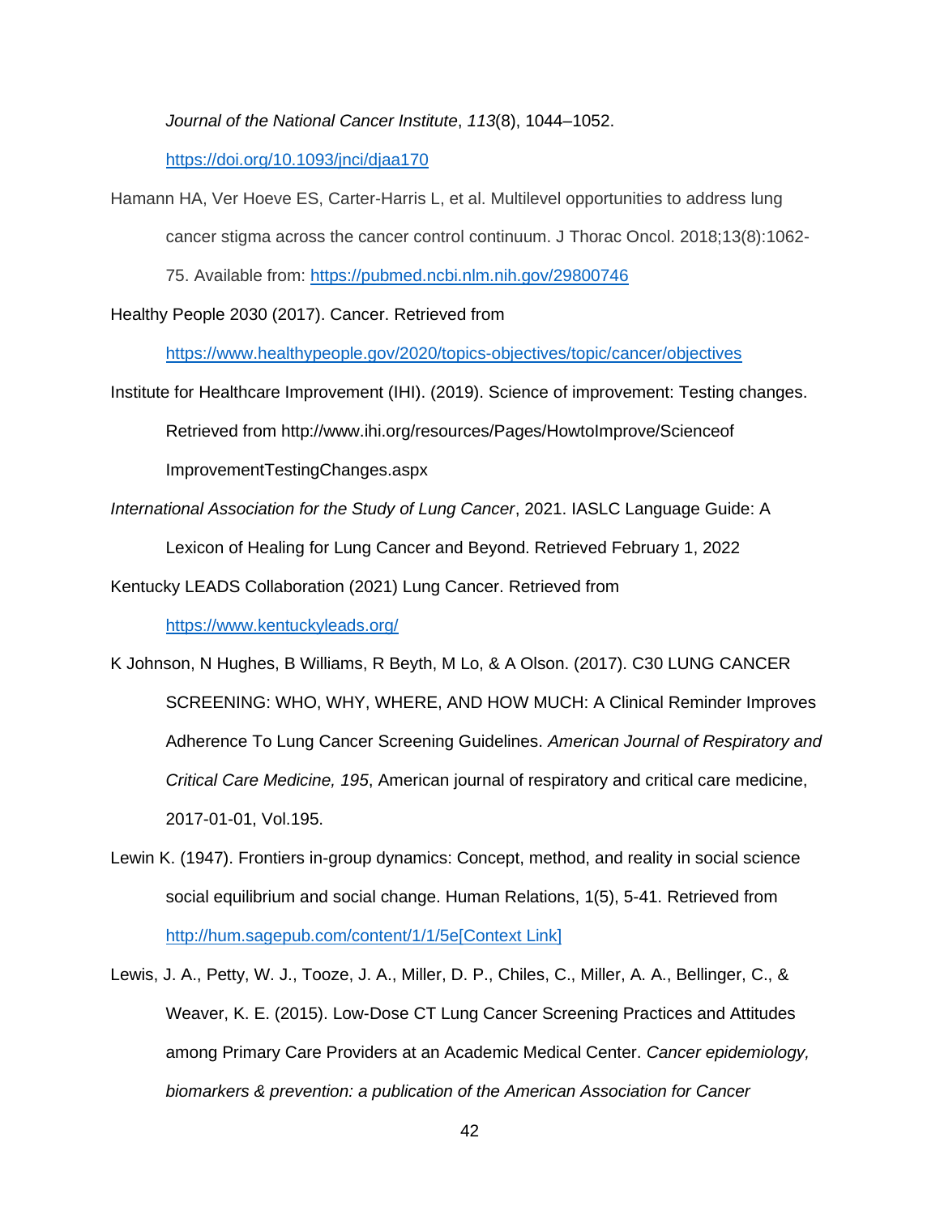*Journal of the National Cancer Institute*, *113*(8), 1044–1052. https://doi.org/10.1093/jnci/djaa170

Hamann HA, Ver Hoeve ES, Carter-Harris L, et al. Multilevel opportunities to address lung cancer stigma across the cancer control continuum. J Thorac Oncol. 2018;13(8):1062-75. Available from: https://pubmed.ncbi.nlm.nih.gov/29800746

Healthy People 2030 (2017). Cancer. Retrieved from https://www.healthypeople.gov/2020/topics-objectives/topic/cancer/objectives

Institute for Healthcare Improvement (IHI). (2019). Science of improvement: Testing changes. Retrieved from http://www.ihi.org/resources/Pages/HowtoImprove/Scienceof ImprovementTestingChanges.aspx

*International Association for the Study of Lung Cancer*, 2021. IASLC Language Guide: A Lexicon of Healing for Lung Cancer and Beyond. Retrieved February 1, 2022

Kentucky LEADS Collaboration (2021) Lung Cancer. Retrieved from https://www.kentuckyleads.org/

K Johnson, N Hughes, B Williams, R Beyth, M Lo, & A Olson. (2017). C30 LUNG CANCER SCREENING: WHO, WHY, WHERE, AND HOW MUCH: A Clinical Reminder Improves Adherence To Lung Cancer Screening Guidelines. *American Journal of Respiratory and Critical Care Medicine, 195*, American journal of respiratory and critical care medicine, 2017-01-01, Vol.195.

Lewin K. (1947). Frontiers in-group dynamics: Concept, method, and reality in social science social equilibrium and social change. Human Relations, 1(5), 5-41. Retrieved from http://hum.sagepub.com/content/1/1/5e[Context Link]

Lewis, J. A., Petty, W. J., Tooze, J. A., Miller, D. P., Chiles, C., Miller, A. A., Bellinger, C., & Weaver, K. E. (2015). Low-Dose CT Lung Cancer Screening Practices and Attitudes among Primary Care Providers at an Academic Medical Center. *Cancer epidemiology, biomarkers & prevention: a publication of the American Association for Cancer*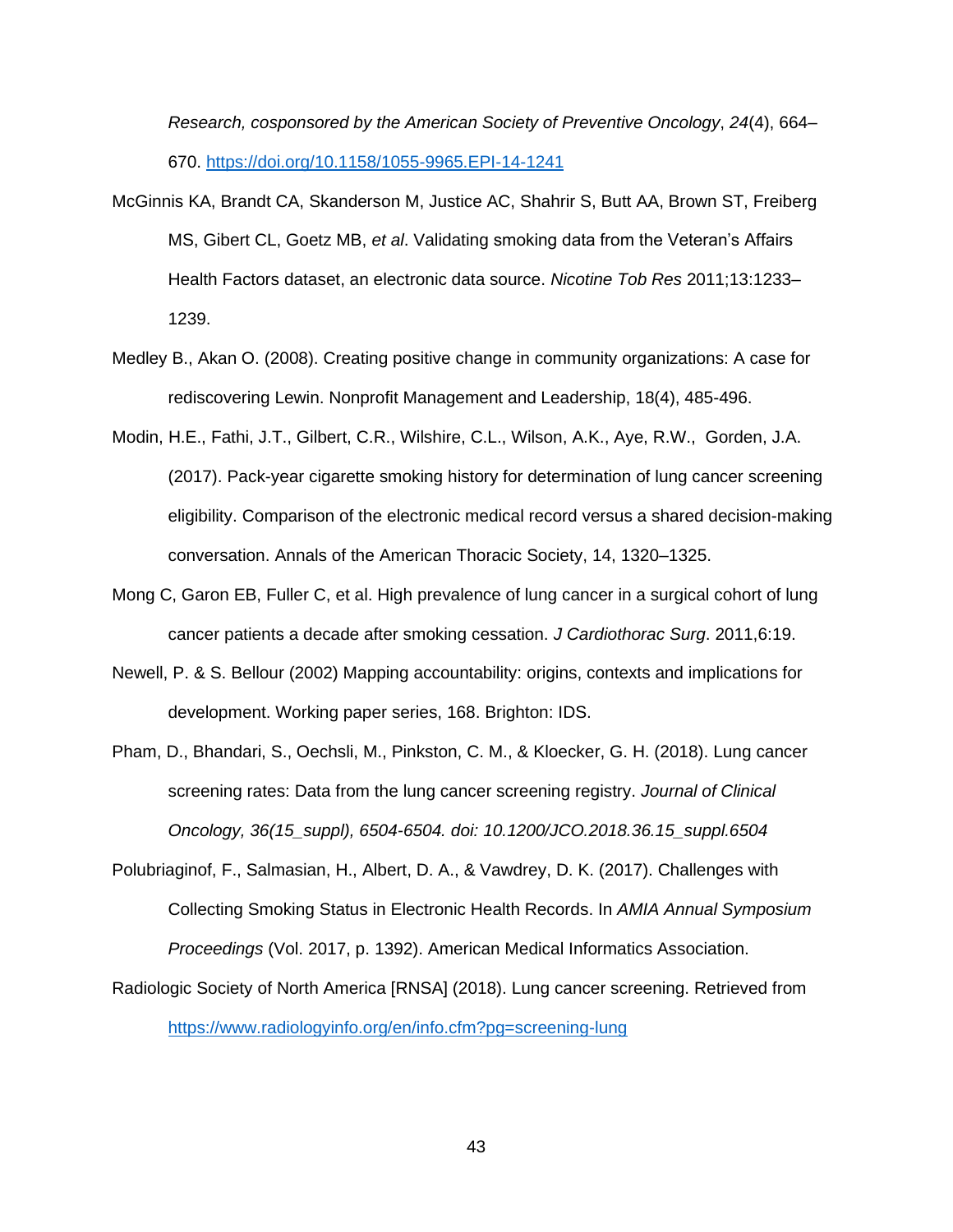*Research, cosponsored by the American Society of Preventive Oncology*, *24*(4), 664–670. https://doi.org/10.1158/1055-9965.EPI-14-1241

McGinnis KA, Brandt CA, Skanderson M, Justice AC, Shahrir S, Butt AA, Brown ST, Freiberg MS, Gibert CL, Goetz MB, *et al*. Validating smoking data from the Veteran's Affairs Health Factors dataset, an electronic data source. *Nicotine Tob Res* 2011;13:1233–1239.

Medley B., Akan O. (2008). Creating positive change in community organizations: A case for rediscovering Lewin. Nonprofit Management and Leadership, 18(4), 485-496.

Modin, H.E., Fathi, J.T., Gilbert, C.R., Wilshire, C.L., Wilson, A.K., Aye, R.W., Gorden, J.A. (2017). Pack-year cigarette smoking history for determination of lung cancer screening eligibility. Comparison of the electronic medical record versus a shared decision-making conversation. Annals of the American Thoracic Society, 14, 1320–1325.

Mong C, Garon EB, Fuller C, et al. High prevalence of lung cancer in a surgical cohort of lung cancer patients a decade after smoking cessation. *J Cardiothorac Surg*. 2011,6:19.

Newell, P. & S. Bellour (2002) Mapping accountability: origins, contexts and implications for development. Working paper series, 168. Brighton: IDS.

Pham, D., Bhandari, S., Oechsli, M., Pinkston, C. M., & Kloecker, G. H. (2018). Lung cancer screening rates: Data from the lung cancer screening registry. *Journal of Clinical Oncology, 36(15_suppl), 6504-6504. doi: 10.1200/JCO.2018.36.15_suppl.6504*

Polubriaginof, F., Salmasian, H., Albert, D. A., & Vawdrey, D. K. (2017). Challenges with Collecting Smoking Status in Electronic Health Records. In *AMIA Annual Symposium Proceedings* (Vol. 2017, p. 1392). American Medical Informatics Association.

Radiologic Society of North America [RNSA] (2018). Lung cancer screening. Retrieved from https://www.radiologyinfo.org/en/info.cfm?pg=screening-lung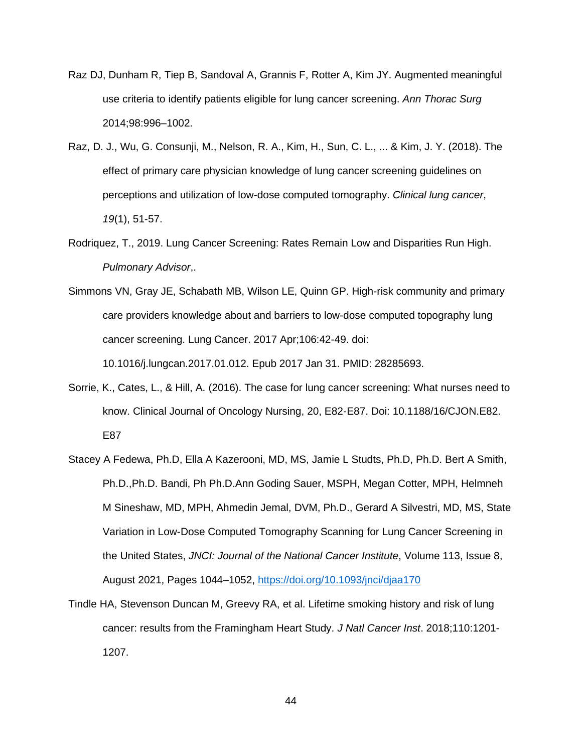Raz DJ, Dunham R, Tiep B, Sandoval A, Grannis F, Rotter A, Kim JY. Augmented meaningful use criteria to identify patients eligible for lung cancer screening. *Ann Thorac Surg* 2014;98:996–1002.

Raz, D. J., Wu, G. Consunji, M., Nelson, R. A., Kim, H., Sun, C. L., ... & Kim, J. Y. (2018). The effect of primary care physician knowledge of lung cancer screening guidelines on perceptions and utilization of low-dose computed tomography. *Clinical lung cancer*, *19*(1), 51-57.

Rodriquez, T., 2019. Lung Cancer Screening: Rates Remain Low and Disparities Run High. *Pulmonary Advisor*,.

Simmons VN, Gray JE, Schabath MB, Wilson LE, Quinn GP. High-risk community and primary care providers knowledge about and barriers to low-dose computed topography lung cancer screening. Lung Cancer. 2017 Apr;106:42-49. doi: 10.1016/j.lungcan.2017.01.012. Epub 2017 Jan 31. PMID: 28285693.

Sorrie, K., Cates, L., & Hill, A. (2016). The case for lung cancer screening: What nurses need to know. Clinical Journal of Oncology Nursing, 20, E82-E87. Doi: 10.1188/16/CJON.E82. E87

Stacey A Fedewa, Ph.D, Ella A Kazerooni, MD, MS, Jamie L Studts, Ph.D, Ph.D. Bert A Smith, Ph.D.,Ph.D. Bandi, Ph Ph.D.Ann Goding Sauer, MSPH, Megan Cotter, MPH, Helmneh M Sineshaw, MD, MPH, Ahmedin Jemal, DVM, Ph.D., Gerard A Silvestri, MD, MS, State Variation in Low-Dose Computed Tomography Scanning for Lung Cancer Screening in the United States, *JNCI: Journal of the National Cancer Institute*, Volume 113, Issue 8, August 2021, Pages 1044–1052, https://doi.org/10.1093/jnci/djaa170

Tindle HA, Stevenson Duncan M, Greevy RA, et al. Lifetime smoking history and risk of lung cancer: results from the Framingham Heart Study. *J Natl Cancer Inst*. 2018;110:1201-1207.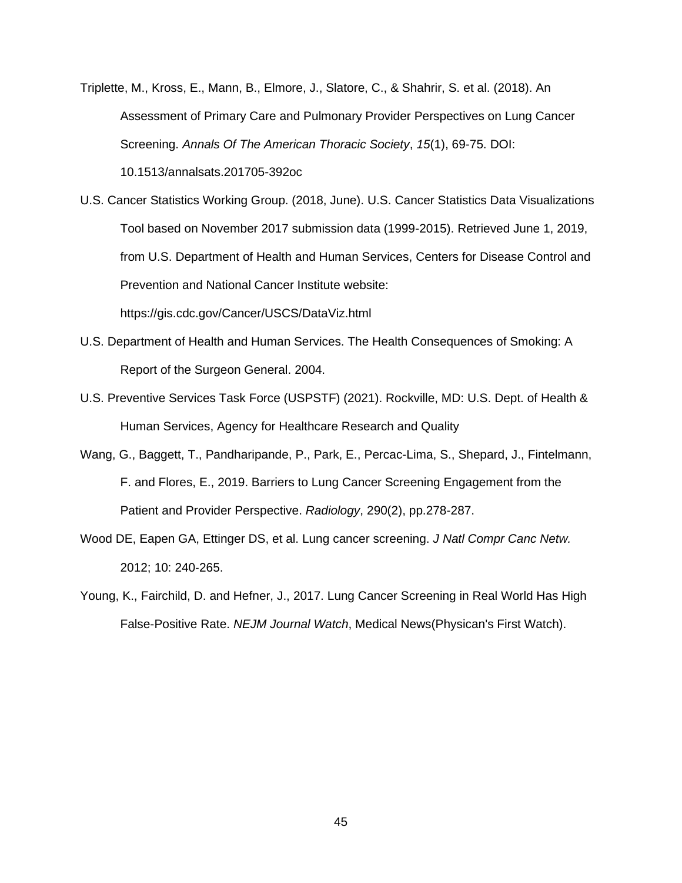Triplette, M., Kross, E., Mann, B., Elmore, J., Slatore, C., & Shahrir, S. et al. (2018). An Assessment of Primary Care and Pulmonary Provider Perspectives on Lung Cancer Screening. *Annals Of The American Thoracic Society*, *15*(1), 69-75. DOI: 10.1513/annalsats.201705-392oc

U.S. Cancer Statistics Working Group. (2018, June). U.S. Cancer Statistics Data Visualizations Tool based on November 2017 submission data (1999-2015). Retrieved June 1, 2019, from U.S. Department of Health and Human Services, Centers for Disease Control and Prevention and National Cancer Institute website: https://gis.cdc.gov/Cancer/USCS/DataViz.html

U.S. Department of Health and Human Services. The Health Consequences of Smoking: A Report of the Surgeon General. 2004.

U.S. Preventive Services Task Force (USPSTF) (2021). Rockville, MD: U.S. Dept. of Health & Human Services, Agency for Healthcare Research and Quality

Wang, G., Baggett, T., Pandharipande, P., Park, E., Percac-Lima, S., Shepard, J., Fintelmann, F. and Flores, E., 2019. Barriers to Lung Cancer Screening Engagement from the Patient and Provider Perspective. *Radiology*, 290(2), pp.278-287.

Wood DE, Eapen GA, Ettinger DS, et al. Lung cancer screening. *J Natl Compr Canc Netw.* 2012; 10: 240-265.

Young, K., Fairchild, D. and Hefner, J., 2017. Lung Cancer Screening in Real World Has High False-Positive Rate. *NEJM Journal Watch*, Medical News(Physican's First Watch).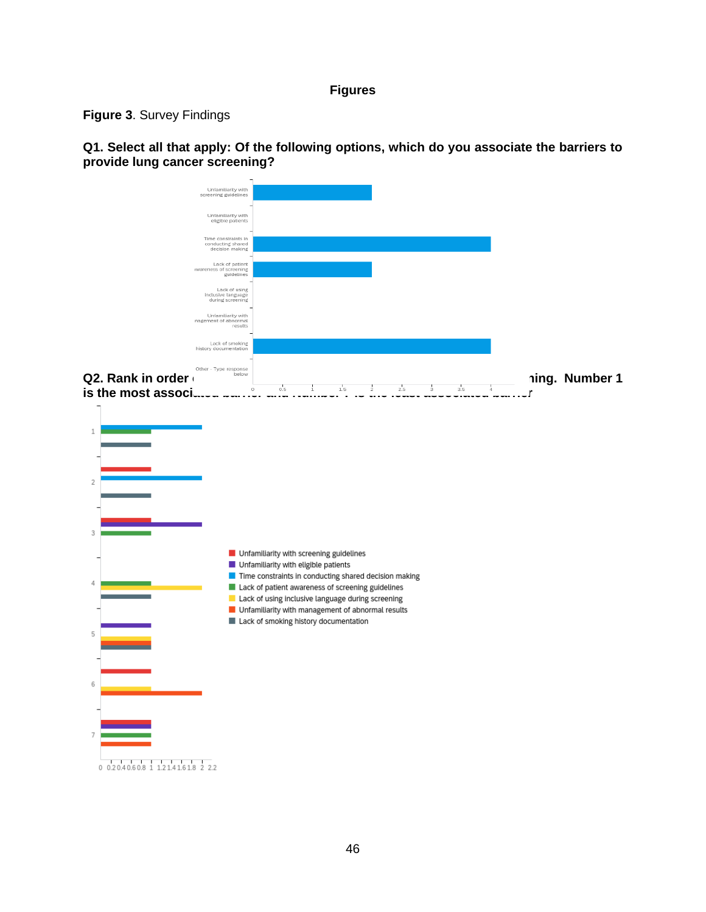# Figures

**Figure 3**. Survey Findings

**Q1. Select all that apply: Of the following options, which do you associate the barriers to provide lung cancer screening?**

**Q2. Rank in order (...)ning. Number 1 is the most associ(...)**

- Unfamiliarity with screening guidelines
- Unfamiliarity with eligible patients
- Time constraints in conducting shared decision making
- Lack of patient awareness of screening guidelines
- Lack of using inclusive language during screening
- Unfamiliarity with management of abnormal results
- Lack of smoking history documentation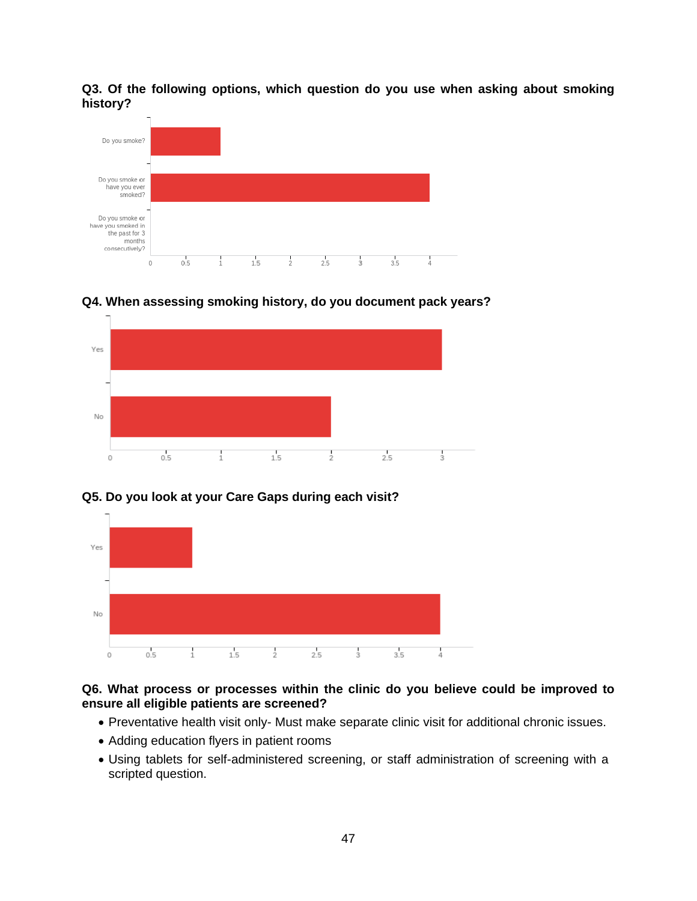**Q3. Of the following options, which question do you use when asking about smoking history?**

| Response | Count |
|---|---|
| Do you smoke? | 1 |
| Do you smoke or have you ever smoked? | 4 |
| Do you smoke or have you smoked in the past for 3 months consecutively? | 0 |

**Q4. When assessing smoking history, do you document pack years?**

| Response | Count |
|---|---|
| Yes | 3 |
| No | 2 |

**Q5. Do you look at your Care Gaps during each visit?**

| Response | Count |
|---|---|
| Yes | 1 |
| No | 4 |

**Q6. What process or processes within the clinic do you believe could be improved to ensure all eligible patients are screened?**

- Preventative health visit only- Must make separate clinic visit for additional chronic issues.
- Adding education flyers in patient rooms
- Using tablets for self-administered screening, or staff administration of screening with a scripted question.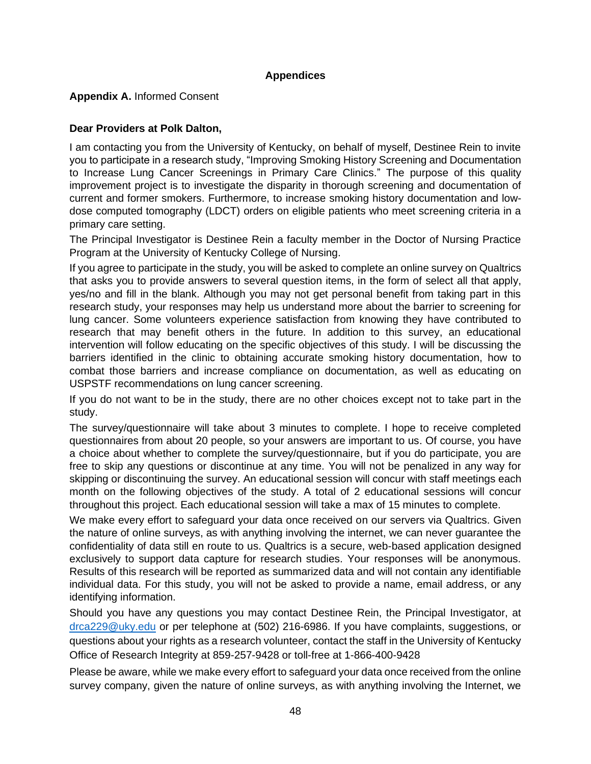# Appendices

**Appendix A.** Informed Consent

**Dear Providers at Polk Dalton,**

I am contacting you from the University of Kentucky, on behalf of myself, Destinee Rein to invite you to participate in a research study, "Improving Smoking History Screening and Documentation to Increase Lung Cancer Screenings in Primary Care Clinics." The purpose of this quality improvement project is to investigate the disparity in thorough screening and documentation of current and former smokers. Furthermore, to increase smoking history documentation and low-dose computed tomography (LDCT) orders on eligible patients who meet screening criteria in a primary care setting.

The Principal Investigator is Destinee Rein a faculty member in the Doctor of Nursing Practice Program at the University of Kentucky College of Nursing.

If you agree to participate in the study, you will be asked to complete an online survey on Qualtrics that asks you to provide answers to several question items, in the form of select all that apply, yes/no and fill in the blank. Although you may not get personal benefit from taking part in this research study, your responses may help us understand more about the barrier to screening for lung cancer. Some volunteers experience satisfaction from knowing they have contributed to research that may benefit others in the future. In addition to this survey, an educational intervention will follow educating on the specific objectives of this study. I will be discussing the barriers identified in the clinic to obtaining accurate smoking history documentation, how to combat those barriers and increase compliance on documentation, as well as educating on USPSTF recommendations on lung cancer screening.

If you do not want to be in the study, there are no other choices except not to take part in the study.

The survey/questionnaire will take about 3 minutes to complete. I hope to receive completed questionnaires from about 20 people, so your answers are important to us. Of course, you have a choice about whether to complete the survey/questionnaire, but if you do participate, you are free to skip any questions or discontinue at any time. You will not be penalized in any way for skipping or discontinuing the survey. An educational session will concur with staff meetings each month on the following objectives of the study. A total of 2 educational sessions will concur throughout this project. Each educational session will take a max of 15 minutes to complete.

We make every effort to safeguard your data once received on our servers via Qualtrics. Given the nature of online surveys, as with anything involving the internet, we can never guarantee the confidentiality of data still en route to us. Qualtrics is a secure, web-based application designed exclusively to support data capture for research studies. Your responses will be anonymous. Results of this research will be reported as summarized data and will not contain any identifiable individual data. For this study, you will not be asked to provide a name, email address, or any identifying information.

Should you have any questions you may contact Destinee Rein, the Principal Investigator, at drca229@uky.edu or per telephone at (502) 216-6986. If you have complaints, suggestions, or questions about your rights as a research volunteer, contact the staff in the University of Kentucky Office of Research Integrity at 859-257-9428 or toll-free at 1-866-400-9428

Please be aware, while we make every effort to safeguard your data once received from the online survey company, given the nature of online surveys, as with anything involving the Internet, we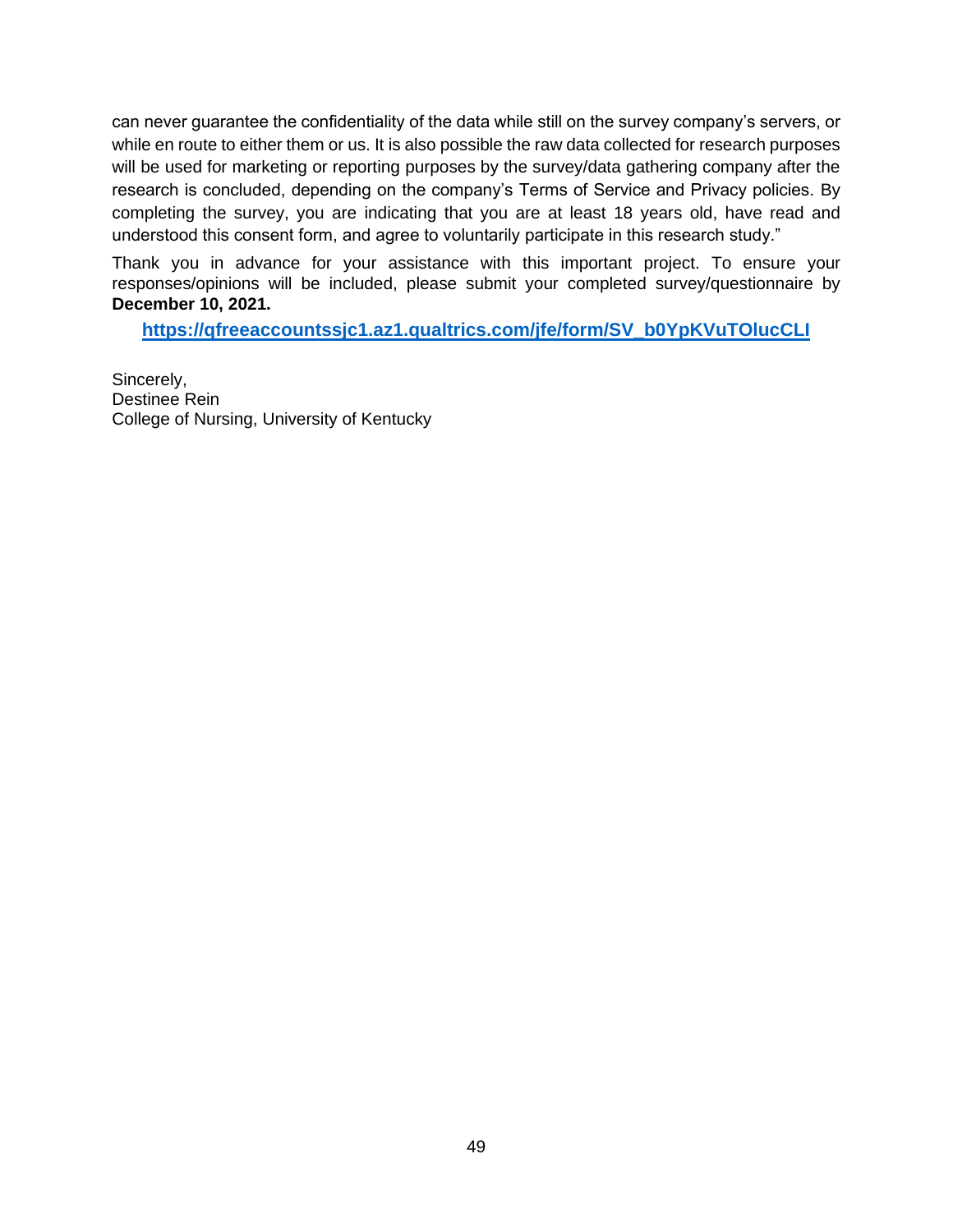can never guarantee the confidentiality of the data while still on the survey company's servers, or while en route to either them or us. It is also possible the raw data collected for research purposes will be used for marketing or reporting purposes by the survey/data gathering company after the research is concluded, depending on the company's Terms of Service and Privacy policies. By completing the survey, you are indicating that you are at least 18 years old, have read and understood this consent form, and agree to voluntarily participate in this research study."

Thank you in advance for your assistance with this important project. To ensure your responses/opinions will be included, please submit your completed survey/questionnaire by **December 10, 2021.**

**https://qfreeaccountssjc1.az1.qualtrics.com/jfe/form/SV_b0YpKVuTOlucCLI**

Sincerely,
Destinee Rein
College of Nursing, University of Kentucky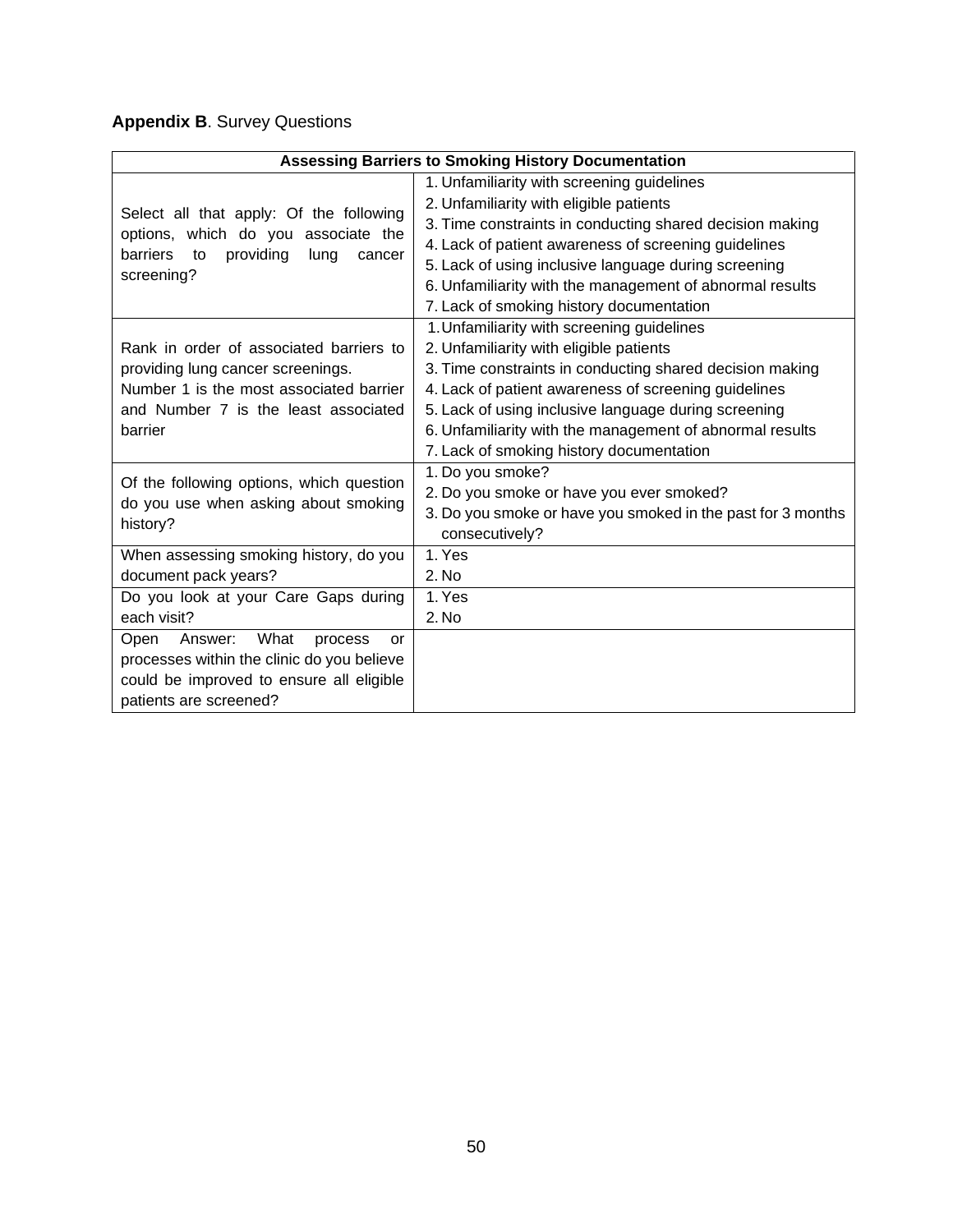**Appendix B**. Survey Questions

| Assessing Barriers to Smoking History Documentation | |
|---|---|
| Select all that apply: Of the following options, which do you associate the barriers to providing lung cancer screening? | 1. Unfamiliarity with screening guidelines<br>2. Unfamiliarity with eligible patients<br>3. Time constraints in conducting shared decision making<br>4. Lack of patient awareness of screening guidelines<br>5. Lack of using inclusive language during screening<br>6. Unfamiliarity with the management of abnormal results<br>7. Lack of smoking history documentation |
| Rank in order of associated barriers to providing lung cancer screenings.<br>Number 1 is the most associated barrier and Number 7 is the least associated barrier | 1. Unfamiliarity with screening guidelines<br>2. Unfamiliarity with eligible patients<br>3. Time constraints in conducting shared decision making<br>4. Lack of patient awareness of screening guidelines<br>5. Lack of using inclusive language during screening<br>6. Unfamiliarity with the management of abnormal results<br>7. Lack of smoking history documentation |
| Of the following options, which question do you use when asking about smoking history? | 1. Do you smoke?<br>2. Do you smoke or have you ever smoked?<br>3. Do you smoke or have you smoked in the past for 3 months consecutively? |
| When assessing smoking history, do you document pack years? | 1. Yes<br>2. No |
| Do you look at your Care Gaps during each visit? | 1. Yes<br>2. No |
| Open Answer: What process or processes within the clinic do you believe could be improved to ensure all eligible patients are screened? | |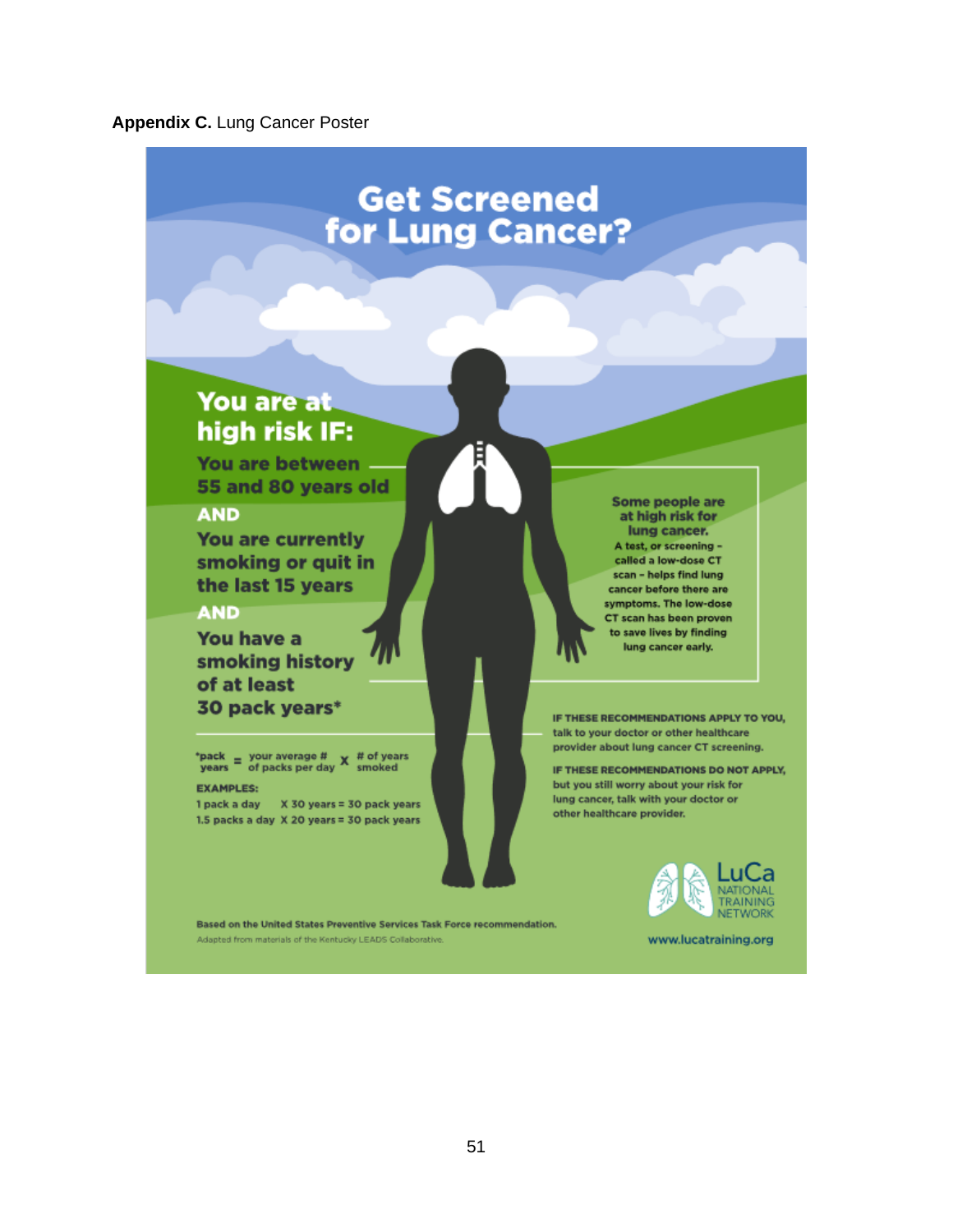**Appendix C.** Lung Cancer Poster

# Get Screened for Lung Cancer?

## You are at high risk IF:

You are between 55 and 80 years old

**AND**

You are currently smoking or quit in the last 15 years

**AND**

You have a smoking history of at least 30 pack years*

*pack years = your average # of packs per day X # of years smoked

**EXAMPLES:**

1 pack a day X 30 years = 30 pack years

1.5 packs a day X 20 years = 30 pack years

**Some people are at high risk for lung cancer.**

A test, or screening – called a low-dose CT scan – helps find lung cancer before there are symptoms. The low-dose CT scan has been proven to save lives by finding lung cancer early.

**IF THESE RECOMMENDATIONS APPLY TO YOU,** talk to your doctor or other healthcare provider about lung cancer CT screening.

**IF THESE RECOMMENDATIONS DO NOT APPLY,** but you still worry about your risk for lung cancer, talk with your doctor or other healthcare provider.

LuCa NATIONAL TRAINING NETWORK

www.lucatraining.org

Based on the United States Preventive Services Task Force recommendation.

Adapted from materials of the Kentucky LEADS Collaborative.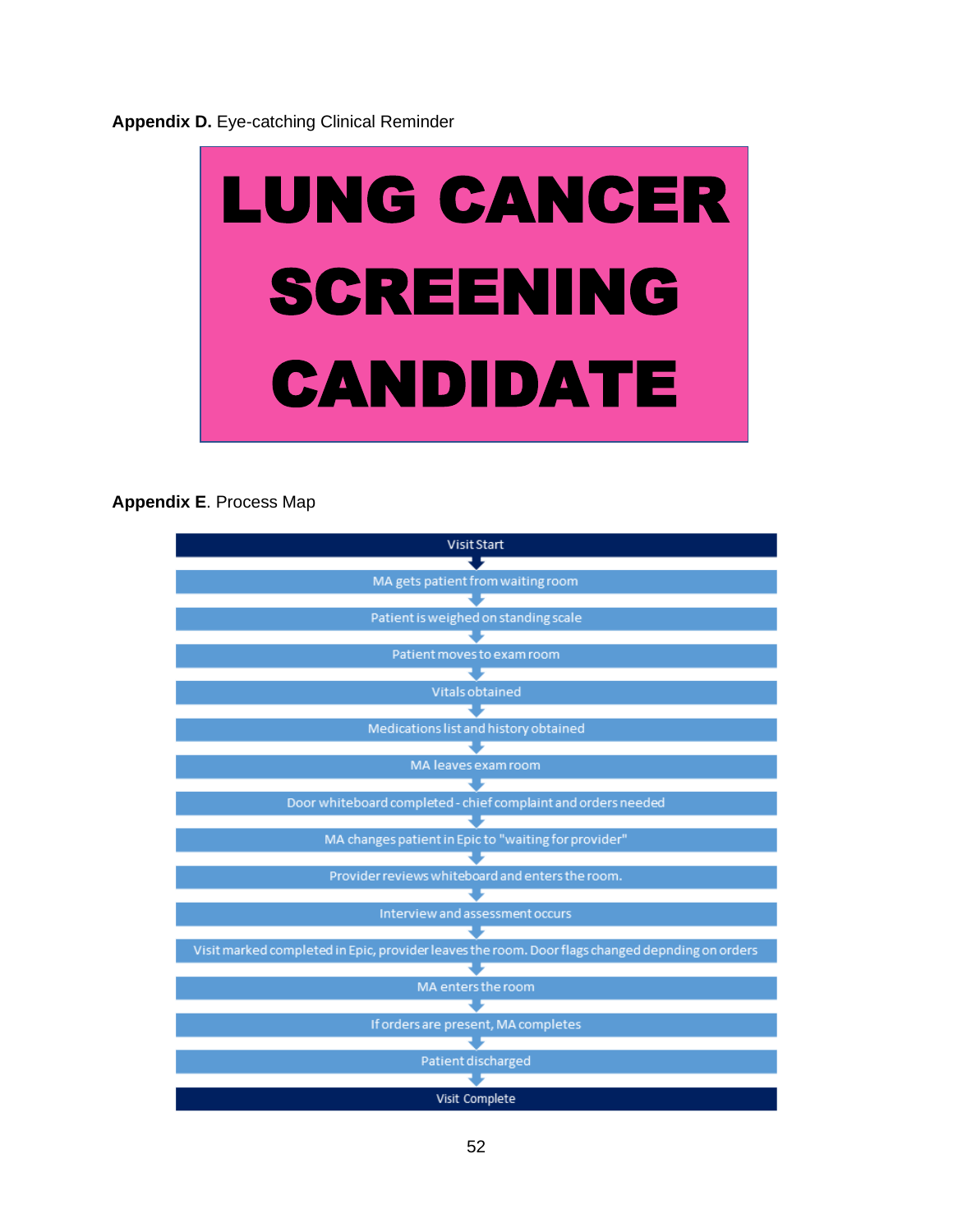**Appendix D.** Eye-catching Clinical Reminder

**LUNG CANCER SCREENING CANDIDATE**

**Appendix E**. Process Map

Visit Start

MA gets patient from waiting room

Patient is weighed on standing scale

Patient moves to exam room

Vitals obtained

Medications list and history obtained

MA leaves exam room

Door whiteboard completed - chief complaint and orders needed

MA changes patient in Epic to "waiting for provider"

Provider reviews whiteboard and enters the room.

Interview and assessment occurs

Visit marked completed in Epic, provider leaves the room. Door flags changed depnding on orders

MA enters the room

If orders are present, MA completes

Patient discharged

Visit Complete